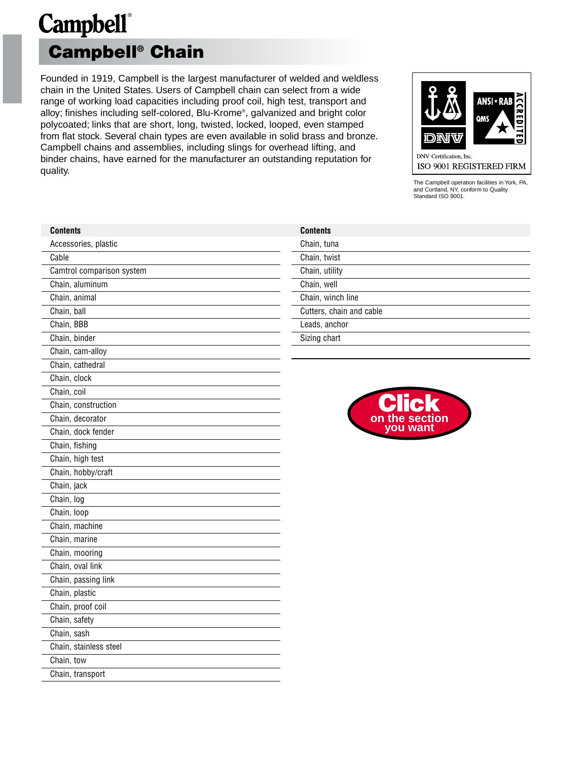# Campbell®

## Campbell® Chain

Founded in 1919, Campbell is the largest manufacturer of welded and weldless chain in the United States. Users of Campbell chain can select from a wide range of working load capacities including proof coil, high test, transport and alloy; finishes including self-colored, Blu-Krome®, galvanized and bright color polycoated; links that are short, long, twisted, locked, looped, even stamped from flat stock. Several chain types are even available in solid brass and bronze. Campbell chains and assemblies, including slings for overhead lifting, and binder chains, have earned for the manufacturer an outstanding reputation for quality.

DNV Certification, Inc.
ISO 9001 REGISTERED FIRM

The Campbell operation facilities in York, PA, and Cortland, NY, conform to Quality Standard ISO 9001.

| Contents |
|---|
| Accessories, plastic |
| Cable |
| Camtrol comparison system |
| Chain, aluminum |
| Chain, animal |
| Chain, ball |
| Chain, BBB |
| Chain, binder |
| Chain, cam-alloy |
| Chain, cathedral |
| Chain, clock |
| Chain, coil |
| Chain, construction |
| Chain, decorator |
| Chain, dock fender |
| Chain, fishing |
| Chain, high test |
| Chain, hobby/craft |
| Chain, jack |
| Chain, log |
| Chain, loop |
| Chain, machine |
| Chain, marine |
| Chain, mooring |
| Chain, oval link |
| Chain, passing link |
| Chain, plastic |
| Chain, proof coil |
| Chain, safety |
| Chain, sash |
| Chain, stainless steel |
| Chain, tow |
| Chain, transport |
| Chain, tuna |
| Chain, twist |
| Chain, utility |
| Chain, well |
| Chain, winch line |
| Cutters, chain and cable |
| Leads, anchor |
| Sizing chart |

**Click** on the section you want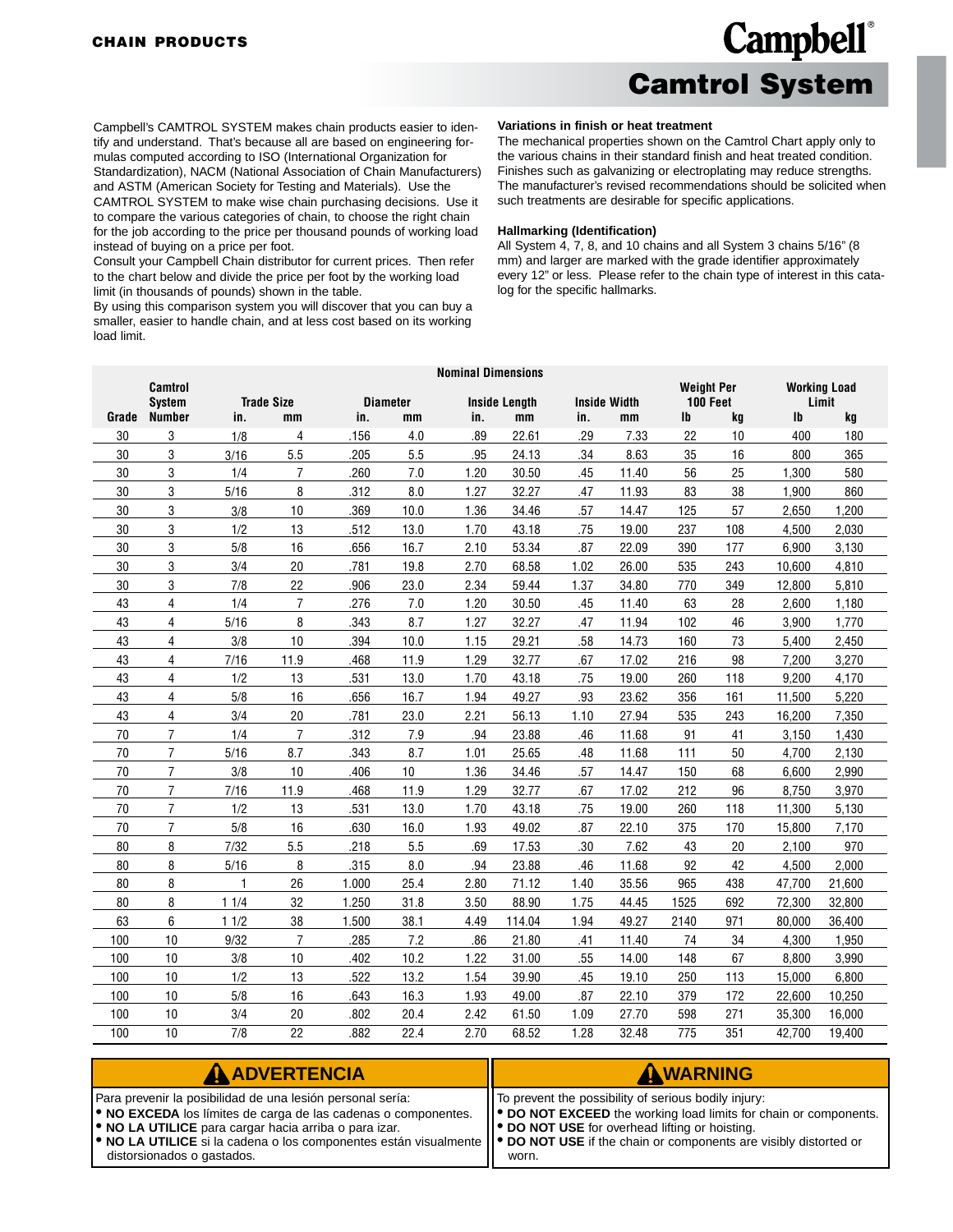**CHAIN PRODUCTS**

# Campbell® Camtrol System

Campbell's CAMTROL SYSTEM makes chain products easier to identify and understand. That's because all are based on engineering formulas computed according to ISO (International Organization for Standardization), NACM (National Association of Chain Manufacturers) and ASTM (American Society for Testing and Materials). Use the CAMTROL SYSTEM to make wise chain purchasing decisions. Use it to compare the various categories of chain, to choose the right chain for the job according to the price per thousand pounds of working load instead of buying on a price per foot.

Consult your Campbell Chain distributor for current prices. Then refer to the chart below and divide the price per foot by the working load limit (in thousands of pounds) shown in the table.

By using this comparison system you will discover that you can buy a smaller, easier to handle chain, and at less cost based on its working load limit.

**Variations in finish or heat treatment**

The mechanical properties shown on the Camtrol Chart apply only to the various chains in their standard finish and heat treated condition. Finishes such as galvanizing or electroplating may reduce strengths. The manufacturer's revised recommendations should be solicited when such treatments are desirable for specific applications.

**Hallmarking (Identification)**

All System 4, 7, 8, and 10 chains and all System 3 chains 5/16" (8 mm) and larger are marked with the grade identifier approximately every 12" or less. Please refer to the chain type of interest in this catalog for the specific hallmarks.

| | | Nominal Dimensions | | | | | | | | | | | |
|---|---|---|---|---|---|---|---|---|---|---|---|---|---|
| Grade | Camtrol System Number | Trade Size | | Diameter | | Inside Length | | Inside Width | | Weight Per 100 Feet | | Working Load Limit | |
| | | in. | mm | in. | mm | in. | mm | in. | mm | lb | kg | lb | kg |
| 30 | 3 | 1/8 | 4 | .156 | 4.0 | .89 | 22.61 | .29 | 7.33 | 22 | 10 | 400 | 180 |
| 30 | 3 | 3/16 | 5.5 | .205 | 5.5 | .95 | 24.13 | .34 | 8.63 | 35 | 16 | 800 | 365 |
| 30 | 3 | 1/4 | 7 | .260 | 7.0 | 1.20 | 30.50 | .45 | 11.40 | 56 | 25 | 1,300 | 580 |
| 30 | 3 | 5/16 | 8 | .312 | 8.0 | 1.27 | 32.27 | .47 | 11.93 | 83 | 38 | 1,900 | 860 |
| 30 | 3 | 3/8 | 10 | .369 | 10.0 | 1.36 | 34.46 | .57 | 14.47 | 125 | 57 | 2,650 | 1,200 |
| 30 | 3 | 1/2 | 13 | .512 | 13.0 | 1.70 | 43.18 | .75 | 19.00 | 237 | 108 | 4,500 | 2,030 |
| 30 | 3 | 5/8 | 16 | .656 | 16.7 | 2.10 | 53.34 | .87 | 22.09 | 390 | 177 | 6,900 | 3,130 |
| 30 | 3 | 3/4 | 20 | .781 | 19.8 | 2.70 | 68.58 | 1.02 | 26.00 | 535 | 243 | 10,600 | 4,810 |
| 30 | 3 | 7/8 | 22 | .906 | 23.0 | 2.34 | 59.44 | 1.37 | 34.80 | 770 | 349 | 12,800 | 5,810 |
| 43 | 4 | 1/4 | 7 | .276 | 7.0 | 1.20 | 30.50 | .45 | 11.40 | 63 | 28 | 2,600 | 1,180 |
| 43 | 4 | 5/16 | 8 | .343 | 8.7 | 1.27 | 32.27 | .47 | 11.94 | 102 | 46 | 3,900 | 1,770 |
| 43 | 4 | 3/8 | 10 | .394 | 10.0 | 1.15 | 29.21 | .58 | 14.73 | 160 | 73 | 5,400 | 2,450 |
| 43 | 4 | 7/16 | 11.9 | .468 | 11.9 | 1.29 | 32.77 | .67 | 17.02 | 216 | 98 | 7,200 | 3,270 |
| 43 | 4 | 1/2 | 13 | .531 | 13.0 | 1.70 | 43.18 | .75 | 19.00 | 260 | 118 | 9,200 | 4,170 |
| 43 | 4 | 5/8 | 16 | .656 | 16.7 | 1.94 | 49.27 | .93 | 23.62 | 356 | 161 | 11,500 | 5,220 |
| 43 | 4 | 3/4 | 20 | .781 | 23.0 | 2.21 | 56.13 | 1.10 | 27.94 | 535 | 243 | 16,200 | 7,350 |
| 70 | 7 | 1/4 | 7 | .312 | 7.9 | .94 | 23.88 | .46 | 11.68 | 91 | 41 | 3,150 | 1,430 |
| 70 | 7 | 5/16 | 8.7 | .343 | 8.7 | 1.01 | 25.65 | .48 | 11.68 | 111 | 50 | 4,700 | 2,130 |
| 70 | 7 | 3/8 | 10 | .406 | 10 | 1.36 | 34.46 | .57 | 14.47 | 150 | 68 | 6,600 | 2,990 |
| 70 | 7 | 7/16 | 11.9 | .468 | 11.9 | 1.29 | 32.77 | .67 | 17.02 | 212 | 96 | 8,750 | 3,970 |
| 70 | 7 | 1/2 | 13 | .531 | 13.0 | 1.70 | 43.18 | .75 | 19.00 | 260 | 118 | 11,300 | 5,130 |
| 70 | 7 | 5/8 | 16 | .630 | 16.0 | 1.93 | 49.02 | .87 | 22.10 | 375 | 170 | 15,800 | 7,170 |
| 80 | 8 | 7/32 | 5.5 | .218 | 5.5 | .69 | 17.53 | .30 | 7.62 | 43 | 20 | 2,100 | 970 |
| 80 | 8 | 5/16 | 8 | .315 | 8.0 | .94 | 23.88 | .46 | 11.68 | 92 | 42 | 4,500 | 2,000 |
| 80 | 8 | 1 | 26 | 1.000 | 25.4 | 2.80 | 71.12 | 1.40 | 35.56 | 965 | 438 | 47,700 | 21,600 |
| 80 | 8 | 1 1/4 | 32 | 1.250 | 31.8 | 3.50 | 88.90 | 1.75 | 44.45 | 1525 | 692 | 72,300 | 32,800 |
| 63 | 6 | 1 1/2 | 38 | 1.500 | 38.1 | 4.49 | 114.04 | 1.94 | 49.27 | 2140 | 971 | 80,000 | 36,400 |
| 100 | 10 | 9/32 | 7 | .285 | 7.2 | .86 | 21.80 | .41 | 11.40 | 74 | 34 | 4,300 | 1,950 |
| 100 | 10 | 3/8 | 10 | .402 | 10.2 | 1.22 | 31.00 | .55 | 14.00 | 148 | 67 | 8,800 | 3,990 |
| 100 | 10 | 1/2 | 13 | .522 | 13.2 | 1.54 | 39.90 | .45 | 19.10 | 250 | 113 | 15,000 | 6,800 |
| 100 | 10 | 5/8 | 16 | .643 | 16.3 | 1.93 | 49.00 | .87 | 22.10 | 379 | 172 | 22,600 | 10,250 |
| 100 | 10 | 3/4 | 20 | .802 | 20.4 | 2.42 | 61.50 | 1.09 | 27.70 | 598 | 271 | 35,300 | 16,000 |
| 100 | 10 | 7/8 | 22 | .882 | 22.4 | 2.70 | 68.52 | 1.28 | 32.48 | 775 | 351 | 42,700 | 19,400 |

**⚠ ADVERTENCIA**

Para prevenir la posibilidad de una lesión personal sería:
- **NO EXCEDA** los límites de carga de las cadenas o componentes.
- **NO LA UTILICE** para cargar hacia arriba o para izar.
- **NO LA UTILICE** si la cadena o los componentes están visualmente distorsionados o gastados.

**⚠ WARNING**

To prevent the possibility of serious bodily injury:
- **DO NOT EXCEED** the working load limits for chain or components.
- **DO NOT USE** for overhead lifting or hoisting.
- **DO NOT USE** if the chain or components are visibly distorted or worn.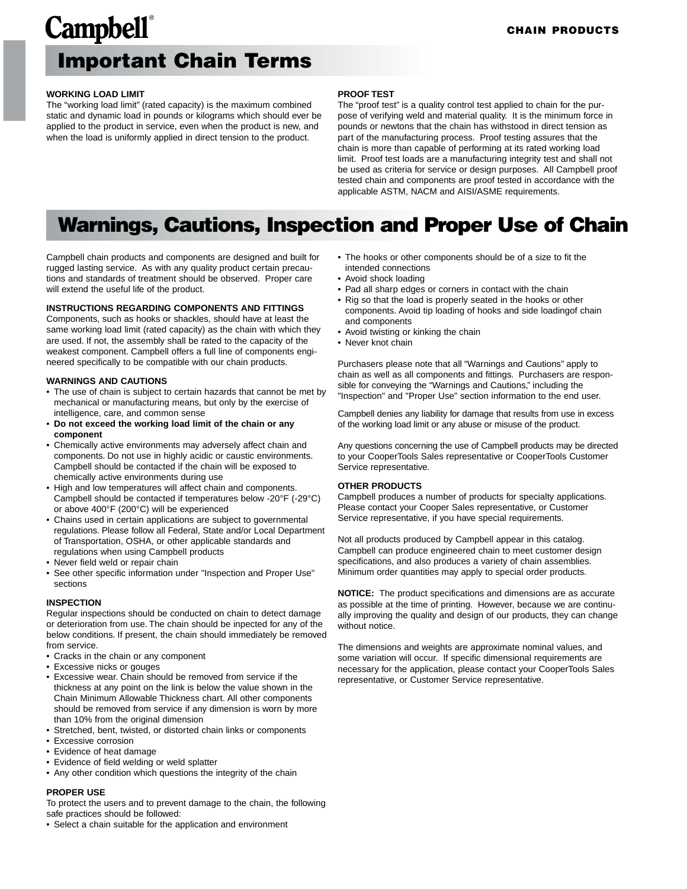# Important Chain Terms

**WORKING LOAD LIMIT**

The "working load limit" (rated capacity) is the maximum combined static and dynamic load in pounds or kilograms which should ever be applied to the product in service, even when the product is new, and when the load is uniformly applied in direct tension to the product.

**PROOF TEST**

The "proof test" is a quality control test applied to chain for the purpose of verifying weld and material quality. It is the minimum force in pounds or newtons that the chain has withstood in direct tension as part of the manufacturing process. Proof testing assures that the chain is more than capable of performing at its rated working load limit. Proof test loads are a manufacturing integrity test and shall not be used as criteria for service or design purposes. All Campbell proof tested chain and components are proof tested in accordance with the applicable ASTM, NACM and AISI/ASME requirements.

# Warnings, Cautions, Inspection and Proper Use of Chain

Campbell chain products and components are designed and built for rugged lasting service. As with any quality product certain precautions and standards of treatment should be observed. Proper care will extend the useful life of the product.

**INSTRUCTIONS REGARDING COMPONENTS AND FITTINGS**

Components, such as hooks or shackles, should have at least the same working load limit (rated capacity) as the chain with which they are used. If not, the assembly shall be rated to the capacity of the weakest component. Campbell offers a full line of components engineered specifically to be compatible with our chain products.

**WARNINGS AND CAUTIONS**

- The use of chain is subject to certain hazards that cannot be met by mechanical or manufacturing means, but only by the exercise of intelligence, care, and common sense
- **Do not exceed the working load limit of the chain or any component**
- Chemically active environments may adversely affect chain and components. Do not use in highly acidic or caustic environments. Campbell should be contacted if the chain will be exposed to chemically active environments during use
- High and low temperatures will affect chain and components. Campbell should be contacted if temperatures below -20°F (-29°C) or above 400°F (200°C) will be experienced
- Chains used in certain applications are subject to governmental regulations. Please follow all Federal, State and/or Local Department of Transportation, OSHA, or other applicable standards and regulations when using Campbell products
- Never field weld or repair chain
- See other specific information under "Inspection and Proper Use" sections

**INSPECTION**

Regular inspections should be conducted on chain to detect damage or deterioration from use. The chain should be inpected for any of the below conditions. If present, the chain should immediately be removed from service.

- Cracks in the chain or any component
- Excessive nicks or gouges
- Excessive wear. Chain should be removed from service if the thickness at any point on the link is below the value shown in the Chain Minimum Allowable Thickness chart. All other components should be removed from service if any dimension is worn by more than 10% from the original dimension
- Stretched, bent, twisted, or distorted chain links or components
- Excessive corrosion
- Evidence of heat damage
- Evidence of field welding or weld splatter
- Any other condition which questions the integrity of the chain

**PROPER USE**

To protect the users and to prevent damage to the chain, the following safe practices should be followed:

- Select a chain suitable for the application and environment
- The hooks or other components should be of a size to fit the intended connections
- Avoid shock loading
- Pad all sharp edges or corners in contact with the chain
- Rig so that the load is properly seated in the hooks or other components. Avoid tip loading of hooks and side loadingof chain and components
- Avoid twisting or kinking the chain
- Never knot chain

Purchasers please note that all "Warnings and Cautions" apply to chain as well as all components and fittings. Purchasers are responsible for conveying the "Warnings and Cautions," including the "Inspection" and "Proper Use" section information to the end user.

Campbell denies any liability for damage that results from use in excess of the working load limit or any abuse or misuse of the product.

Any questions concerning the use of Campbell products may be directed to your CooperTools Sales representative or CooperTools Customer Service representative.

**OTHER PRODUCTS**

Campbell produces a number of products for specialty applications. Please contact your Cooper Sales representative, or Customer Service representative, if you have special requirements.

Not all products produced by Campbell appear in this catalog. Campbell can produce engineered chain to meet customer design specifications, and also produces a variety of chain assemblies. Minimum order quantities may apply to special order products.

**NOTICE:** The product specifications and dimensions are as accurate as possible at the time of printing. However, because we are continually improving the quality and design of our products, they can change without notice.

The dimensions and weights are approximate nominal values, and some variation will occur. If specific dimensional requirements are necessary for the application, please contact your CooperTools Sales representative, or Customer Service representative.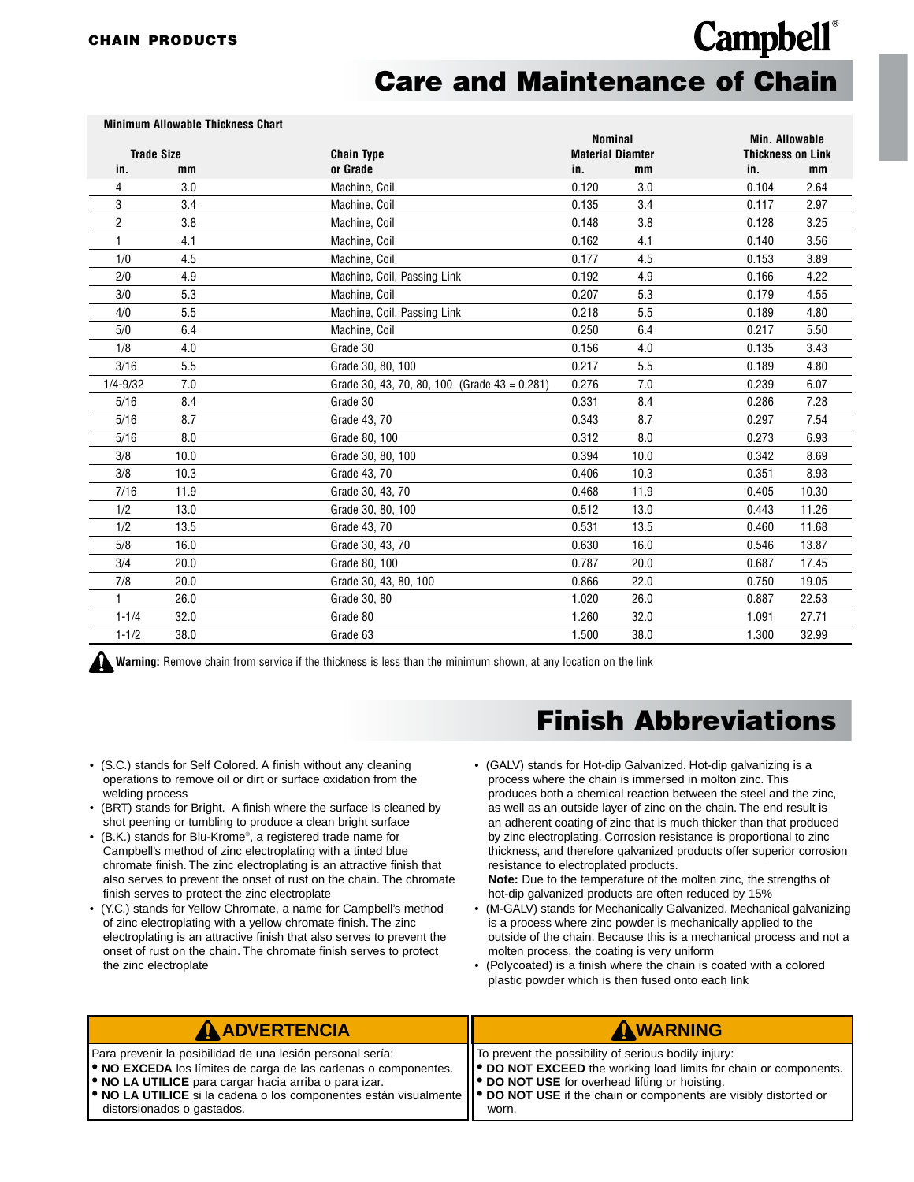CHAIN PRODUCTS

Campbell®

# Care and Maintenance of Chain

**Minimum Allowable Thickness Chart**

| Trade Size | | Chain Type | Nominal Material Diamter | | Min. Allowable Thickness on Link | |
|---|---|---|---|---|---|---|
| in. | mm | or Grade | in. | mm | in. | mm |
| 4 | 3.0 | Machine, Coil | 0.120 | 3.0 | 0.104 | 2.64 |
| 3 | 3.4 | Machine, Coil | 0.135 | 3.4 | 0.117 | 2.97 |
| 2 | 3.8 | Machine, Coil | 0.148 | 3.8 | 0.128 | 3.25 |
| 1 | 4.1 | Machine, Coil | 0.162 | 4.1 | 0.140 | 3.56 |
| 1/0 | 4.5 | Machine, Coil | 0.177 | 4.5 | 0.153 | 3.89 |
| 2/0 | 4.9 | Machine, Coil, Passing Link | 0.192 | 4.9 | 0.166 | 4.22 |
| 3/0 | 5.3 | Machine, Coil | 0.207 | 5.3 | 0.179 | 4.55 |
| 4/0 | 5.5 | Machine, Coil, Passing Link | 0.218 | 5.5 | 0.189 | 4.80 |
| 5/0 | 6.4 | Machine, Coil | 0.250 | 6.4 | 0.217 | 5.50 |
| 1/8 | 4.0 | Grade 30 | 0.156 | 4.0 | 0.135 | 3.43 |
| 3/16 | 5.5 | Grade 30, 80, 100 | 0.217 | 5.5 | 0.189 | 4.80 |
| 1/4-9/32 | 7.0 | Grade 30, 43, 70, 80, 100 (Grade 43 = 0.281) | 0.276 | 7.0 | 0.239 | 6.07 |
| 5/16 | 8.4 | Grade 30 | 0.331 | 8.4 | 0.286 | 7.28 |
| 5/16 | 8.7 | Grade 43, 70 | 0.343 | 8.7 | 0.297 | 7.54 |
| 5/16 | 8.0 | Grade 80, 100 | 0.312 | 8.0 | 0.273 | 6.93 |
| 3/8 | 10.0 | Grade 30, 80, 100 | 0.394 | 10.0 | 0.342 | 8.69 |
| 3/8 | 10.3 | Grade 43, 70 | 0.406 | 10.3 | 0.351 | 8.93 |
| 7/16 | 11.9 | Grade 30, 43, 70 | 0.468 | 11.9 | 0.405 | 10.30 |
| 1/2 | 13.0 | Grade 30, 80, 100 | 0.512 | 13.0 | 0.443 | 11.26 |
| 1/2 | 13.5 | Grade 43, 70 | 0.531 | 13.5 | 0.460 | 11.68 |
| 5/8 | 16.0 | Grade 30, 43, 70 | 0.630 | 16.0 | 0.546 | 13.87 |
| 3/4 | 20.0 | Grade 80, 100 | 0.787 | 20.0 | 0.687 | 17.45 |
| 7/8 | 20.0 | Grade 30, 43, 80, 100 | 0.866 | 22.0 | 0.750 | 19.05 |
| 1 | 26.0 | Grade 30, 80 | 1.020 | 26.0 | 0.887 | 22.53 |
| 1-1/4 | 32.0 | Grade 80 | 1.260 | 32.0 | 1.091 | 27.71 |
| 1-1/2 | 38.0 | Grade 63 | 1.500 | 38.0 | 1.300 | 32.99 |

**Warning:** Remove chain from service if the thickness is less than the minimum shown, at any location on the link

# Finish Abbreviations

- (S.C.) stands for Self Colored. A finish without any cleaning operations to remove oil or dirt or surface oxidation from the welding process
- (BRT) stands for Bright. A finish where the surface is cleaned by shot peening or tumbling to produce a clean bright surface
- (B.K.) stands for Blu-Krome®, a registered trade name for Campbell's method of zinc electroplating with a tinted blue chromate finish. The zinc electroplating is an attractive finish that also serves to prevent the onset of rust on the chain. The chromate finish serves to protect the zinc electroplate
- (Y.C.) stands for Yellow Chromate, a name for Campbell's method of zinc electroplating with a yellow chromate finish. The zinc electroplating is an attractive finish that also serves to prevent the onset of rust on the chain. The chromate finish serves to protect the zinc electroplate
- (GALV) stands for Hot-dip Galvanized. Hot-dip galvanizing is a process where the chain is immersed in molton zinc. This produces both a chemical reaction between the steel and the zinc, as well as an outside layer of zinc on the chain. The end result is an adherent coating of zinc that is much thicker than that produced by zinc electroplating. Corrosion resistance is proportional to zinc thickness, and therefore galvanized products offer superior corrosion resistance to electroplated products.
  **Note:** Due to the temperature of the molten zinc, the strengths of hot-dip galvanized products are often reduced by 15%
- (M-GALV) stands for Mechanically Galvanized. Mechanical galvanizing is a process where zinc powder is mechanically applied to the outside of the chain. Because this is a mechanical process and not a molten process, the coating is very uniform
- (Polycoated) is a finish where the chain is coated with a colored plastic powder which is then fused onto each link

**ADVERTENCIA**

Para prevenir la posibilidad de una lesión personal sería:
- **NO EXCEDA** los límites de carga de las cadenas o componentes.
- **NO LA UTILICE** para cargar hacia arriba o para izar.
- **NO LA UTILICE** si la cadena o los componentes están visualmente distorsionados o gastados.

**WARNING**

To prevent the possibility of serious bodily injury:
- **DO NOT EXCEED** the working load limits for chain or components.
- **DO NOT USE** for overhead lifting or hoisting.
- **DO NOT USE** if the chain or components are visibly distorted or worn.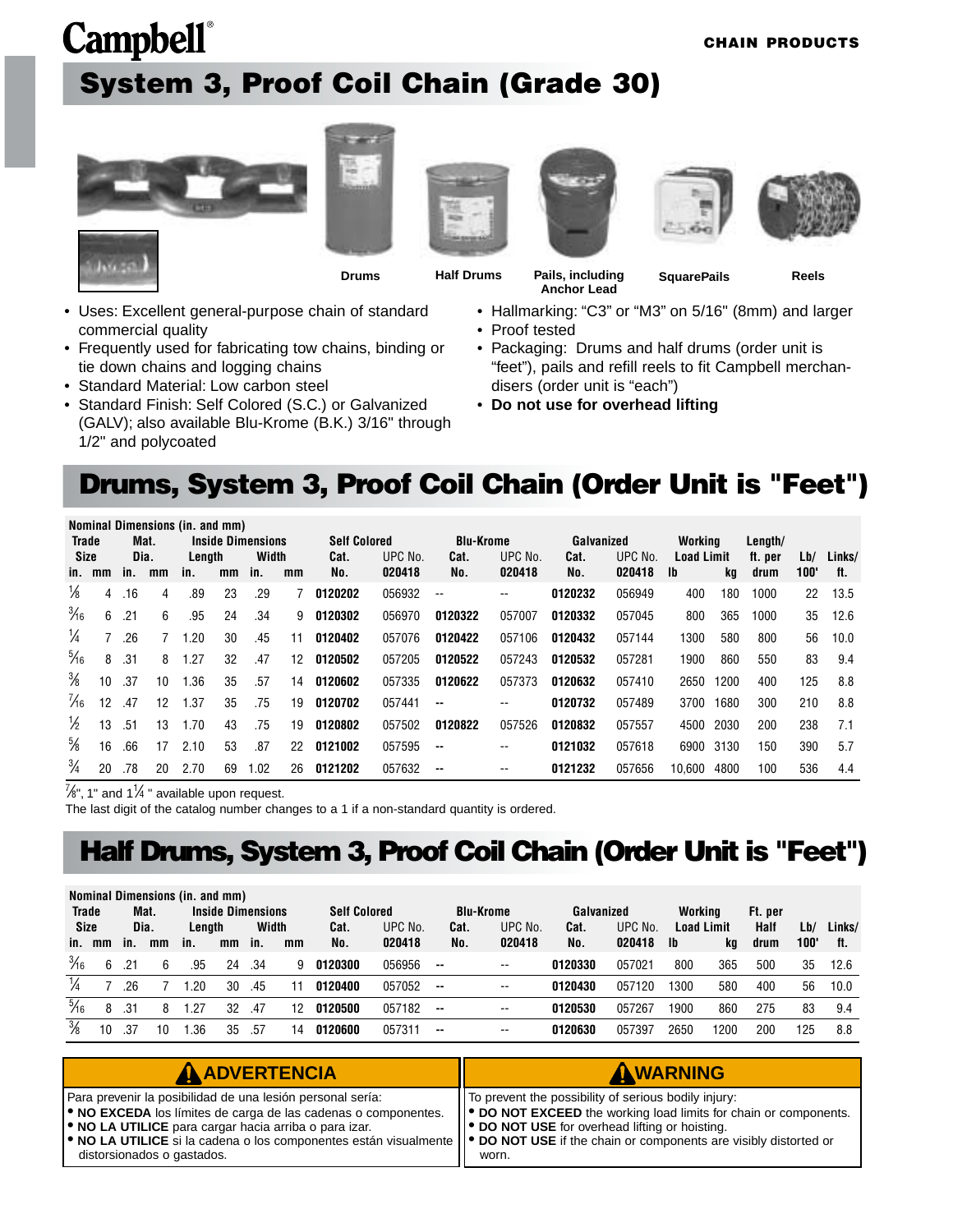Campbell®

CHAIN PRODUCTS

# System 3, Proof Coil Chain (Grade 30)

Drums | Half Drums | Pails, including Anchor Lead | SquarePails | Reels

- Uses: Excellent general-purpose chain of standard commercial quality
- Frequently used for fabricating tow chains, binding or tie down chains and logging chains
- Standard Material: Low carbon steel
- Standard Finish: Self Colored (S.C.) or Galvanized (GALV); also available Blu-Krome (B.K.) 3/16" through 1/2" and polycoated
- Hallmarking: "C3" or "M3" on 5/16" (8mm) and larger
- Proof tested
- Packaging: Drums and half drums (order unit is "feet"), pails and refill reels to fit Campbell merchandisers (order unit is "each")
- **Do not use for overhead lifting**

## Drums, System 3, Proof Coil Chain (Order Unit is "Feet")

| Nominal Dimensions (in. and mm) | | | | | | | | | | | | | | | | | | |
|---|---|---|---|---|---|---|---|---|---|---|---|---|---|---|---|---|---|---|
| Trade Size | | Mat. Dia. | | Inside Dimensions | | | | Self Colored | | Blu-Krome | | Galvanized | | Working Load Limit | | Length/ ft. per drum | Lb/ 100' | Links/ ft. |
| | | | | Length | | Width | | | | | | | | | | | | |
| in. | mm | in. | mm | in. | mm | in. | mm | Cat. No. | UPC No. 020418 | Cat. No. | UPC No. 020418 | Cat. No. | UPC No. 020418 | lb | kg | | | |
| 1/8 | 4 | .16 | 4 | .89 | 23 | .29 | 7 | 0120202 | 056932 | -- | -- | 0120232 | 056949 | 400 | 180 | 1000 | 22 | 13.5 |
| 3/16 | 6 | .21 | 6 | .95 | 24 | .34 | 9 | 0120302 | 056970 | 0120322 | 057007 | 0120332 | 057045 | 800 | 365 | 1000 | 35 | 12.6 |
| 1/4 | 7 | .26 | 7 | 1.20 | 30 | .45 | 11 | 0120402 | 057076 | 0120422 | 057106 | 0120432 | 057144 | 1300 | 580 | 800 | 56 | 10.0 |
| 5/16 | 8 | .31 | 8 | 1.27 | 32 | .47 | 12 | 0120502 | 057205 | 0120522 | 057243 | 0120532 | 057281 | 1900 | 860 | 550 | 83 | 9.4 |
| 3/8 | 10 | .37 | 10 | 1.36 | 35 | .57 | 14 | 0120602 | 057335 | 0120622 | 057373 | 0120632 | 057410 | 2650 | 1200 | 400 | 125 | 8.8 |
| 7/16 | 12 | .47 | 12 | 1.37 | 35 | .75 | 19 | 0120702 | 057441 | -- | -- | 0120732 | 057489 | 3700 | 1680 | 300 | 210 | 8.8 |
| 1/2 | 13 | .51 | 13 | 1.70 | 43 | .75 | 19 | 0120802 | 057502 | 0120822 | 057526 | 0120832 | 057557 | 4500 | 2030 | 200 | 238 | 7.1 |
| 5/8 | 16 | .66 | 17 | 2.10 | 53 | .87 | 22 | 0121002 | 057595 | -- | -- | 0121032 | 057618 | 6900 | 3130 | 150 | 390 | 5.7 |
| 3/4 | 20 | .78 | 20 | 2.70 | 69 | 1.02 | 26 | 0121202 | 057632 | -- | -- | 0121232 | 057656 | 10,600 | 4800 | 100 | 536 | 4.4 |

7/8", 1" and 1 1/4 " available upon request.

The last digit of the catalog number changes to a 1 if a non-standard quantity is ordered.

## Half Drums, System 3, Proof Coil Chain (Order Unit is "Feet")

| Nominal Dimensions (in. and mm) | | | | | | | | | | | | | | | | | | |
|---|---|---|---|---|---|---|---|---|---|---|---|---|---|---|---|---|---|---|
| Trade Size | | Mat. Dia. | | Inside Dimensions | | | | Self Colored | | Blu-Krome | | Galvanized | | Working Load Limit | | Ft. per Half drum | Lb/ 100' | Links/ ft. |
| | | | | Length | | Width | | | | | | | | | | | | |
| in. | mm | in. | mm | in. | mm | in. | mm | Cat. No. | UPC No. 020418 | Cat. No. | UPC No. 020418 | Cat. No. | UPC No. 020418 | lb | kg | | | |
| 3/16 | 6 | .21 | 6 | .95 | 24 | .34 | 9 | 0120300 | 056956 | -- | -- | 0120330 | 057021 | 800 | 365 | 500 | 35 | 12.6 |
| 1/4 | 7 | .26 | 7 | 1.20 | 30 | .45 | 11 | 0120400 | 057052 | -- | -- | 0120430 | 057120 | 1300 | 580 | 400 | 56 | 10.0 |
| 5/16 | 8 | .31 | 8 | 1.27 | 32 | .47 | 12 | 0120500 | 057182 | -- | -- | 0120530 | 057267 | 1900 | 860 | 275 | 83 | 9.4 |
| 3/8 | 10 | .37 | 10 | 1.36 | 35 | .57 | 14 | 0120600 | 057311 | -- | -- | 0120630 | 057397 | 2650 | 1200 | 200 | 125 | 8.8 |

**ADVERTENCIA**

Para prevenir la posibilidad de una lesión personal sería:
- **NO EXCEDA** los límites de carga de las cadenas o componentes.
- **NO LA UTILICE** para cargar hacia arriba o para izar.
- **NO LA UTILICE** si la cadena o los componentes están visualmente distorsionados o gastados.

**WARNING**

To prevent the possibility of serious bodily injury:
- **DO NOT EXCEED** the working load limits for chain or components.
- **DO NOT USE** for overhead lifting or hoisting.
- **DO NOT USE** if the chain or components are visibly distorted or worn.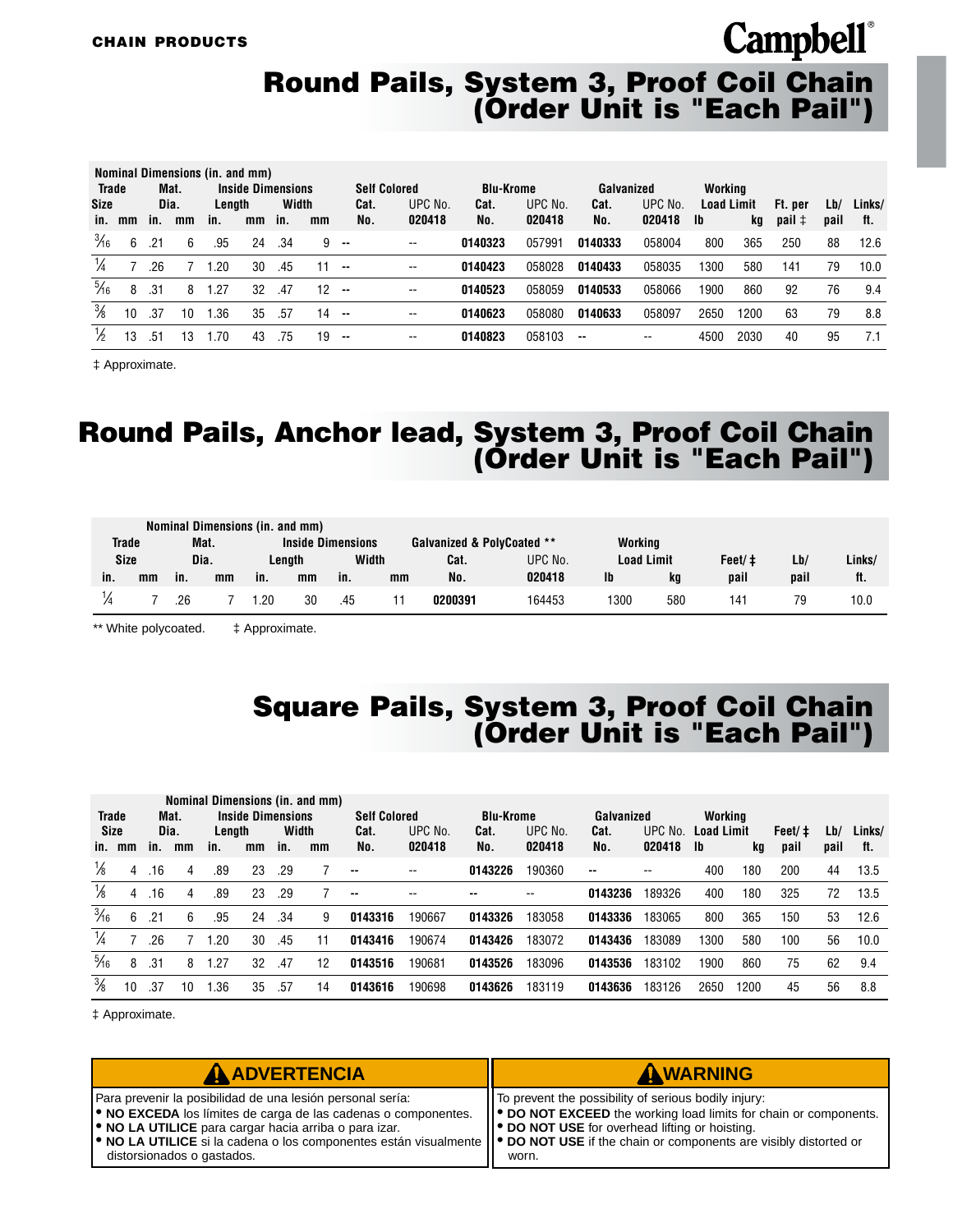CHAIN PRODUCTS

Campbell®

# Round Pails, System 3, Proof Coil Chain (Order Unit is "Each Pail")

| Nominal Dimensions (in. and mm) | | | | | | | | Self Colored | | Blu-Krome | | Galvanized | | Working | | | | |
|---|---|---|---|---|---|---|---|---|---|---|---|---|---|---|---|---|---|---|
| Trade Size | | Mat. Dia. | | Inside Dimensions | | | | | | | | | | Load Limit | | | | |
| | | | | Length | | Width | | Cat. | UPC No. | Cat. | UPC No. | Cat. | UPC No. | | | Ft. per | Lb/ | Links/ |
| in. | mm | in. | mm | in. | mm | in. | mm | No. | 020418 | No. | 020418 | No. | 020418 | lb | kg | pail ‡ | pail | ft. |
| 3/16 | 6 | .21 | 6 | .95 | 24 | .34 | 9 | -- | -- | **0140323** | 057991 | **0140333** | 058004 | 800 | 365 | 250 | 88 | 12.6 |
| 1/4 | 7 | .26 | 7 | 1.20 | 30 | .45 | 11 | -- | -- | **0140423** | 058028 | **0140433** | 058035 | 1300 | 580 | 141 | 79 | 10.0 |
| 5/16 | 8 | .31 | 8 | 1.27 | 32 | .47 | 12 | -- | -- | **0140523** | 058059 | **0140533** | 058066 | 1900 | 860 | 92 | 76 | 9.4 |
| 3/8 | 10 | .37 | 10 | 1.36 | 35 | .57 | 14 | -- | -- | **0140623** | 058080 | **0140633** | 058097 | 2650 | 1200 | 63 | 79 | 8.8 |
| 1/2 | 13 | .51 | 13 | 1.70 | 43 | .75 | 19 | -- | -- | **0140823** | 058103 | -- | -- | 4500 | 2030 | 40 | 95 | 7.1 |

‡ Approximate.

# Round Pails, Anchor lead, System 3, Proof Coil Chain (Order Unit is "Each Pail")

| Nominal Dimensions (in. and mm) | | | | | | | | Galvanized & PolyCoated ** | | Working | | | | |
|---|---|---|---|---|---|---|---|---|---|---|---|---|---|---|
| Trade Size | | Mat. Dia. | | Inside Dimensions | | | | | | Load Limit | | | | |
| | | | | Length | | Width | | Cat. | UPC No. | | | Feet/ ‡ | Lb/ | Links/ |
| in. | mm | in. | mm | in. | mm | in. | mm | No. | 020418 | lb | kg | pail | pail | ft. |
| 1/4 | 7 | .26 | 7 | 1.20 | 30 | .45 | 11 | **0200391** | 164453 | 1300 | 580 | 141 | 79 | 10.0 |

** White polycoated. ‡ Approximate.

# Square Pails, System 3, Proof Coil Chain (Order Unit is "Each Pail")

| Nominal Dimensions (in. and mm) | | | | | | | | Self Colored | | Blu-Krome | | Galvanized | | Working | | | | |
|---|---|---|---|---|---|---|---|---|---|---|---|---|---|---|---|---|---|---|
| Trade Size | | Mat. Dia. | | Inside Dimensions | | | | | | | | | | Load Limit | | | | |
| | | | | Length | | Width | | Cat. | UPC No. | Cat. | UPC No. | Cat. | UPC No. | | | Feet/ ‡ | Lb/ | Links/ |
| in. | mm | in. | mm | in. | mm | in. | mm | No. | 020418 | No. | 020418 | No. | 020418 | lb | kg | pail | pail | ft. |
| 1/8 | 4 | .16 | 4 | .89 | 23 | .29 | 7 | -- | -- | **0143226** | 190360 | -- | -- | 400 | 180 | 200 | 44 | 13.5 |
| 1/8 | 4 | .16 | 4 | .89 | 23 | .29 | 7 | -- | -- | -- | -- | **0143236** | 189326 | 400 | 180 | 325 | 72 | 13.5 |
| 3/16 | 6 | .21 | 6 | .95 | 24 | .34 | 9 | **0143316** | 190667 | **0143326** | 183058 | **0143336** | 183065 | 800 | 365 | 150 | 53 | 12.6 |
| 1/4 | 7 | .26 | 7 | 1.20 | 30 | .45 | 11 | **0143416** | 190674 | **0143426** | 183072 | **0143436** | 183089 | 1300 | 580 | 100 | 56 | 10.0 |
| 5/16 | 8 | .31 | 8 | 1.27 | 32 | .47 | 12 | **0143516** | 190681 | **0143526** | 183096 | **0143536** | 183102 | 1900 | 860 | 75 | 62 | 9.4 |
| 3/8 | 10 | .37 | 10 | 1.36 | 35 | .57 | 14 | **0143616** | 190698 | **0143626** | 183119 | **0143636** | 183126 | 2650 | 1200 | 45 | 56 | 8.8 |

‡ Approximate.

**⚠ ADVERTENCIA**

Para prevenir la posibilidad de una lesión personal sería:
- **NO EXCEDA** los límites de carga de las cadenas o componentes.
- **NO LA UTILICE** para cargar hacia arriba o para izar.
- **NO LA UTILICE** si la cadena o los componentes están visualmente distorsionados o gastados.

**⚠ WARNING**

To prevent the possibility of serious bodily injury:
- **DO NOT EXCEED** the working load limits for chain or components.
- **DO NOT USE** for overhead lifting or hoisting.
- **DO NOT USE** if the chain or components are visibly distorted or worn.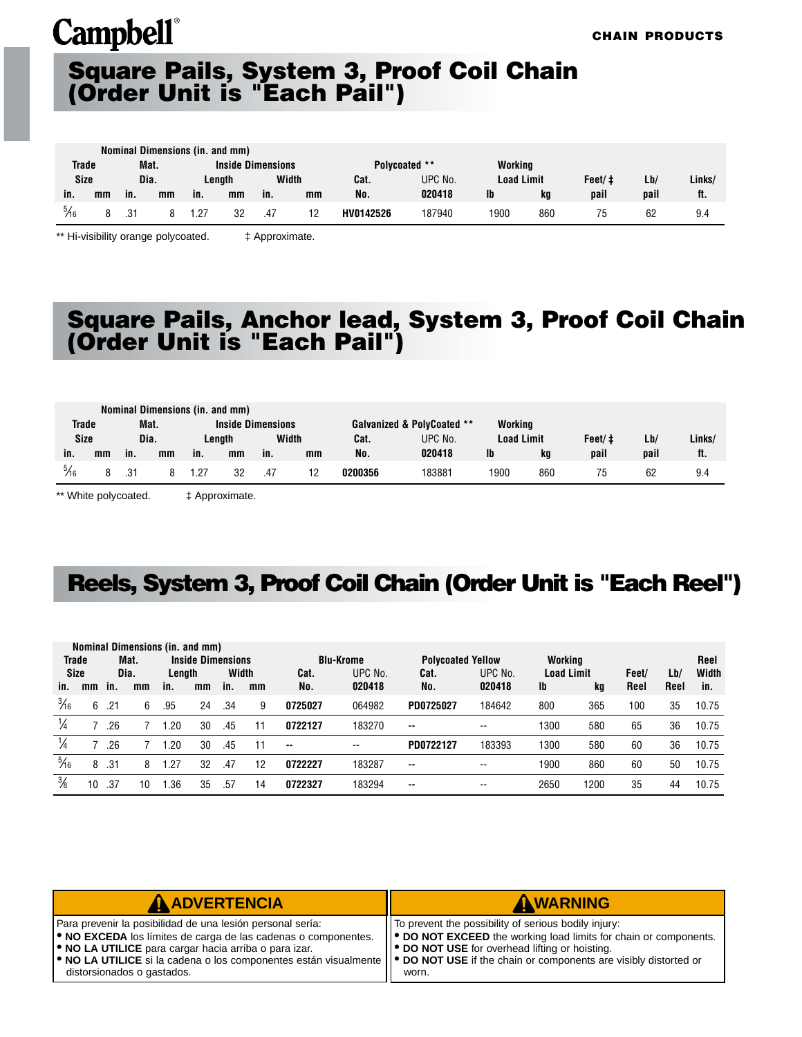**Campbell®**

**CHAIN PRODUCTS**

# Square Pails, System 3, Proof Coil Chain (Order Unit is "Each Pail")

| Nominal Dimensions (in. and mm) | | | | | | | | | | | | | | |
|---|---|---|---|---|---|---|---|---|---|---|---|---|---|---|
| Trade Size | | Mat. Dia. | | Inside Dimensions | | | | Polycoated ** | | Working Load Limit | | Feet/ ‡ | Lb/ | Links/ |
| | | | | Length | | Width | | Cat. | UPC No. | | | | | |
| in. | mm | in. | mm | in. | mm | in. | mm | No. | 020418 | lb | kg | pail | pail | ft. |
| 5/16 | 8 | .31 | 8 | 1.27 | 32 | .47 | 12 | **HV0142526** | 187940 | 1900 | 860 | 75 | 62 | 9.4 |

** Hi-visibility orange polycoated. ‡ Approximate.

# Square Pails, Anchor lead, System 3, Proof Coil Chain (Order Unit is "Each Pail")

| Nominal Dimensions (in. and mm) | | | | | | | | | | | | | | |
|---|---|---|---|---|---|---|---|---|---|---|---|---|---|---|
| Trade Size | | Mat. Dia. | | Inside Dimensions | | | | Galvanized & PolyCoated ** | | Working Load Limit | | Feet/ ‡ | Lb/ | Links/ |
| | | | | Length | | Width | | Cat. | UPC No. | | | | | |
| in. | mm | in. | mm | in. | mm | in. | mm | No. | 020418 | lb | kg | pail | pail | ft. |
| 5/16 | 8 | .31 | 8 | 1.27 | 32 | .47 | 12 | **0200356** | 183881 | 1900 | 860 | 75 | 62 | 9.4 |

** White polycoated. ‡ Approximate.

# Reels, System 3, Proof Coil Chain (Order Unit is "Each Reel")

| Nominal Dimensions (in. and mm) | | | | | | | | | | | | | | | | |
|---|---|---|---|---|---|---|---|---|---|---|---|---|---|---|---|---|
| Trade Size | | Mat. Dia. | | Inside Dimensions | | | | Blu-Krome | | Polycoated Yellow | | Working Load Limit | | Feet/ | Lb/ | Reel Width |
| | | | | Length | | Width | | Cat. | UPC No. | Cat. | UPC No. | | | | | |
| in. | mm | in. | mm | in. | mm | in. | mm | No. | 020418 | No. | 020418 | lb | kg | Reel | Reel | in. |
| 3/16 | 6 | .21 | 6 | .95 | 24 | .34 | 9 | **0725027** | 064982 | **PD0725027** | 184642 | 800 | 365 | 100 | 35 | 10.75 |
| 1/4 | 7 | .26 | 7 | 1.20 | 30 | .45 | 11 | **0722127** | 183270 | -- | -- | 1300 | 580 | 65 | 36 | 10.75 |
| 1/4 | 7 | .26 | 7 | 1.20 | 30 | .45 | 11 | -- | -- | **PD0722127** | 183393 | 1300 | 580 | 60 | 36 | 10.75 |
| 5/16 | 8 | .31 | 8 | 1.27 | 32 | .47 | 12 | **0722227** | 183287 | -- | -- | 1900 | 860 | 60 | 50 | 10.75 |
| 3/8 | 10 | .37 | 10 | 1.36 | 35 | .57 | 14 | **0722327** | 183294 | -- | -- | 2650 | 1200 | 35 | 44 | 10.75 |

**⚠ ADVERTENCIA**

Para prevenir la posibilidad de una lesión personal sería:

- **NO EXCEDA** los límites de carga de las cadenas o componentes.
- **NO LA UTILICE** para cargar hacia arriba o para izar.
- **NO LA UTILICE** si la cadena o los componentes están visualmente distorsionados o gastados.

**⚠ WARNING**

To prevent the possibility of serious bodily injury:

- **DO NOT EXCEED** the working load limits for chain or components.
- **DO NOT USE** for overhead lifting or hoisting.
- **DO NOT USE** if the chain or components are visibly distorted or worn.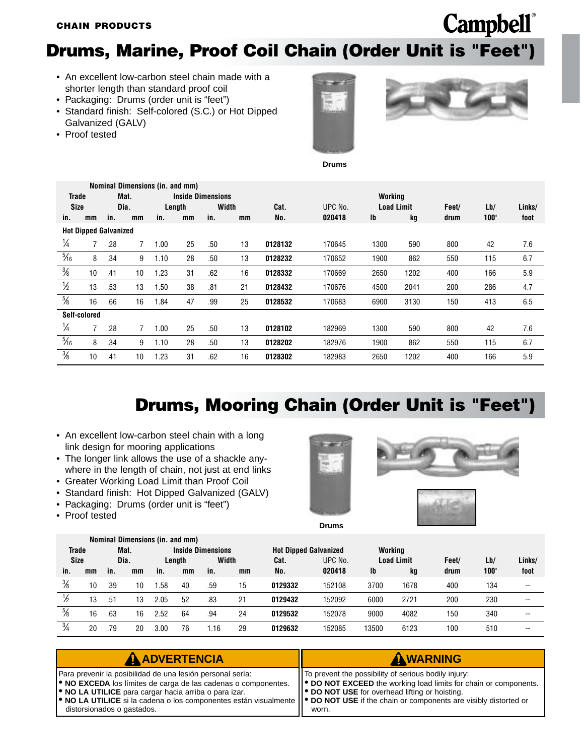# Drums, Marine, Proof Coil Chain (Order Unit is "Feet")

- An excellent low-carbon steel chain made with a shorter length than standard proof coil
- Packaging: Drums (order unit is "feet")
- Standard finish: Self-colored (S.C.) or Hot Dipped Galvanized (GALV)
- Proof tested

Drums

| Nominal Dimensions (in. and mm) | | | | | | | | | | | | | | |
|---|---|---|---|---|---|---|---|---|---|---|---|---|---|---|
| Trade Size | | Mat. Dia. | | Inside Dimensions | | | | Cat. | UPC No. | Working Load Limit | | Feet/ | Lb/ | Links/ |
| | | | | Length | | Width | | | | | | | | |
| in. | mm | in. | mm | in. | mm | in. | mm | No. | 020418 | lb | kg | drum | 100' | foot |
| **Hot Dipped Galvanized** | | | | | | | | | | | | | | |
| 1/4 | 7 | .28 | 7 | 1.00 | 25 | .50 | 13 | **0128132** | 170645 | 1300 | 590 | 800 | 42 | 7.6 |
| 5/16 | 8 | .34 | 9 | 1.10 | 28 | .50 | 13 | **0128232** | 170652 | 1900 | 862 | 550 | 115 | 6.7 |
| 3/8 | 10 | .41 | 10 | 1.23 | 31 | .62 | 16 | **0128332** | 170669 | 2650 | 1202 | 400 | 166 | 5.9 |
| 1/2 | 13 | .53 | 13 | 1.50 | 38 | .81 | 21 | **0128432** | 170676 | 4500 | 2041 | 200 | 286 | 4.7 |
| 5/8 | 16 | .66 | 16 | 1.84 | 47 | .99 | 25 | **0128532** | 170683 | 6900 | 3130 | 150 | 413 | 6.5 |
| **Self-colored** | | | | | | | | | | | | | | |
| 1/4 | 7 | .28 | 7 | 1.00 | 25 | .50 | 13 | **0128102** | 182969 | 1300 | 590 | 800 | 42 | 7.6 |
| 5/16 | 8 | .34 | 9 | 1.10 | 28 | .50 | 13 | **0128202** | 182976 | 1900 | 862 | 550 | 115 | 6.7 |
| 3/8 | 10 | .41 | 10 | 1.23 | 31 | .62 | 16 | **0128302** | 182983 | 2650 | 1202 | 400 | 166 | 5.9 |

# Drums, Mooring Chain (Order Unit is "Feet")

- An excellent low-carbon steel chain with a long link design for mooring applications
- The longer link allows the use of a shackle anywhere in the length of chain, not just at end links
- Greater Working Load Limit than Proof Coil
- Standard finish: Hot Dipped Galvanized (GALV)
- Packaging: Drums (order unit is "feet")
- Proof tested

Drums

| Nominal Dimensions (in. and mm) | | | | | | | | Hot Dipped Galvanized | | | | | | |
|---|---|---|---|---|---|---|---|---|---|---|---|---|---|---|
| Trade Size | | Mat. Dia. | | Inside Dimensions | | | | Cat. | UPC No. | Working Load Limit | | Feet/ | Lb/ | Links/ |
| | | | | Length | | Width | | | | | | | | |
| in. | mm | in. | mm | in. | mm | in. | mm | No. | 020418 | lb | kg | drum | 100' | foot |
| 3/8 | 10 | .39 | 10 | 1.58 | 40 | .59 | 15 | **0129332** | 152108 | 3700 | 1678 | 400 | 134 | -- |
| 1/2 | 13 | .51 | 13 | 2.05 | 52 | .83 | 21 | **0129432** | 152092 | 6000 | 2721 | 200 | 230 | -- |
| 5/8 | 16 | .63 | 16 | 2.52 | 64 | .94 | 24 | **0129532** | 152078 | 9000 | 4082 | 150 | 340 | -- |
| 3/4 | 20 | .79 | 20 | 3.00 | 76 | 1.16 | 29 | **0129632** | 152085 | 13500 | 6123 | 100 | 510 | -- |

**⚠ ADVERTENCIA**

Para prevenir la posibilidad de una lesión personal sería:
- **NO EXCEDA** los límites de carga de las cadenas o componentes.
- **NO LA UTILICE** para cargar hacia arriba o para izar.
- **NO LA UTILICE** si la cadena o los componentes están visualmente distorsionados o gastados.

**⚠ WARNING**

To prevent the possibility of serious bodily injury:
- **DO NOT EXCEED** the working load limits for chain or components.
- **DO NOT USE** for overhead lifting or hoisting.
- **DO NOT USE** if the chain or components are visibly distorted or worn.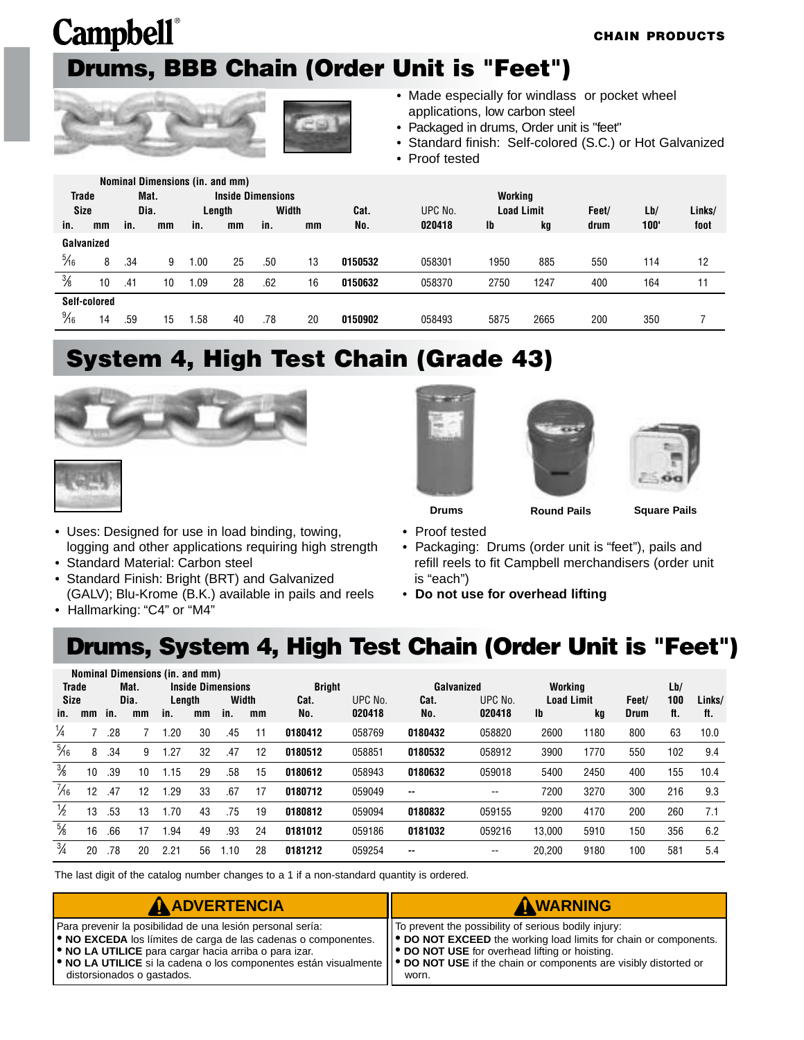Campbell®

CHAIN PRODUCTS

# Drums, BBB Chain (Order Unit is "Feet")

- Made especially for windlass or pocket wheel applications, low carbon steel
- Packaged in drums, Order unit is "feet"
- Standard finish: Self-colored (S.C.) or Hot Galvanized
- Proof tested

| Nominal Dimensions (in. and mm) | | | | | | | | | | | | | | |
|---|---|---|---|---|---|---|---|---|---|---|---|---|---|---|
| Trade Size | | Mat. Dia. | | Inside Dimensions | | | | Cat. | UPC No. | Working Load Limit | | Feet/ | Lb/ | Links/ |
| | | | | Length | | Width | | | | | | | | |
| in. | mm | in. | mm | in. | mm | in. | mm | No. | 020418 | lb | kg | drum | 100' | foot |
| **Galvanized** | | | | | | | | | | | | | | |
| 5/16 | 8 | .34 | 9 | 1.00 | 25 | .50 | 13 | **0150532** | 058301 | 1950 | 885 | 550 | 114 | 12 |
| 3/8 | 10 | .41 | 10 | 1.09 | 28 | .62 | 16 | **0150632** | 058370 | 2750 | 1247 | 400 | 164 | 11 |
| **Self-colored** | | | | | | | | | | | | | | |
| 9/16 | 14 | .59 | 15 | 1.58 | 40 | .78 | 20 | **0150902** | 058493 | 5875 | 2665 | 200 | 350 | 7 |

# System 4, High Test Chain (Grade 43)

Drums | Round Pails | Square Pails

- Uses: Designed for use in load binding, towing, logging and other applications requiring high strength
- Standard Material: Carbon steel
- Standard Finish: Bright (BRT) and Galvanized (GALV); Blu-Krome (B.K.) available in pails and reels
- Hallmarking: "C4" or "M4"
- Proof tested
- Packaging: Drums (order unit is "feet"), pails and refill reels to fit Campbell merchandisers (order unit is "each")
- **Do not use for overhead lifting**

# Drums, System 4, High Test Chain (Order Unit is "Feet")

| Nominal Dimensions (in. and mm) | | | | | | | | | | | | | | | | |
|---|---|---|---|---|---|---|---|---|---|---|---|---|---|---|---|---|
| Trade Size | | Mat. Dia. | | Inside Dimensions | | | | Bright | | Galvanized | | Working Load Limit | | Feet/ | Lb/ | Links/ |
| | | | | Length | | Width | | Cat. | UPC No. | Cat. | UPC No. | | | | 100 | |
| in. | mm | in. | mm | in. | mm | in. | mm | No. | 020418 | No. | 020418 | lb | kg | Drum | ft. | ft. |
| 1/4 | 7 | .28 | 7 | 1.20 | 30 | .45 | 11 | **0180412** | 058769 | **0180432** | 058820 | 2600 | 1180 | 800 | 63 | 10.0 |
| 5/16 | 8 | .34 | 9 | 1.27 | 32 | .47 | 12 | **0180512** | 058851 | **0180532** | 058912 | 3900 | 1770 | 550 | 102 | 9.4 |
| 3/8 | 10 | .39 | 10 | 1.15 | 29 | .58 | 15 | **0180612** | 058943 | **0180632** | 059018 | 5400 | 2450 | 400 | 155 | 10.4 |
| 7/16 | 12 | .47 | 12 | 1.29 | 33 | .67 | 17 | **0180712** | 059049 | -- | -- | 7200 | 3270 | 300 | 216 | 9.3 |
| 1/2 | 13 | .53 | 13 | 1.70 | 43 | .75 | 19 | **0180812** | 059094 | **0180832** | 059155 | 9200 | 4170 | 200 | 260 | 7.1 |
| 5/8 | 16 | .66 | 17 | 1.94 | 49 | .93 | 24 | **0181012** | 059186 | **0181032** | 059216 | 13,000 | 5910 | 150 | 356 | 6.2 |
| 3/4 | 20 | .78 | 20 | 2.21 | 56 | 1.10 | 28 | **0181212** | 059254 | -- | -- | 20,200 | 9180 | 100 | 581 | 5.4 |

The last digit of the catalog number changes to a 1 if a non-standard quantity is ordered.

**⚠ ADVERTENCIA**

Para prevenir la posibilidad de una lesión personal sería:
- **NO EXCEDA** los límites de carga de las cadenas o componentes.
- **NO LA UTILICE** para cargar hacia arriba o para izar.
- **NO LA UTILICE** si la cadena o los componentes están visualmente distorsionados o gastados.

**⚠ WARNING**

To prevent the possibility of serious bodily injury:
- **DO NOT EXCEED** the working load limits for chain or components.
- **DO NOT USE** for overhead lifting or hoisting.
- **DO NOT USE** if the chain or components are visibly distorted or worn.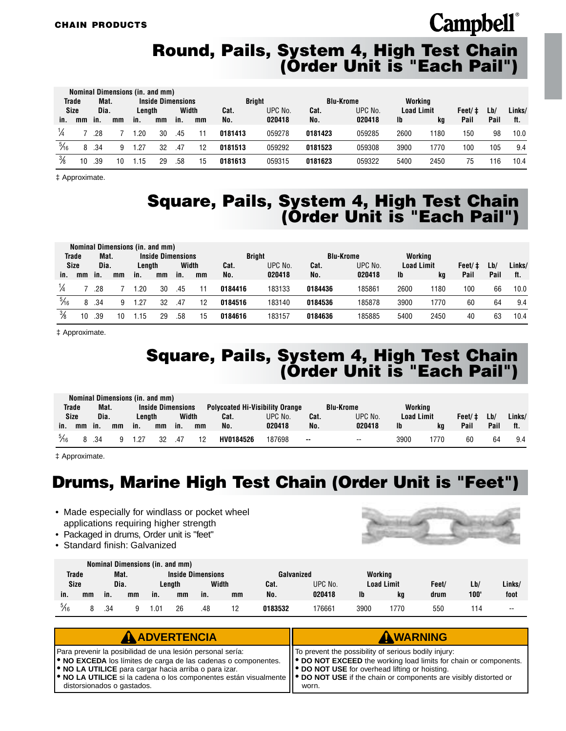CHAIN PRODUCTS

Campbell®

# Round, Pails, System 4, High Test Chain (Order Unit is "Each Pail")

| Nominal Dimensions (in. and mm) | | | | | | | | | | | | | | | | |
|---|---|---|---|---|---|---|---|---|---|---|---|---|---|---|---|---|
| Trade Size | | Mat. Dia. | | Inside Dimensions | | | | Bright | | Blu-Krome | | Working Load Limit | | Feet/‡ | Lb/ | Links/ |
| | | | | Length | | Width | | Cat. | UPC No. | Cat. | UPC No. | | | | | |
| in. | mm | in. | mm | in. | mm | in. | mm | No. | 020418 | No. | 020418 | lb | kg | Pail | Pail | ft. |
| 1/4 | 7 | .28 | 7 | 1.20 | 30 | .45 | 11 | **0181413** | 059278 | **0181423** | 059285 | 2600 | 1180 | 150 | 98 | 10.0 |
| 5/16 | 8 | .34 | 9 | 1.27 | 32 | .47 | 12 | **0181513** | 059292 | **0181523** | 059308 | 3900 | 1770 | 100 | 105 | 9.4 |
| 3/8 | 10 | .39 | 10 | 1.15 | 29 | .58 | 15 | **0181613** | 059315 | **0181623** | 059322 | 5400 | 2450 | 75 | 116 | 10.4 |

‡ Approximate.

# Square, Pails, System 4, High Test Chain (Order Unit is "Each Pail")

| Nominal Dimensions (in. and mm) | | | | | | | | | | | | | | | | |
|---|---|---|---|---|---|---|---|---|---|---|---|---|---|---|---|---|
| Trade Size | | Mat. Dia. | | Inside Dimensions | | | | Bright | | Blu-Krome | | Working Load Limit | | Feet/‡ | Lb/ | Links/ |
| | | | | Length | | Width | | Cat. | UPC No. | Cat. | UPC No. | | | | | |
| in. | mm | in. | mm | in. | mm | in. | mm | No. | 020418 | No. | 020418 | lb | kg | Pail | Pail | ft. |
| 1/4 | 7 | .28 | 7 | 1.20 | 30 | .45 | 11 | **0184416** | 183133 | **0184436** | 185861 | 2600 | 1180 | 100 | 66 | 10.0 |
| 5/16 | 8 | .34 | 9 | 1.27 | 32 | .47 | 12 | **0184516** | 183140 | **0184536** | 185878 | 3900 | 1770 | 60 | 64 | 9.4 |
| 3/8 | 10 | .39 | 10 | 1.15 | 29 | .58 | 15 | **0184616** | 183157 | **0184636** | 185885 | 5400 | 2450 | 40 | 63 | 10.4 |

‡ Approximate.

# Square, Pails, System 4, High Test Chain (Order Unit is "Each Pail")

| Nominal Dimensions (in. and mm) | | | | | | | | | | | | | | | | |
|---|---|---|---|---|---|---|---|---|---|---|---|---|---|---|---|---|
| Trade Size | | Mat. Dia. | | Inside Dimensions | | | | Polycoated Hi-Visibility Orange | | Blu-Krome | | Working Load Limit | | Feet/‡ | Lb/ | Links/ |
| | | | | Length | | Width | | Cat. | UPC No. | Cat. | UPC No. | | | | | |
| in. | mm | in. | mm | in. | mm | in. | mm | No. | 020418 | No. | 020418 | lb | kg | Pail | Pail | ft. |
| 5/16 | 8 | .34 | 9 | 1.27 | 32 | .47 | 12 | **HV0184526** | 187698 | -- | -- | 3900 | 1770 | 60 | 64 | 9.4 |

‡ Approximate.

# Drums, Marine High Test Chain (Order Unit is "Feet")

- Made especially for windlass or pocket wheel applications requiring higher strength
- Packaged in drums, Order unit is "feet"
- Standard finish: Galvanized

| Nominal Dimensions (in. and mm) | | | | | | | | | | | | | | |
|---|---|---|---|---|---|---|---|---|---|---|---|---|---|---|
| Trade Size | | Mat. Dia. | | Inside Dimensions | | | | Galvanized | | Working Load Limit | | Feet/ | Lb/ | Links/ |
| | | | | Length | | Width | | Cat. | UPC No. | | | | | |
| in. | mm | in. | mm | in. | mm | in. | mm | No. | 020418 | lb | kg | drum | 100' | foot |
| 5/16 | 8 | .34 | 9 | 1.01 | 26 | .48 | 12 | **0183532** | 176661 | 3900 | 1770 | 550 | 114 | -- |

**⚠ ADVERTENCIA**

Para prevenir la posibilidad de una lesión personal sería:
- **NO EXCEDA** los límites de carga de las cadenas o componentes.
- **NO LA UTILICE** para cargar hacia arriba o para izar.
- **NO LA UTILICE** si la cadena o los componentes están visualmente distorsionados o gastados.

**⚠ WARNING**

To prevent the possibility of serious bodily injury:
- **DO NOT EXCEED** the working load limits for chain or components.
- **DO NOT USE** for overhead lifting or hoisting.
- **DO NOT USE** if the chain or components are visibly distorted or worn.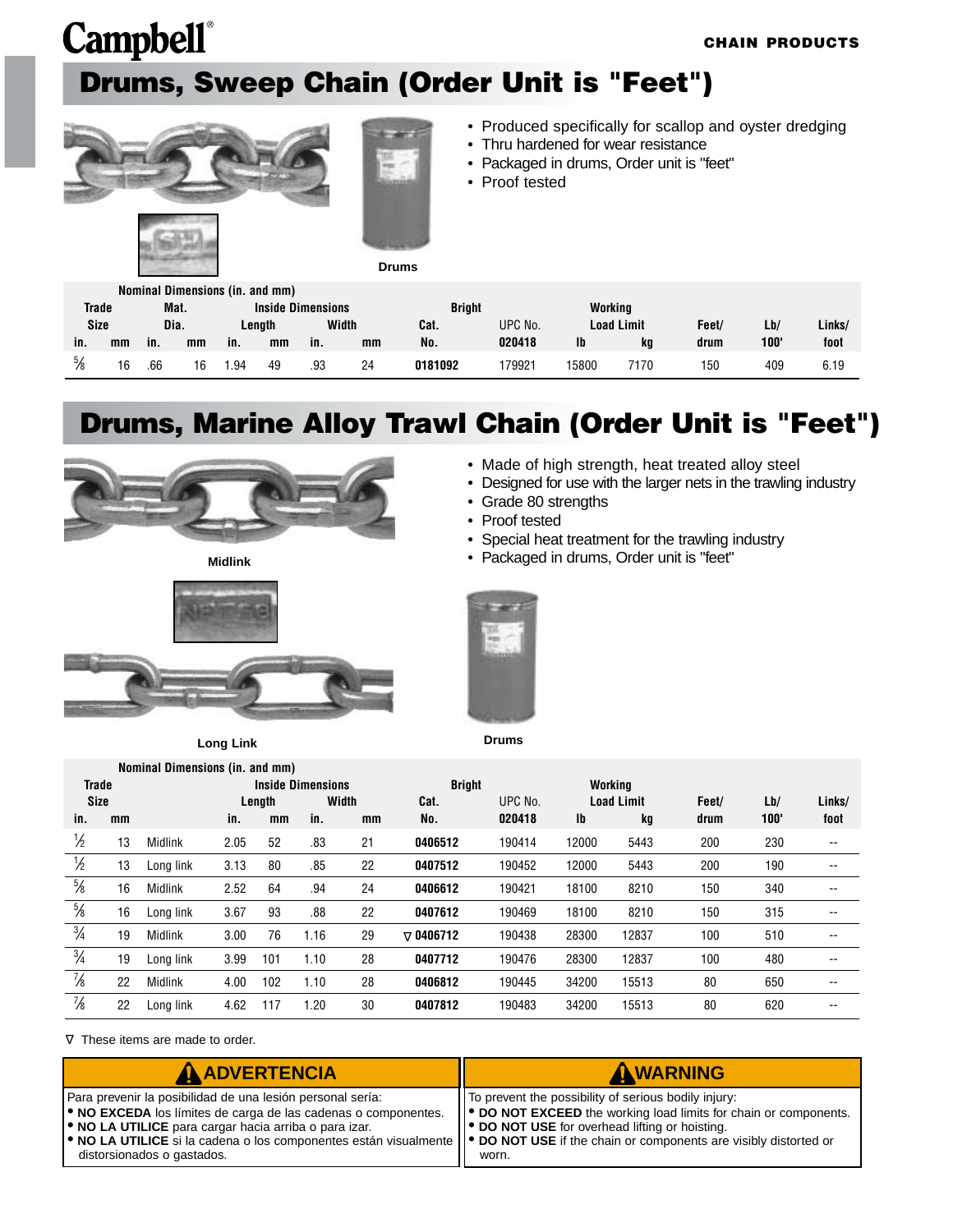Campbell®

CHAIN PRODUCTS

## Drums, Sweep Chain (Order Unit is "Feet")

Drums

- Produced specifically for scallop and oyster dredging
- Thru hardened for wear resistance
- Packaged in drums, Order unit is "feet"
- Proof tested

| Nominal Dimensions (in. and mm) | | | | | | | | | | | | | | |
|---|---|---|---|---|---|---|---|---|---|---|---|---|---|---|
| Trade Size | | Mat. Dia. | | Inside Dimensions | | | | Bright | | Working Load Limit | | | | |
| | | | | Length | | Width | | Cat. | UPC No. | | | Feet/ | Lb/ | Links/ |
| in. | mm | in. | mm | in. | mm | in. | mm | No. | 020418 | lb | kg | drum | 100' | foot |
| 5/8 | 16 | .66 | 16 | 1.94 | 49 | .93 | 24 | **0181092** | 179921 | 15800 | 7170 | 150 | 409 | 6.19 |

## Drums, Marine Alloy Trawl Chain (Order Unit is "Feet")

Midlink

Long Link

Drums

- Made of high strength, heat treated alloy steel
- Designed for use with the larger nets in the trawling industry
- Grade 80 strengths
- Proof tested
- Special heat treatment for the trawling industry
- Packaged in drums, Order unit is "feet"

| Nominal Dimensions (in. and mm) | | | | | | | | | | | | | |
|---|---|---|---|---|---|---|---|---|---|---|---|---|---|
| Trade Size | | | Inside Dimensions | | | | Bright | | Working Load Limit | | | | |
| | | | Length | | Width | | Cat. | UPC No. | | | Feet/ | Lb/ | Links/ |
| in. | mm | | in. | mm | in. | mm | No. | 020418 | lb | kg | drum | 100' | foot |
| 1/2 | 13 | Midlink | 2.05 | 52 | .83 | 21 | **0406512** | 190414 | 12000 | 5443 | 200 | 230 | -- |
| 1/2 | 13 | Long link | 3.13 | 80 | .85 | 22 | **0407512** | 190452 | 12000 | 5443 | 200 | 190 | -- |
| 5/8 | 16 | Midlink | 2.52 | 64 | .94 | 24 | **0406612** | 190421 | 18100 | 8210 | 150 | 340 | -- |
| 5/8 | 16 | Long link | 3.67 | 93 | .88 | 22 | **0407612** | 190469 | 18100 | 8210 | 150 | 315 | -- |
| 3/4 | 19 | Midlink | 3.00 | 76 | 1.16 | 29 | ∇ **0406712** | 190438 | 28300 | 12837 | 100 | 510 | -- |
| 3/4 | 19 | Long link | 3.99 | 101 | 1.10 | 28 | **0407712** | 190476 | 28300 | 12837 | 100 | 480 | -- |
| 7/8 | 22 | Midlink | 4.00 | 102 | 1.10 | 28 | **0406812** | 190445 | 34200 | 15513 | 80 | 650 | -- |
| 7/8 | 22 | Long link | 4.62 | 117 | 1.20 | 30 | **0407812** | 190483 | 34200 | 15513 | 80 | 620 | -- |

∇ These items are made to order.

**⚠ ADVERTENCIA**

Para prevenir la posibilidad de una lesión personal sería:
- **NO EXCEDA** los límites de carga de las cadenas o componentes.
- **NO LA UTILICE** para cargar hacia arriba o para izar.
- **NO LA UTILICE** si la cadena o los componentes están visualmente distorsionados o gastados.

**⚠ WARNING**

To prevent the possibility of serious bodily injury:
- **DO NOT EXCEED** the working load limits for chain or components.
- **DO NOT USE** for overhead lifting or hoisting.
- **DO NOT USE** if the chain or components are visibly distorted or worn.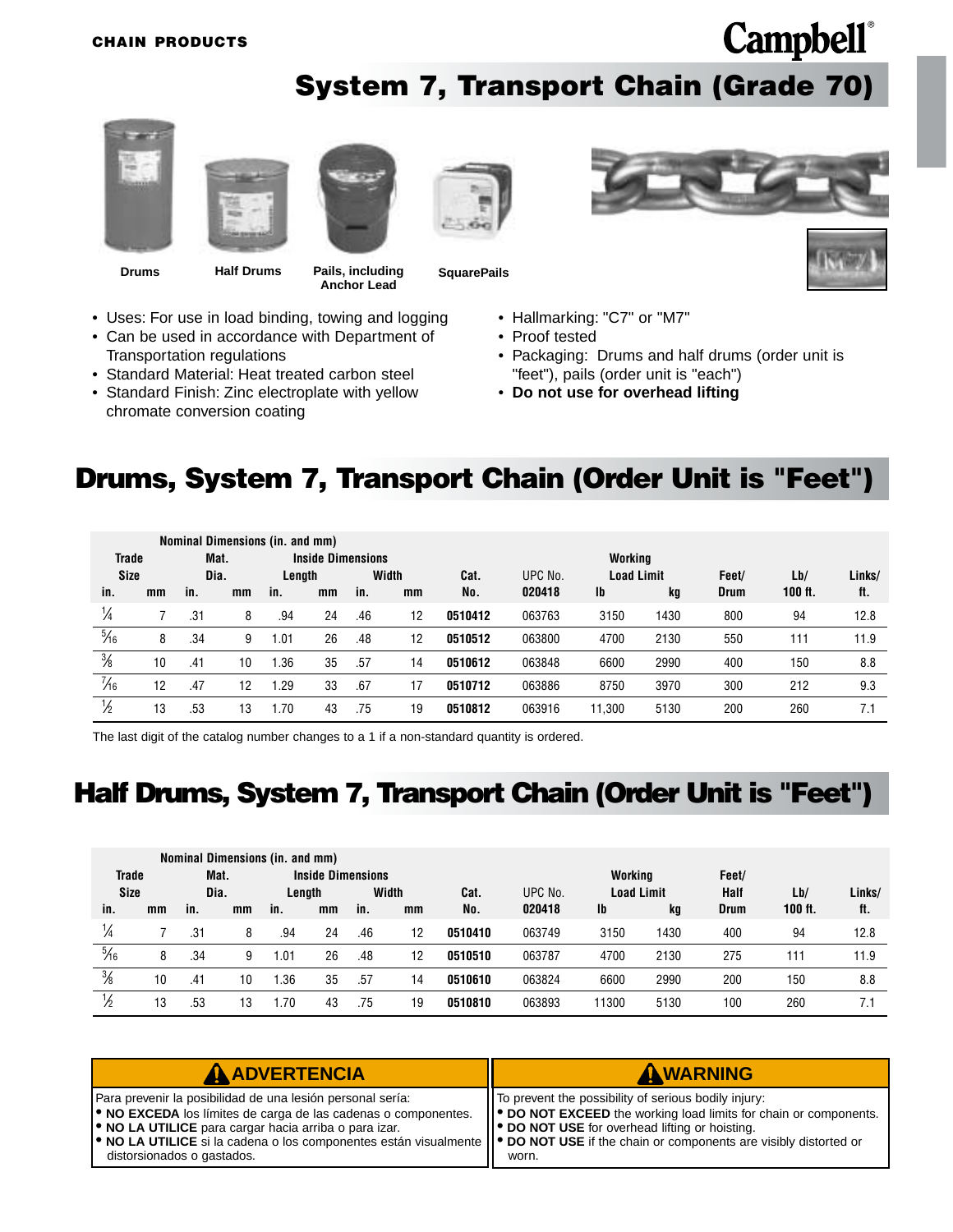CHAIN PRODUCTS

Campbell®

# System 7, Transport Chain (Grade 70)

Drums | Half Drums | Pails, including Anchor Lead | SquarePails

- Uses: For use in load binding, towing and logging
- Can be used in accordance with Department of Transportation regulations
- Standard Material: Heat treated carbon steel
- Standard Finish: Zinc electroplate with yellow chromate conversion coating
- Hallmarking: "C7" or "M7"
- Proof tested
- Packaging: Drums and half drums (order unit is "feet"), pails (order unit is "each")
- **Do not use for overhead lifting**

## Drums, System 7, Transport Chain (Order Unit is "Feet")

| Nominal Dimensions (in. and mm) | | | | | | | | | | | | | | |
|---|---|---|---|---|---|---|---|---|---|---|---|---|---|---|
| Trade Size | | Mat. Dia. | | Inside Dimensions | | | | Cat. | UPC No. | Working Load Limit | | Feet/ | Lb/ | Links/ |
| | | | | Length | | Width | | | | | | | | |
| in. | mm | in. | mm | in. | mm | in. | mm | No. | 020418 | lb | kg | Drum | 100 ft. | ft. |
| 1/4 | 7 | .31 | 8 | .94 | 24 | .46 | 12 | **0510412** | 063763 | 3150 | 1430 | 800 | 94 | 12.8 |
| 5/16 | 8 | .34 | 9 | 1.01 | 26 | .48 | 12 | **0510512** | 063800 | 4700 | 2130 | 550 | 111 | 11.9 |
| 3/8 | 10 | .41 | 10 | 1.36 | 35 | .57 | 14 | **0510612** | 063848 | 6600 | 2990 | 400 | 150 | 8.8 |
| 7/16 | 12 | .47 | 12 | 1.29 | 33 | .67 | 17 | **0510712** | 063886 | 8750 | 3970 | 300 | 212 | 9.3 |
| 1/2 | 13 | .53 | 13 | 1.70 | 43 | .75 | 19 | **0510812** | 063916 | 11,300 | 5130 | 200 | 260 | 7.1 |

The last digit of the catalog number changes to a 1 if a non-standard quantity is ordered.

## Half Drums, System 7, Transport Chain (Order Unit is "Feet")

| Nominal Dimensions (in. and mm) | | | | | | | | | | | | | | |
|---|---|---|---|---|---|---|---|---|---|---|---|---|---|---|
| Trade Size | | Mat. Dia. | | Inside Dimensions | | | | Cat. | UPC No. | Working Load Limit | | Feet/ Half | Lb/ | Links/ |
| | | | | Length | | Width | | | | | | | | |
| in. | mm | in. | mm | in. | mm | in. | mm | No. | 020418 | lb | kg | Drum | 100 ft. | ft. |
| 1/4 | 7 | .31 | 8 | .94 | 24 | .46 | 12 | **0510410** | 063749 | 3150 | 1430 | 400 | 94 | 12.8 |
| 5/16 | 8 | .34 | 9 | 1.01 | 26 | .48 | 12 | **0510510** | 063787 | 4700 | 2130 | 275 | 111 | 11.9 |
| 3/8 | 10 | .41 | 10 | 1.36 | 35 | .57 | 14 | **0510610** | 063824 | 6600 | 2990 | 200 | 150 | 8.8 |
| 1/2 | 13 | .53 | 13 | 1.70 | 43 | .75 | 19 | **0510810** | 063893 | 11300 | 5130 | 100 | 260 | 7.1 |

**⚠ ADVERTENCIA**

Para prevenir la posibilidad de una lesión personal sería:
- **NO EXCEDA** los límites de carga de las cadenas o componentes.
- **NO LA UTILICE** para cargar hacia arriba o para izar.
- **NO LA UTILICE** si la cadena o los componentes están visualmente distorsionados o gastados.

**⚠ WARNING**

To prevent the possibility of serious bodily injury:
- **DO NOT EXCEED** the working load limits for chain or components.
- **DO NOT USE** for overhead lifting or hoisting.
- **DO NOT USE** if the chain or components are visibly distorted or worn.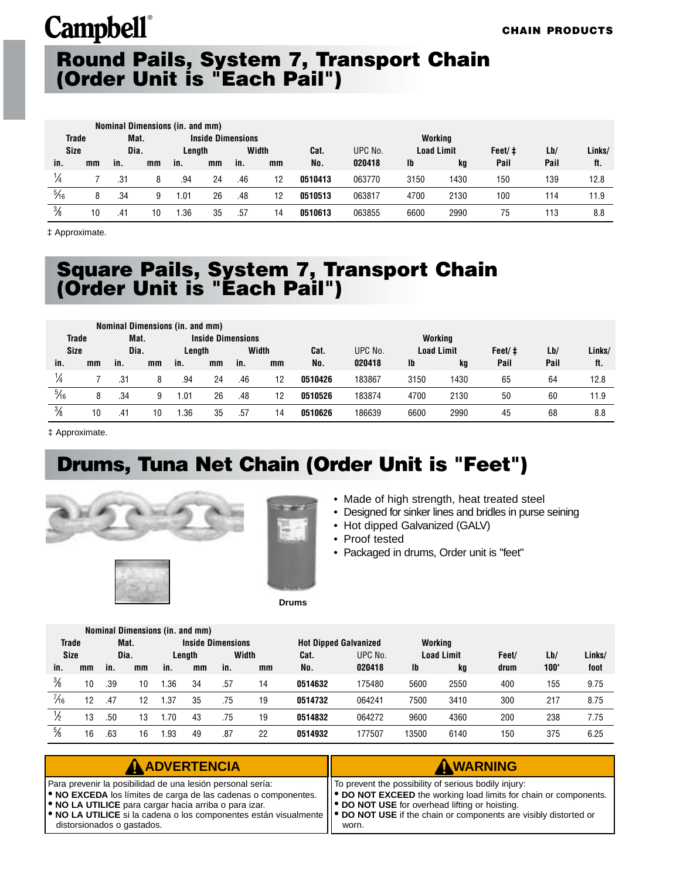Campbell®

CHAIN PRODUCTS

# Round Pails, System 7, Transport Chain (Order Unit is "Each Pail")

| Nominal Dimensions (in. and mm) | | | | | | | | | | | | | | |
|---|---|---|---|---|---|---|---|---|---|---|---|---|---|---|
| Trade Size | | Mat. Dia. | | Inside Dimensions | | | | Cat. | UPC No. | Working Load Limit | | Feet/ ‡ | Lb/ | Links/ |
| | | | | Length | | Width | | | | | | | | |
| in. | mm | in. | mm | in. | mm | in. | mm | No. | 020418 | lb | kg | Pail | Pail | ft. |
| 1/4 | 7 | .31 | 8 | .94 | 24 | .46 | 12 | **0510413** | 063770 | 3150 | 1430 | 150 | 139 | 12.8 |
| 5/16 | 8 | .34 | 9 | 1.01 | 26 | .48 | 12 | **0510513** | 063817 | 4700 | 2130 | 100 | 114 | 11.9 |
| 3/8 | 10 | .41 | 10 | 1.36 | 35 | .57 | 14 | **0510613** | 063855 | 6600 | 2990 | 75 | 113 | 8.8 |

‡ Approximate.

# Square Pails, System 7, Transport Chain (Order Unit is "Each Pail")

| Nominal Dimensions (in. and mm) | | | | | | | | | | | | | | |
|---|---|---|---|---|---|---|---|---|---|---|---|---|---|---|
| Trade Size | | Mat. Dia. | | Inside Dimensions | | | | Cat. | UPC No. | Working Load Limit | | Feet/ ‡ | Lb/ | Links/ |
| | | | | Length | | Width | | | | | | | | |
| in. | mm | in. | mm | in. | mm | in. | mm | No. | 020418 | lb | kg | Pail | Pail | ft. |
| 1/4 | 7 | .31 | 8 | .94 | 24 | .46 | 12 | **0510426** | 183867 | 3150 | 1430 | 65 | 64 | 12.8 |
| 5/16 | 8 | .34 | 9 | 1.01 | 26 | .48 | 12 | **0510526** | 183874 | 4700 | 2130 | 50 | 60 | 11.9 |
| 3/8 | 10 | .41 | 10 | 1.36 | 35 | .57 | 14 | **0510626** | 186639 | 6600 | 2990 | 45 | 68 | 8.8 |

‡ Approximate.

# Drums, Tuna Net Chain (Order Unit is "Feet")

Drums

- Made of high strength, heat treated steel
- Designed for sinker lines and bridles in purse seining
- Hot dipped Galvanized (GALV)
- Proof tested
- Packaged in drums, Order unit is "feet"

| Nominal Dimensions (in. and mm) | | | | | | | | | | | | | | |
|---|---|---|---|---|---|---|---|---|---|---|---|---|---|---|
| Trade Size | | Mat. Dia. | | Inside Dimensions | | | | Hot Dipped Galvanized | | Working Load Limit | | Feet/ | Lb/ | Links/ |
| | | | | Length | | Width | | Cat. | UPC No. | | | | | |
| in. | mm | in. | mm | in. | mm | in. | mm | No. | 020418 | lb | kg | drum | 100' | foot |
| 3/8 | 10 | .39 | 10 | 1.36 | 34 | .57 | 14 | **0514632** | 175480 | 5600 | 2550 | 400 | 155 | 9.75 |
| 7/16 | 12 | .47 | 12 | 1.37 | 35 | .75 | 19 | **0514732** | 064241 | 7500 | 3410 | 300 | 217 | 8.75 |
| 1/2 | 13 | .50 | 13 | 1.70 | 43 | .75 | 19 | **0514832** | 064272 | 9600 | 4360 | 200 | 238 | 7.75 |
| 5/8 | 16 | .63 | 16 | 1.93 | 49 | .87 | 22 | **0514932** | 177507 | 13500 | 6140 | 150 | 375 | 6.25 |

**⚠ ADVERTENCIA**

Para prevenir la posibilidad de una lesión personal sería:
- **NO EXCEDA** los límites de carga de las cadenas o componentes.
- **NO LA UTILICE** para cargar hacia arriba o para izar.
- **NO LA UTILICE** si la cadena o los componentes están visualmente distorsionados o gastados.

**⚠ WARNING**

To prevent the possibility of serious bodily injury:
- **DO NOT EXCEED** the working load limits for chain or components.
- **DO NOT USE** for overhead lifting or hoisting.
- **DO NOT USE** if the chain or components are visibly distorted or worn.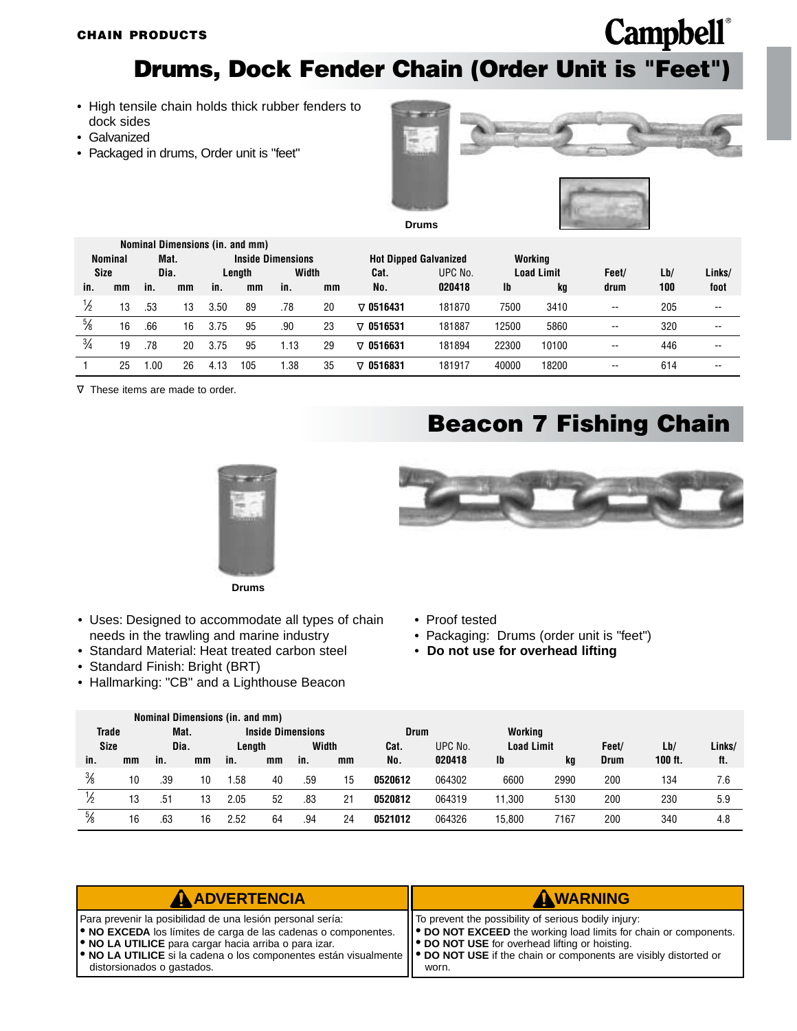CHAIN PRODUCTS

# Drums, Dock Fender Chain (Order Unit is "Feet")

- High tensile chain holds thick rubber fenders to dock sides
- Galvanized
- Packaged in drums, Order unit is "feet"

Drums

| Nominal Dimensions (in. and mm) | | | | | | | | Hot Dipped Galvanized | | Working | | | | |
|---|---|---|---|---|---|---|---|---|---|---|---|---|---|---|
| Nominal Size | | Mat. Dia. | | Inside Dimensions | | | | | | Load Limit | | | | |
| | | | | Length | | Width | | Cat. | UPC No. | | | Feet/ | Lb/ | Links/ |
| in. | mm | in. | mm | in. | mm | in. | mm | No. | 020418 | lb | kg | drum | 100 | foot |
| ½ | 13 | .53 | 13 | 3.50 | 89 | .78 | 20 | ∇ 0516431 | 181870 | 7500 | 3410 | -- | 205 | -- |
| ⅝ | 16 | .66 | 16 | 3.75 | 95 | .90 | 23 | ∇ 0516531 | 181887 | 12500 | 5860 | -- | 320 | -- |
| ¾ | 19 | .78 | 20 | 3.75 | 95 | 1.13 | 29 | ∇ 0516631 | 181894 | 22300 | 10100 | -- | 446 | -- |
| 1 | 25 | 1.00 | 26 | 4.13 | 105 | 1.38 | 35 | ∇ 0516831 | 181917 | 40000 | 18200 | -- | 614 | -- |

∇ These items are made to order.

# Beacon 7 Fishing Chain

Drums

- Uses: Designed to accommodate all types of chain needs in the trawling and marine industry
- Standard Material: Heat treated carbon steel
- Standard Finish: Bright (BRT)
- Hallmarking: "CB" and a Lighthouse Beacon
- Proof tested
- Packaging: Drums (order unit is "feet")
- **Do not use for overhead lifting**

| Nominal Dimensions (in. and mm) | | | | | | | | Drum | | Working | | | | |
|---|---|---|---|---|---|---|---|---|---|---|---|---|---|---|
| Trade Size | | Mat. Dia. | | Inside Dimensions | | | | | | Load Limit | | | | |
| | | | | Length | | Width | | Cat. | UPC No. | | | Feet/ | Lb/ | Links/ |
| in. | mm | in. | mm | in. | mm | in. | mm | No. | 020418 | lb | kg | Drum | 100 ft. | ft. |
| ⅜ | 10 | .39 | 10 | 1.58 | 40 | .59 | 15 | 0520612 | 064302 | 6600 | 2990 | 200 | 134 | 7.6 |
| ½ | 13 | .51 | 13 | 2.05 | 52 | .83 | 21 | 0520812 | 064319 | 11,300 | 5130 | 200 | 230 | 5.9 |
| ⅝ | 16 | .63 | 16 | 2.52 | 64 | .94 | 24 | 0521012 | 064326 | 15,800 | 7167 | 200 | 340 | 4.8 |

**⚠ ADVERTENCIA**

Para prevenir la posibilidad de una lesión personal sería:
- **NO EXCEDA** los límites de carga de las cadenas o componentes.
- **NO LA UTILICE** para cargar hacia arriba o para izar.
- **NO LA UTILICE** si la cadena o los componentes están visualmente distorsionados o gastados.

**⚠ WARNING**

To prevent the possibility of serious bodily injury:
- **DO NOT EXCEED** the working load limits for chain or components.
- **DO NOT USE** for overhead lifting or hoisting.
- **DO NOT USE** if the chain or components are visibly distorted or worn.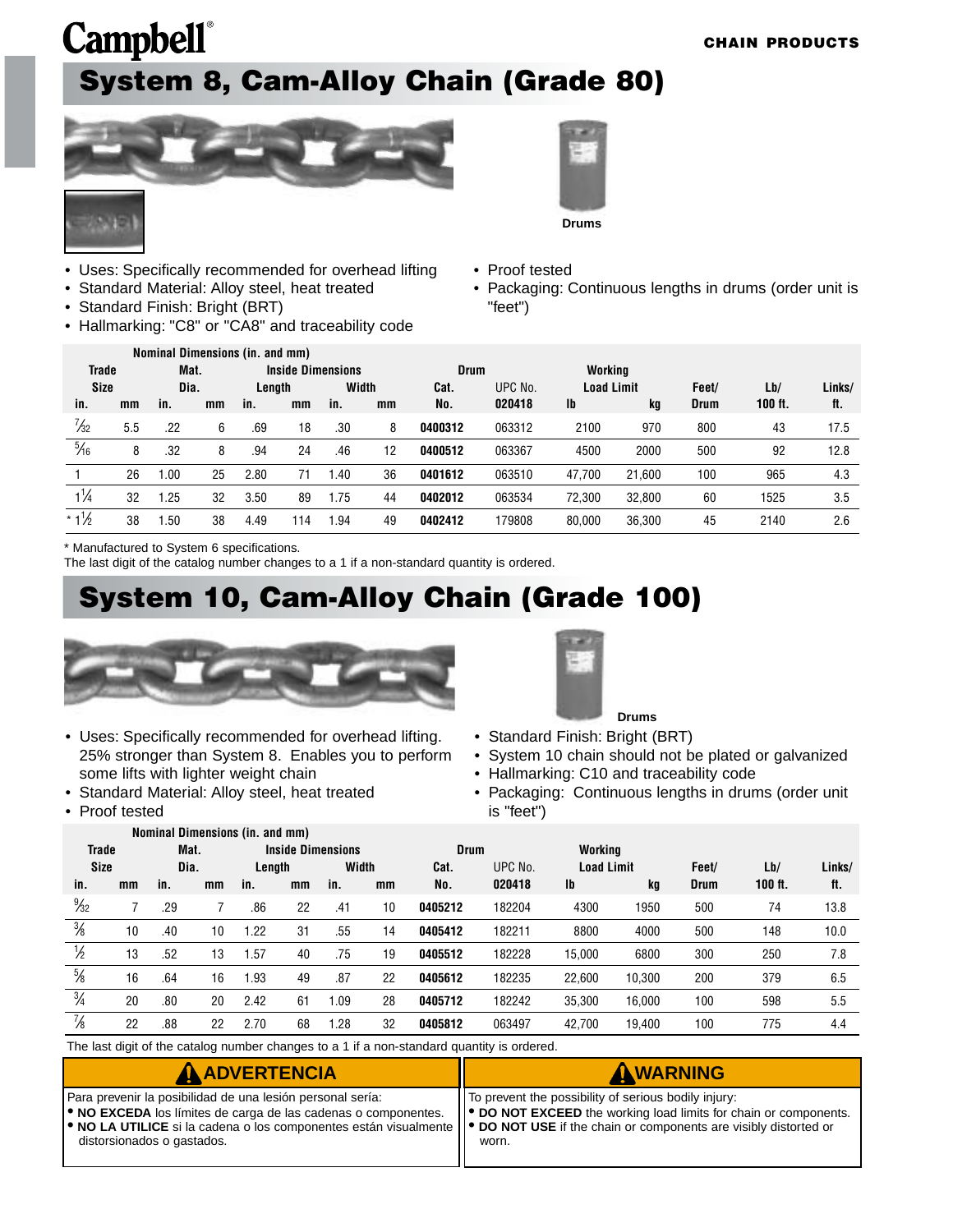Campbell®

CHAIN PRODUCTS

# System 8, Cam-Alloy Chain (Grade 80)

Drums

- Uses: Specifically recommended for overhead lifting
- Standard Material: Alloy steel, heat treated
- Standard Finish: Bright (BRT)
- Hallmarking: "C8" or "CA8" and traceability code
- Proof tested
- Packaging: Continuous lengths in drums (order unit is "feet")

| Nominal Dimensions (in. and mm) | | | | | | | | | | | | | | |
|---|---|---|---|---|---|---|---|---|---|---|---|---|---|---|
| Trade Size | | Mat. Dia. | | Inside Dimensions | | | | Drum | | Working Load Limit | | Feet/ Drum | Lb/ 100 ft. | Links/ ft. |
| | | | | Length | | Width | | Cat. | UPC No. | | | | | |
| in. | mm | in. | mm | in. | mm | in. | mm | No. | 020418 | lb | kg | | | |
| 7/32 | 5.5 | .22 | 6 | .69 | 18 | .30 | 8 | **0400312** | 063312 | 2100 | 970 | 800 | 43 | 17.5 |
| 5/16 | 8 | .32 | 8 | .94 | 24 | .46 | 12 | **0400512** | 063367 | 4500 | 2000 | 500 | 92 | 12.8 |
| 1 | 26 | 1.00 | 25 | 2.80 | 71 | 1.40 | 36 | **0401612** | 063510 | 47,700 | 21,600 | 100 | 965 | 4.3 |
| 1¼ | 32 | 1.25 | 32 | 3.50 | 89 | 1.75 | 44 | **0402012** | 063534 | 72,300 | 32,800 | 60 | 1525 | 3.5 |
| * 1½ | 38 | 1.50 | 38 | 4.49 | 114 | 1.94 | 49 | **0402412** | 179808 | 80,000 | 36,300 | 45 | 2140 | 2.6 |

* Manufactured to System 6 specifications.
The last digit of the catalog number changes to a 1 if a non-standard quantity is ordered.

# System 10, Cam-Alloy Chain (Grade 100)

Drums

- Uses: Specifically recommended for overhead lifting. 25% stronger than System 8. Enables you to perform some lifts with lighter weight chain
- Standard Material: Alloy steel, heat treated
- Proof tested
- Standard Finish: Bright (BRT)
- System 10 chain should not be plated or galvanized
- Hallmarking: C10 and traceability code
- Packaging: Continuous lengths in drums (order unit is "feet")

| Nominal Dimensions (in. and mm) | | | | | | | | | | | | | | |
|---|---|---|---|---|---|---|---|---|---|---|---|---|---|---|
| Trade Size | | Mat. Dia. | | Inside Dimensions | | | | Drum | | Working Load Limit | | Feet/ Drum | Lb/ 100 ft. | Links/ ft. |
| | | | | Length | | Width | | Cat. | UPC No. | | | | | |
| in. | mm | in. | mm | in. | mm | in. | mm | No. | 020418 | lb | kg | | | |
| 9/32 | 7 | .29 | 7 | .86 | 22 | .41 | 10 | **0405212** | 182204 | 4300 | 1950 | 500 | 74 | 13.8 |
| 3/8 | 10 | .40 | 10 | 1.22 | 31 | .55 | 14 | **0405412** | 182211 | 8800 | 4000 | 500 | 148 | 10.0 |
| 1/2 | 13 | .52 | 13 | 1.57 | 40 | .75 | 19 | **0405512** | 182228 | 15,000 | 6800 | 300 | 250 | 7.8 |
| 5/8 | 16 | .64 | 16 | 1.93 | 49 | .87 | 22 | **0405612** | 182235 | 22,600 | 10,300 | 200 | 379 | 6.5 |
| 3/4 | 20 | .80 | 20 | 2.42 | 61 | 1.09 | 28 | **0405712** | 182242 | 35,300 | 16,000 | 100 | 598 | 5.5 |
| 7/8 | 22 | .88 | 22 | 2.70 | 68 | 1.28 | 32 | **0405812** | 063497 | 42,700 | 19,400 | 100 | 775 | 4.4 |

The last digit of the catalog number changes to a 1 if a non-standard quantity is ordered.

**⚠ ADVERTENCIA**

Para prevenir la posibilidad de una lesión personal sería:
- **NO EXCEDA** los límites de carga de las cadenas o componentes.
- **NO LA UTILICE** si la cadena o los componentes están visualmente distorsionados o gastados.

**⚠ WARNING**

To prevent the possibility of serious bodily injury:
- **DO NOT EXCEED** the working load limits for chain or components.
- **DO NOT USE** if the chain or components are visibly distorted or worn.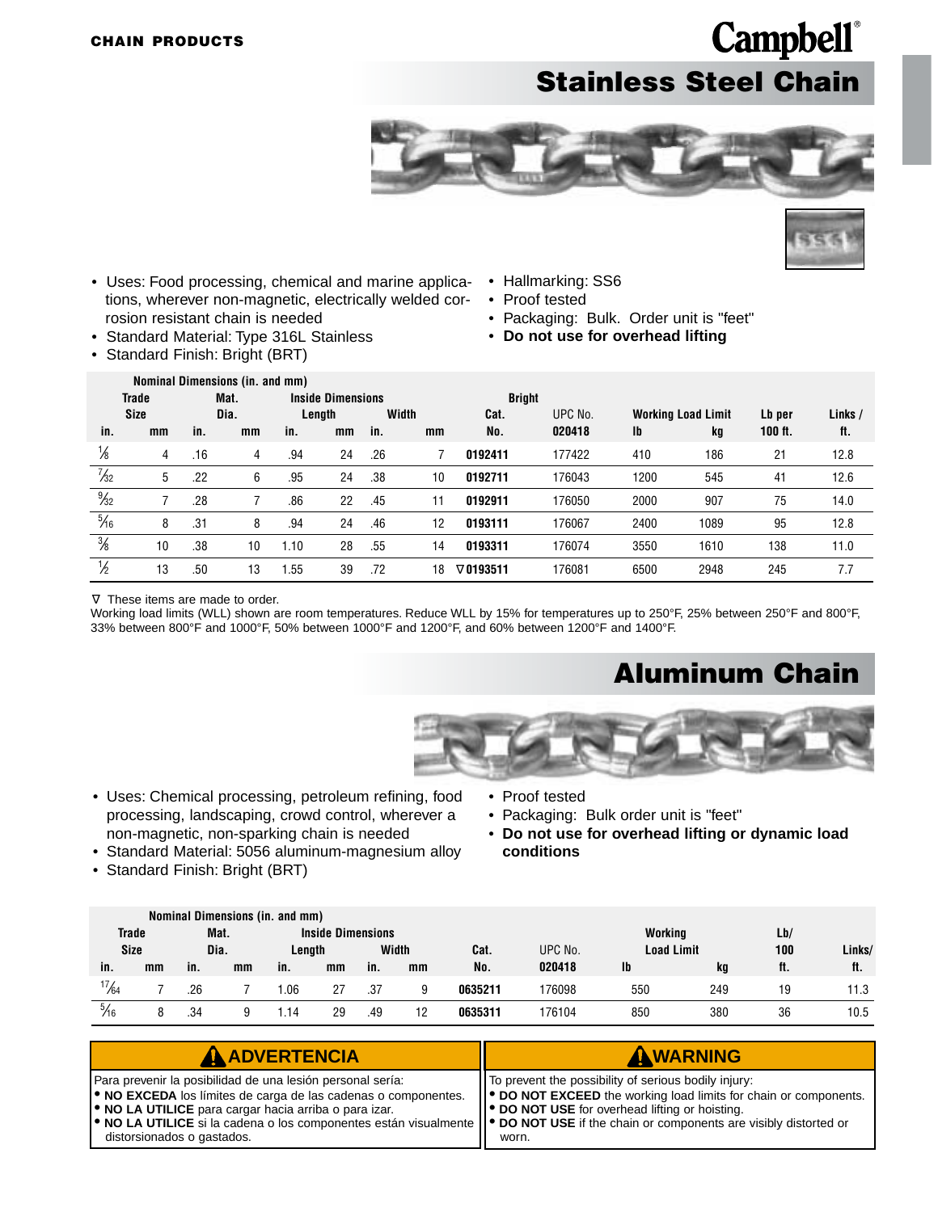CHAIN PRODUCTS

Campbell®

# Stainless Steel Chain

- Uses: Food processing, chemical and marine applications, wherever non-magnetic, electrically welded corrosion resistant chain is needed
- Standard Material: Type 316L Stainless
- Standard Finish: Bright (BRT)
- Hallmarking: SS6
- Proof tested
- Packaging: Bulk. Order unit is "feet"
- **Do not use for overhead lifting**

| Nominal Dimensions (in. and mm) | | | | | | | | Bright | | | | | |
|---|---|---|---|---|---|---|---|---|---|---|---|---|---|
| Trade Size | | Mat. Dia. | | Inside Dimensions | | | | | | | | | |
| | | | | Length | | Width | | Cat. | UPC No. | Working Load Limit | | Lb per | Links / |
| in. | mm | in. | mm | in. | mm | in. | mm | No. | 020418 | lb | kg | 100 ft. | ft. |
| 1/8 | 4 | .16 | 4 | .94 | 24 | .26 | 7 | 0192411 | 177422 | 410 | 186 | 21 | 12.8 |
| 7/32 | 5 | .22 | 6 | .95 | 24 | .38 | 10 | 0192711 | 176043 | 1200 | 545 | 41 | 12.6 |
| 9/32 | 7 | .28 | 7 | .86 | 22 | .45 | 11 | 0192911 | 176050 | 2000 | 907 | 75 | 14.0 |
| 5/16 | 8 | .31 | 8 | .94 | 24 | .46 | 12 | 0193111 | 176067 | 2400 | 1089 | 95 | 12.8 |
| 3/8 | 10 | .38 | 10 | 1.10 | 28 | .55 | 14 | 0193311 | 176074 | 3550 | 1610 | 138 | 11.0 |
| 1/2 | 13 | .50 | 13 | 1.55 | 39 | .72 | 18 | ∇0193511 | 176081 | 6500 | 2948 | 245 | 7.7 |

∇ These items are made to order.

Working load limits (WLL) shown are room temperatures. Reduce WLL by 15% for temperatures up to 250°F, 25% between 250°F and 800°F, 33% between 800°F and 1000°F, 50% between 1000°F and 1200°F, and 60% between 1200°F and 1400°F.

# Aluminum Chain

- Uses: Chemical processing, petroleum refining, food processing, landscaping, crowd control, wherever a non-magnetic, non-sparking chain is needed
- Standard Material: 5056 aluminum-magnesium alloy
- Standard Finish: Bright (BRT)
- Proof tested
- Packaging: Bulk order unit is "feet"
- **Do not use for overhead lifting or dynamic load conditions**

| Nominal Dimensions (in. and mm) | | | | | | | | | | | | | |
|---|---|---|---|---|---|---|---|---|---|---|---|---|---|
| Trade Size | | Mat. Dia. | | Inside Dimensions | | | | | | Working Load Limit | | Lb/ | |
| | | | | Length | | Width | | Cat. | UPC No. | | | 100 | Links/ |
| in. | mm | in. | mm | in. | mm | in. | mm | No. | 020418 | lb | kg | ft. | ft. |
| 17/64 | 7 | .26 | 7 | 1.06 | 27 | .37 | 9 | 0635211 | 176098 | 550 | 249 | 19 | 11.3 |
| 5/16 | 8 | .34 | 9 | 1.14 | 29 | .49 | 12 | 0635311 | 176104 | 850 | 380 | 36 | 10.5 |

**⚠ ADVERTENCIA**

Para prevenir la posibilidad de una lesión personal sería:
- **NO EXCEDA** los límites de carga de las cadenas o componentes.
- **NO LA UTILICE** para cargar hacia arriba o para izar.
- **NO LA UTILICE** si la cadena o los componentes están visualmente distorsionados o gastados.

**⚠ WARNING**

To prevent the possibility of serious bodily injury:
- **DO NOT EXCEED** the working load limits for chain or components.
- **DO NOT USE** for overhead lifting or hoisting.
- **DO NOT USE** if the chain or components are visibly distorted or worn.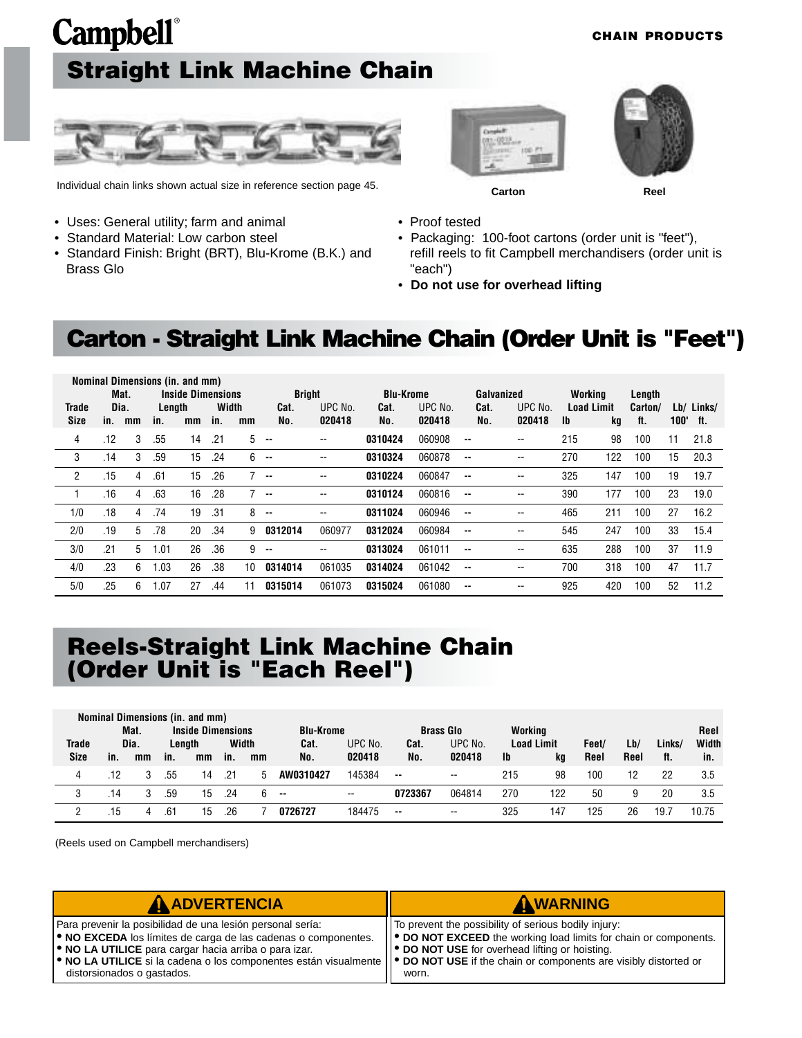Campbell®

CHAIN PRODUCTS

# Straight Link Machine Chain

Individual chain links shown actual size in reference section page 45.

Carton

Reel

- Uses: General utility; farm and animal
- Standard Material: Low carbon steel
- Standard Finish: Bright (BRT), Blu-Krome (B.K.) and Brass Glo
- Proof tested
- Packaging: 100-foot cartons (order unit is "feet"), refill reels to fit Campbell merchandisers (order unit is "each")
- **Do not use for overhead lifting**

## Carton - Straight Link Machine Chain (Order Unit is "Feet")

| Trade Size | Mat. Dia. in. | Mat. Dia. mm | Inside Length in. | Inside Length mm | Inside Width in. | Inside Width mm | Bright Cat. No. | Bright UPC No. 020418 | Blu-Krome Cat. No. | Blu-Krome UPC No. 020418 | Galvanized Cat. No. | Galvanized UPC No. 020418 | Working Load Limit lb | Working Load Limit kg | Length Carton/ ft. | Lb/ 100' | Links/ ft. |
|---|---|---|---|---|---|---|---|---|---|---|---|---|---|---|---|---|---|
| 4 | .12 | 3 | .55 | 14 | .21 | 5 | -- | -- | 0310424 | 060908 | -- | -- | 215 | 98 | 100 | 11 | 21.8 |
| 3 | .14 | 3 | .59 | 15 | .24 | 6 | -- | -- | 0310324 | 060878 | -- | -- | 270 | 122 | 100 | 15 | 20.3 |
| 2 | .15 | 4 | .61 | 15 | .26 | 7 | -- | -- | 0310224 | 060847 | -- | -- | 325 | 147 | 100 | 19 | 19.7 |
| 1 | .16 | 4 | .63 | 16 | .28 | 7 | -- | -- | 0310124 | 060816 | -- | -- | 390 | 177 | 100 | 23 | 19.0 |
| 1/0 | .18 | 4 | .74 | 19 | .31 | 8 | -- | -- | 0311024 | 060946 | -- | -- | 465 | 211 | 100 | 27 | 16.2 |
| 2/0 | .19 | 5 | .78 | 20 | .34 | 9 | 0312014 | 060977 | 0312024 | 060984 | -- | -- | 545 | 247 | 100 | 33 | 15.4 |
| 3/0 | .21 | 5 | 1.01 | 26 | .36 | 9 | -- | -- | 0313024 | 061011 | -- | -- | 635 | 288 | 100 | 37 | 11.9 |
| 4/0 | .23 | 6 | 1.03 | 26 | .38 | 10 | 0314014 | 061035 | 0314024 | 061042 | -- | -- | 700 | 318 | 100 | 47 | 11.7 |
| 5/0 | .25 | 6 | 1.07 | 27 | .44 | 11 | 0315014 | 061073 | 0315024 | 061080 | -- | -- | 925 | 420 | 100 | 52 | 11.2 |

## Reels-Straight Link Machine Chain (Order Unit is "Each Reel")

| Trade Size | Mat. Dia. in. | Mat. Dia. mm | Inside Length in. | Inside Length mm | Inside Width in. | Inside Width mm | Blu-Krome Cat. No. | Blu-Krome UPC No. 020418 | Brass Glo Cat. No. | Brass Glo UPC No. 020418 | Working Load Limit lb | Working Load Limit kg | Feet/ Reel | Lb/ Reel | Links/ ft. | Reel Width in. |
|---|---|---|---|---|---|---|---|---|---|---|---|---|---|---|---|---|
| 4 | .12 | 3 | .55 | 14 | .21 | 5 | AW0310427 | 145384 | -- | -- | 215 | 98 | 100 | 12 | 22 | 3.5 |
| 3 | .14 | 3 | .59 | 15 | .24 | 6 | -- | -- | 0723367 | 064814 | 270 | 122 | 50 | 9 | 20 | 3.5 |
| 2 | .15 | 4 | .61 | 15 | .26 | 7 | 0726727 | 184475 | -- | -- | 325 | 147 | 125 | 26 | 19.7 | 10.75 |

(Reels used on Campbell merchandisers)

**ADVERTENCIA**

Para prevenir la posibilidad de una lesión personal sería:
- **NO EXCEDA** los límites de carga de las cadenas o componentes.
- **NO LA UTILICE** para cargar hacia arriba o para izar.
- **NO LA UTILICE** si la cadena o los componentes están visualmente distorsionados o gastados.

**WARNING**

To prevent the possibility of serious bodily injury:
- **DO NOT EXCEED** the working load limits for chain or components.
- **DO NOT USE** for overhead lifting or hoisting.
- **DO NOT USE** if the chain or components are visibly distorted or worn.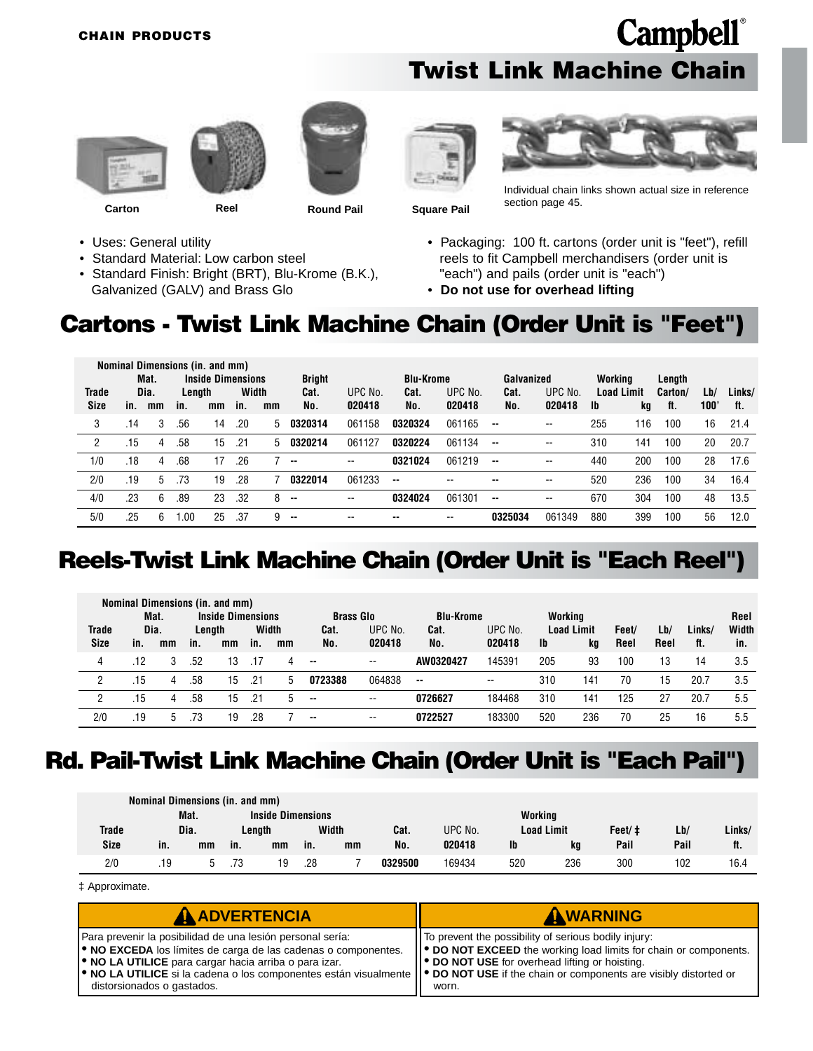CHAIN PRODUCTS

Campbell®

# Twist Link Machine Chain

Carton | Reel | Round Pail | Square Pail

Individual chain links shown actual size in reference section page 45.

- Uses: General utility
- Standard Material: Low carbon steel
- Standard Finish: Bright (BRT), Blu-Krome (B.K.), Galvanized (GALV) and Brass Glo
- Packaging: 100 ft. cartons (order unit is "feet"), refill reels to fit Campbell merchandisers (order unit is "each") and pails (order unit is "each")
- **Do not use for overhead lifting**

## Cartons - Twist Link Machine Chain (Order Unit is "Feet")

| Trade Size | Mat. Dia. in. | Mat. Dia. mm | Inside Length in. | Inside Length mm | Inside Width in. | Inside Width mm | Bright Cat. No. | Bright UPC No. 020418 | Blu-Krome Cat. No. | Blu-Krome UPC No. 020418 | Galvanized Cat. No. | Galvanized UPC No. 020418 | Working Load Limit lb | Working Load Limit kg | Length Carton/ ft. | Lb/ 100' | Links/ ft. |
|---|---|---|---|---|---|---|---|---|---|---|---|---|---|---|---|---|---|
| 3 | .14 | 3 | .56 | 14 | .20 | 5 | **0320314** | 061158 | **0320324** | 061165 | -- | -- | 255 | 116 | 100 | 16 | 21.4 |
| 2 | .15 | 4 | .58 | 15 | .21 | 5 | **0320214** | 061127 | **0320224** | 061134 | -- | -- | 310 | 141 | 100 | 20 | 20.7 |
| 1/0 | .18 | 4 | .68 | 17 | .26 | 7 | -- | -- | **0321024** | 061219 | -- | -- | 440 | 200 | 100 | 28 | 17.6 |
| 2/0 | .19 | 5 | .73 | 19 | .28 | 7 | **0322014** | 061233 | -- | -- | -- | -- | 520 | 236 | 100 | 34 | 16.4 |
| 4/0 | .23 | 6 | .89 | 23 | .32 | 8 | -- | -- | **0324024** | 061301 | -- | -- | 670 | 304 | 100 | 48 | 13.5 |
| 5/0 | .25 | 6 | 1.00 | 25 | .37 | 9 | -- | -- | -- | -- | **0325034** | 061349 | 880 | 399 | 100 | 56 | 12.0 |

## Reels-Twist Link Machine Chain (Order Unit is "Each Reel")

| Trade Size | Mat. Dia. in. | Mat. Dia. mm | Inside Length in. | Inside Length mm | Inside Width in. | Inside Width mm | Brass Glo Cat. No. | Brass Glo UPC No. 020418 | Blu-Krome Cat. No. | Blu-Krome UPC No. 020418 | Working Load Limit lb | Working Load Limit kg | Feet/ Reel | Lb/ Reel | Links/ ft. | Reel Width in. |
|---|---|---|---|---|---|---|---|---|---|---|---|---|---|---|---|---|
| 4 | .12 | 3 | .52 | 13 | .17 | 4 | -- | -- | **AW0320427** | 145391 | 205 | 93 | 100 | 13 | 14 | 3.5 |
| 2 | .15 | 4 | .58 | 15 | .21 | 5 | **0723388** | 064838 | -- | -- | 310 | 141 | 70 | 15 | 20.7 | 3.5 |
| 2 | .15 | 4 | .58 | 15 | .21 | 5 | -- | -- | **0726627** | 184468 | 310 | 141 | 125 | 27 | 20.7 | 5.5 |
| 2/0 | .19 | 5 | .73 | 19 | .28 | 7 | -- | -- | **0722527** | 183300 | 520 | 236 | 70 | 25 | 16 | 5.5 |

## Rd. Pail-Twist Link Machine Chain (Order Unit is "Each Pail")

| Trade Size | Mat. Dia. in. | Mat. Dia. mm | Inside Length in. | Inside Length mm | Inside Width in. | Inside Width mm | Cat. No. | UPC No. 020418 | Working Load Limit lb | Working Load Limit kg | Feet/ ‡ Pail | Lb/ Pail | Links/ ft. |
|---|---|---|---|---|---|---|---|---|---|---|---|---|---|
| 2/0 | .19 | 5 | .73 | 19 | .28 | 7 | **0329500** | 169434 | 520 | 236 | 300 | 102 | 16.4 |

‡ Approximate.

**ADVERTENCIA**

Para prevenir la posibilidad de una lesión personal sería:
- **NO EXCEDA** los límites de carga de las cadenas o componentes.
- **NO LA UTILICE** para cargar hacia arriba o para izar.
- **NO LA UTILICE** si la cadena o los componentes están visualmente distorsionados o gastados.

**WARNING**

To prevent the possibility of serious bodily injury:
- **DO NOT EXCEED** the working load limits for chain or components.
- **DO NOT USE** for overhead lifting or hoisting.
- **DO NOT USE** if the chain or components are visibly distorted or worn.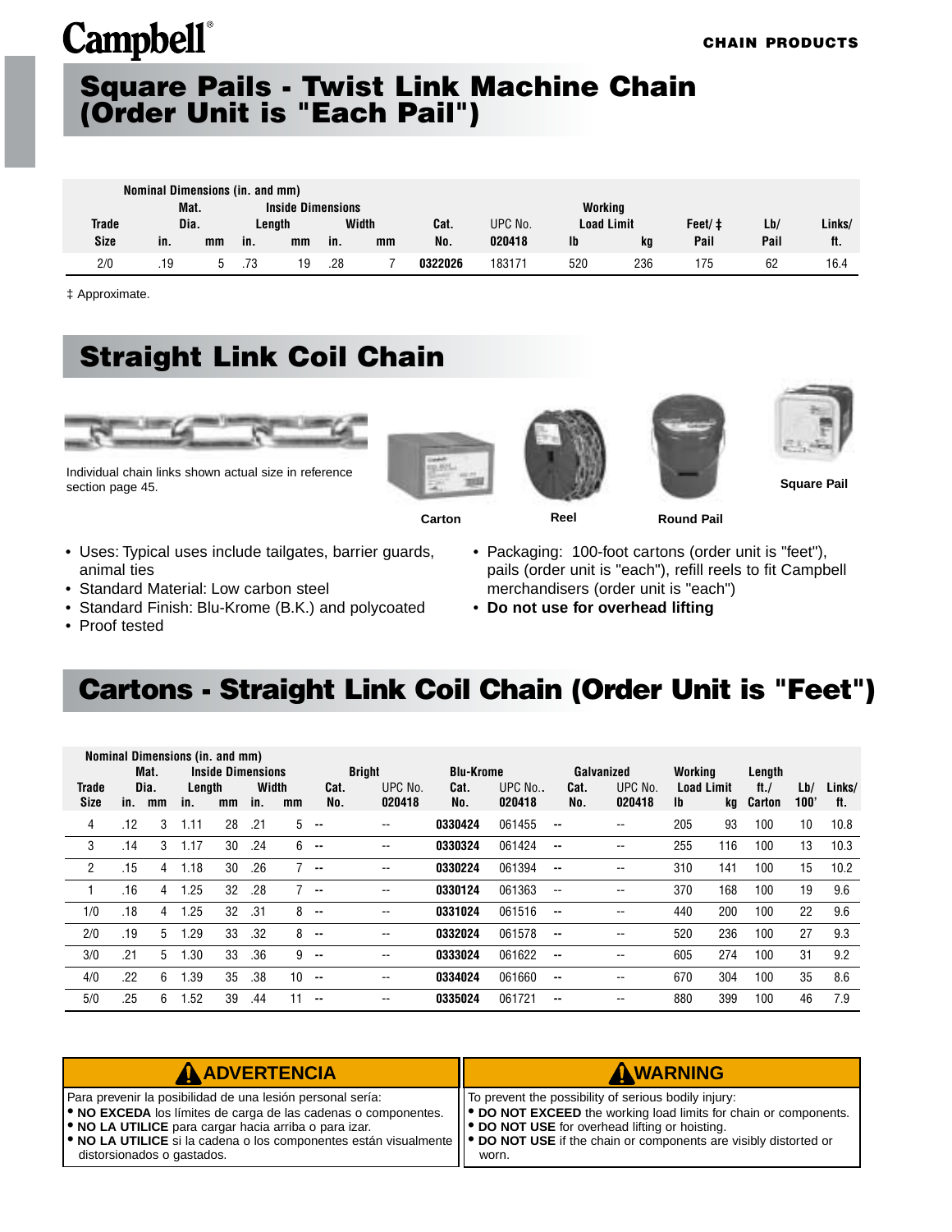Campbell®

CHAIN PRODUCTS

# Square Pails - Twist Link Machine Chain (Order Unit is "Each Pail")

| | Nominal Dimensions (in. and mm) | | | | | | | | | | | | |
|---|---|---|---|---|---|---|---|---|---|---|---|---|---|
| | Mat. Dia. | | Inside Dimensions | | | | | | Working Load Limit | | | | |
| | | | Length | | Width | | | | | | | | |
| Trade Size | in. | mm | in. | mm | in. | mm | Cat. No. | UPC No. 020418 | lb | kg | Feet/ ‡ Pail | Lb/ Pail | Links/ ft. |
| 2/0 | .19 | 5 | .73 | 19 | .28 | 7 | 0322026 | 183171 | 520 | 236 | 175 | 62 | 16.4 |

‡ Approximate.

# Straight Link Coil Chain

Individual chain links shown actual size in reference section page 45.

Carton

Reel

Round Pail

Square Pail

- Uses: Typical uses include tailgates, barrier guards, animal ties
- Standard Material: Low carbon steel
- Standard Finish: Blu-Krome (B.K.) and polycoated
- Proof tested
- Packaging: 100-foot cartons (order unit is "feet"), pails (order unit is "each"), refill reels to fit Campbell merchandisers (order unit is "each")
- **Do not use for overhead lifting**

# Cartons - Straight Link Coil Chain (Order Unit is "Feet")

| | Nominal Dimensions (in. and mm) | | | | | | | | | | | | | | | | | |
|---|---|---|---|---|---|---|---|---|---|---|---|---|---|---|---|---|---|---|
| | Mat. Dia. | | Inside Dimensions | | | | Bright | | Blu-Krome | | Galvanized | | Working Load Limit | | Length | | | |
| | | | Length | | Width | | | | | | | | | | | | | |
| Trade Size | in. | mm | in. | mm | in. | mm | Cat. No. | UPC No. 020418 | Cat. No. | UPC No.. 020418 | Cat. No. | UPC No. 020418 | lb | kg | ft./ Carton | Lb/ 100' | Links/ ft. |
| 4 | .12 | 3 | 1.11 | 28 | .21 | 5 | -- | -- | 0330424 | 061455 | -- | -- | 205 | 93 | 100 | 10 | 10.8 |
| 3 | .14 | 3 | 1.17 | 30 | .24 | 6 | -- | -- | 0330324 | 061424 | -- | -- | 255 | 116 | 100 | 13 | 10.3 |
| 2 | .15 | 4 | 1.18 | 30 | .26 | 7 | -- | -- | 0330224 | 061394 | -- | -- | 310 | 141 | 100 | 15 | 10.2 |
| 1 | .16 | 4 | 1.25 | 32 | .28 | 7 | -- | -- | 0330124 | 061363 | -- | -- | 370 | 168 | 100 | 19 | 9.6 |
| 1/0 | .18 | 4 | 1.25 | 32 | .31 | 8 | -- | -- | 0331024 | 061516 | -- | -- | 440 | 200 | 100 | 22 | 9.6 |
| 2/0 | .19 | 5 | 1.29 | 33 | .32 | 8 | -- | -- | 0332024 | 061578 | -- | -- | 520 | 236 | 100 | 27 | 9.3 |
| 3/0 | .21 | 5 | 1.30 | 33 | .36 | 9 | -- | -- | 0333024 | 061622 | -- | -- | 605 | 274 | 100 | 31 | 9.2 |
| 4/0 | .22 | 6 | 1.39 | 35 | .38 | 10 | -- | -- | 0334024 | 061660 | -- | -- | 670 | 304 | 100 | 35 | 8.6 |
| 5/0 | .25 | 6 | 1.52 | 39 | .44 | 11 | -- | -- | 0335024 | 061721 | -- | -- | 880 | 399 | 100 | 46 | 7.9 |

**ADVERTENCIA**

Para prevenir la posibilidad de una lesión personal sería:
- **NO EXCEDA** los límites de carga de las cadenas o componentes.
- **NO LA UTILICE** para cargar hacia arriba o para izar.
- **NO LA UTILICE** si la cadena o los componentes están visualmente distorsionados o gastados.

**WARNING**

To prevent the possibility of serious bodily injury:
- **DO NOT EXCEED** the working load limits for chain or components.
- **DO NOT USE** for overhead lifting or hoisting.
- **DO NOT USE** if the chain or components are visibly distorted or worn.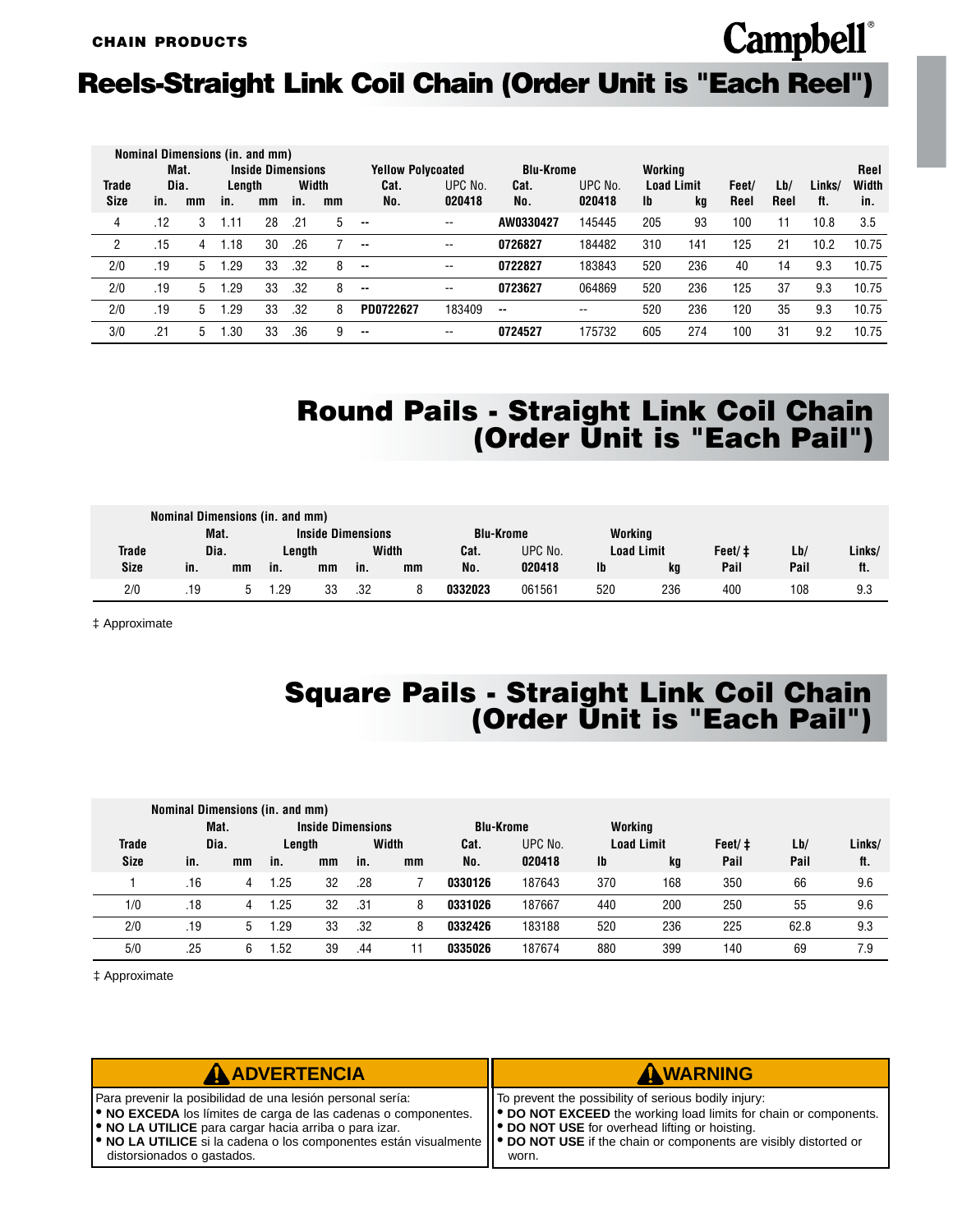CHAIN PRODUCTS

# Reels-Straight Link Coil Chain (Order Unit is "Each Reel")

| | Nominal Dimensions (in. and mm) | | | | | | Yellow Polycoated | | Blu-Krome | | Working | | | | | Reel |
|---|---|---|---|---|---|---|---|---|---|---|---|---|---|---|---|---|
| | Mat. | | Inside Dimensions | | | | | | | | Load Limit | | | | | |
| Trade | Dia. | | Length | | Width | | Cat. | UPC No. | Cat. | UPC No. | | | Feet/ | Lb/ | Links/ | Width |
| Size | in. | mm | in. | mm | in. | mm | No. | 020418 | No. | 020418 | lb | kg | Reel | Reel | ft. | in. |
| 4 | .12 | 3 | 1.11 | 28 | .21 | 5 | -- | -- | AW0330427 | 145445 | 205 | 93 | 100 | 11 | 10.8 | 3.5 |
| 2 | .15 | 4 | 1.18 | 30 | .26 | 7 | -- | -- | 0726827 | 184482 | 310 | 141 | 125 | 21 | 10.2 | 10.75 |
| 2/0 | .19 | 5 | 1.29 | 33 | .32 | 8 | -- | -- | 0722827 | 183843 | 520 | 236 | 40 | 14 | 9.3 | 10.75 |
| 2/0 | .19 | 5 | 1.29 | 33 | .32 | 8 | -- | -- | 0723627 | 064869 | 520 | 236 | 125 | 37 | 9.3 | 10.75 |
| 2/0 | .19 | 5 | 1.29 | 33 | .32 | 8 | PD0722627 | 183409 | -- | -- | 520 | 236 | 120 | 35 | 9.3 | 10.75 |
| 3/0 | .21 | 5 | 1.30 | 33 | .36 | 9 | -- | -- | 0724527 | 175732 | 605 | 274 | 100 | 31 | 9.2 | 10.75 |

# Round Pails - Straight Link Coil Chain (Order Unit is "Each Pail")

| | Nominal Dimensions (in. and mm) | | | | | | Blu-Krome | | Working | | | | |
|---|---|---|---|---|---|---|---|---|---|---|---|---|---|
| | Mat. | | Inside Dimensions | | | | | | Load Limit | | | | |
| Trade | Dia. | | Length | | Width | | Cat. | UPC No. | | | Feet/ ‡ | Lb/ | Links/ |
| Size | in. | mm | in. | mm | in. | mm | No. | 020418 | lb | kg | Pail | Pail | ft. |
| 2/0 | .19 | 5 | 1.29 | 33 | .32 | 8 | 0332023 | 061561 | 520 | 236 | 400 | 108 | 9.3 |

‡ Approximate

# Square Pails - Straight Link Coil Chain (Order Unit is "Each Pail")

| | Nominal Dimensions (in. and mm) | | | | | | Blu-Krome | | Working | | | | |
|---|---|---|---|---|---|---|---|---|---|---|---|---|---|
| | Mat. | | Inside Dimensions | | | | | | Load Limit | | | | |
| Trade | Dia. | | Length | | Width | | Cat. | UPC No. | | | Feet/ ‡ | Lb/ | Links/ |
| Size | in. | mm | in. | mm | in. | mm | No. | 020418 | lb | kg | Pail | Pail | ft. |
| 1 | .16 | 4 | 1.25 | 32 | .28 | 7 | 0330126 | 187643 | 370 | 168 | 350 | 66 | 9.6 |
| 1/0 | .18 | 4 | 1.25 | 32 | .31 | 8 | 0331026 | 187667 | 440 | 200 | 250 | 55 | 9.6 |
| 2/0 | .19 | 5 | 1.29 | 33 | .32 | 8 | 0332426 | 183188 | 520 | 236 | 225 | 62.8 | 9.3 |
| 5/0 | .25 | 6 | 1.52 | 39 | .44 | 11 | 0335026 | 187674 | 880 | 399 | 140 | 69 | 7.9 |

‡ Approximate

**ADVERTENCIA**

Para prevenir la posibilidad de una lesión personal sería:
- **NO EXCEDA** los límites de carga de las cadenas o componentes.
- **NO LA UTILICE** para cargar hacia arriba o para izar.
- **NO LA UTILICE** si la cadena o los componentes están visualmente distorsionados o gastados.

**WARNING**

To prevent the possibility of serious bodily injury:
- **DO NOT EXCEED** the working load limits for chain or components.
- **DO NOT USE** for overhead lifting or hoisting.
- **DO NOT USE** if the chain or components are visibly distorted or worn.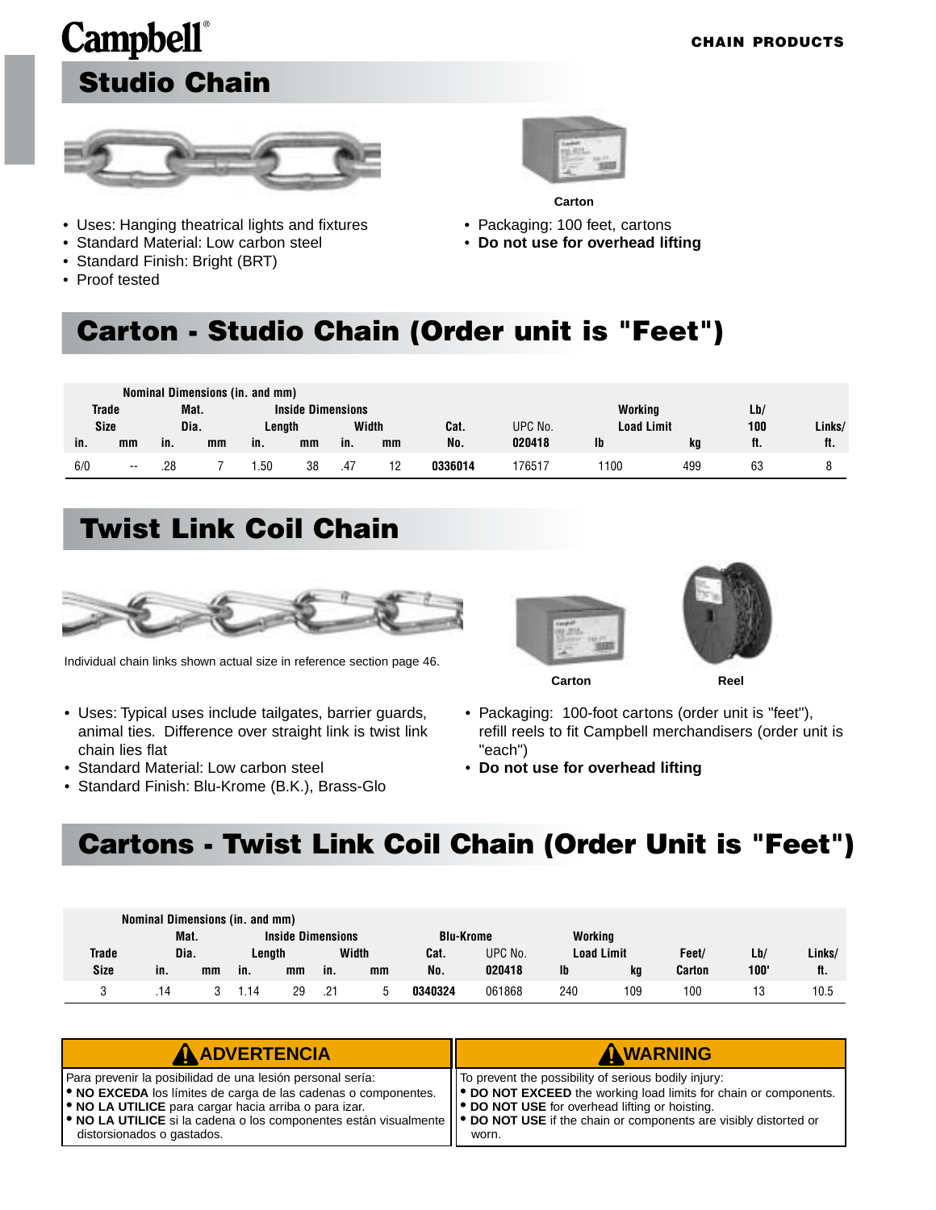Campbell®

CHAIN PRODUCTS

# Studio Chain

Carton

- Uses: Hanging theatrical lights and fixtures
- Standard Material: Low carbon steel
- Standard Finish: Bright (BRT)
- Proof tested
- Packaging: 100 feet, cartons
- **Do not use for overhead lifting**

## Carton - Studio Chain (Order unit is "Feet")

| Nominal Dimensions (in. and mm) | | | | | | | | | | | | | |
|---|---|---|---|---|---|---|---|---|---|---|---|---|---|
| Trade Size | | Mat. Dia. | | Inside Dimensions | | | | Cat. | UPC No. | Working Load Limit | | Lb/ 100 | Links/ |
| | | | | Length | | Width | | | | | | | |
| in. | mm | in. | mm | in. | mm | in. | mm | No. | 020418 | lb | kg | ft. | ft. |
| 6/0 | -- | .28 | 7 | 1.50 | 38 | .47 | 12 | **0336014** | 176517 | 1100 | 499 | 63 | 8 |

# Twist Link Coil Chain

Individual chain links shown actual size in reference section page 46.

Carton

Reel

- Uses: Typical uses include tailgates, barrier guards, animal ties. Difference over straight link is twist link chain lies flat
- Standard Material: Low carbon steel
- Standard Finish: Blu-Krome (B.K.), Brass-Glo
- Packaging: 100-foot cartons (order unit is "feet"), refill reels to fit Campbell merchandisers (order unit is "each")
- **Do not use for overhead lifting**

## Cartons - Twist Link Coil Chain (Order Unit is "Feet")

| Nominal Dimensions (in. and mm) | | | | | | | | | | | | | |
|---|---|---|---|---|---|---|---|---|---|---|---|---|---|
| Trade | Mat. Dia. | | Inside Dimensions | | | | Blu-Krome | | Working Load Limit | | Feet/ | Lb/ | Links/ |
| | | | Length | | Width | | Cat. | UPC No. | | | | | |
| Size | in. | mm | in. | mm | in. | mm | No. | 020418 | lb | kg | Carton | 100' | ft. |
| 3 | .14 | 3 | 1.14 | 29 | .21 | 5 | **0340324** | 061868 | 240 | 109 | 100 | 13 | 10.5 |

**⚠ ADVERTENCIA**

Para prevenir la posibilidad de una lesión personal sería:
- **NO EXCEDA** los límites de carga de las cadenas o componentes.
- **NO LA UTILICE** para cargar hacia arriba o para izar.
- **NO LA UTILICE** si la cadena o los componentes están visualmente distorsionados o gastados.

**⚠ WARNING**

To prevent the possibility of serious bodily injury:
- **DO NOT EXCEED** the working load limits for chain or components.
- **DO NOT USE** for overhead lifting or hoisting.
- **DO NOT USE** if the chain or components are visibly distorted or worn.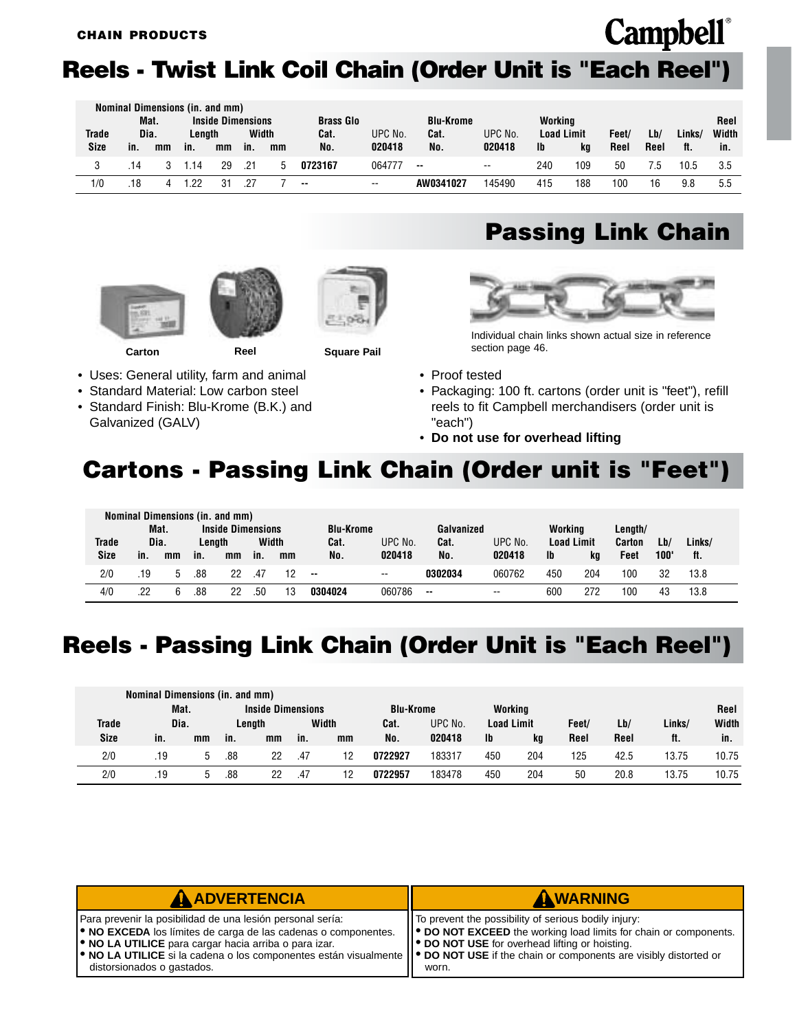CHAIN PRODUCTS

Campbell®

# Reels - Twist Link Coil Chain (Order Unit is "Each Reel")

| Trade Size | Nominal Dimensions (in. and mm) Mat. Dia. in. | mm | Inside Dimensions Length in. | mm | Width in. | mm | Brass Glo Cat. No. | UPC No. 020418 | Blu-Krome Cat. No. | UPC No. 020418 | Working Load Limit lb | kg | Feet/ Reel | Lb/ Reel | Links/ ft. | Reel Width in. |
|---|---|---|---|---|---|---|---|---|---|---|---|---|---|---|---|---|
| 3 | .14 | 3 | 1.14 | 29 | .21 | 5 | **0723167** | 064777 | -- | -- | 240 | 109 | 50 | 7.5 | 10.5 | 3.5 |
| 1/0 | .18 | 4 | 1.22 | 31 | .27 | 7 | -- | -- | **AW0341027** | 145490 | 415 | 188 | 100 | 16 | 9.8 | 5.5 |

# Passing Link Chain

Carton

Reel

Square Pail

Individual chain links shown actual size in reference section page 46.

- Uses: General utility, farm and animal
- Standard Material: Low carbon steel
- Standard Finish: Blu-Krome (B.K.) and Galvanized (GALV)

- Proof tested
- Packaging: 100 ft. cartons (order unit is "feet"), refill reels to fit Campbell merchandisers (order unit is "each")
- **Do not use for overhead lifting**

# Cartons - Passing Link Chain (Order unit is "Feet")

| Trade Size | Nominal Dimensions (in. and mm) Mat. Dia. in. | mm | Inside Dimensions Length in. | mm | Width in. | mm | Blu-Krome Cat. No. | UPC No. 020418 | Galvanized Cat. No. | UPC No. 020418 | Working Load Limit lb | kg | Length/ Carton Feet | Lb/ 100' | Links/ ft. |
|---|---|---|---|---|---|---|---|---|---|---|---|---|---|---|---|
| 2/0 | .19 | 5 | .88 | 22 | .47 | 12 | -- | -- | **0302034** | 060762 | 450 | 204 | 100 | 32 | 13.8 |
| 4/0 | .22 | 6 | .88 | 22 | .50 | 13 | **0304024** | 060786 | -- | -- | 600 | 272 | 100 | 43 | 13.8 |

# Reels - Passing Link Chain (Order Unit is "Each Reel")

| Trade Size | Nominal Dimensions (in. and mm) Mat. Dia. in. | mm | Inside Dimensions Length in. | mm | Width in. | mm | Blu-Krome Cat. No. | UPC No. 020418 | Working Load Limit lb | kg | Feet/ Reel | Lb/ Reel | Links/ ft. | Reel Width in. |
|---|---|---|---|---|---|---|---|---|---|---|---|---|---|---|
| 2/0 | .19 | 5 | .88 | 22 | .47 | 12 | **0722927** | 183317 | 450 | 204 | 125 | 42.5 | 13.75 | 10.75 |
| 2/0 | .19 | 5 | .88 | 22 | .47 | 12 | **0722957** | 183478 | 450 | 204 | 50 | 20.8 | 13.75 | 10.75 |

**⚠ ADVERTENCIA**

Para prevenir la posibilidad de una lesión personal sería:
- **NO EXCEDA** los límites de carga de las cadenas o componentes.
- **NO LA UTILICE** para cargar hacia arriba o para izar.
- **NO LA UTILICE** si la cadena o los componentes están visualmente distorsionados o gastados.

**⚠ WARNING**

To prevent the possibility of serious bodily injury:
- **DO NOT EXCEED** the working load limits for chain or components.
- **DO NOT USE** for overhead lifting or hoisting.
- **DO NOT USE** if the chain or components are visibly distorted or worn.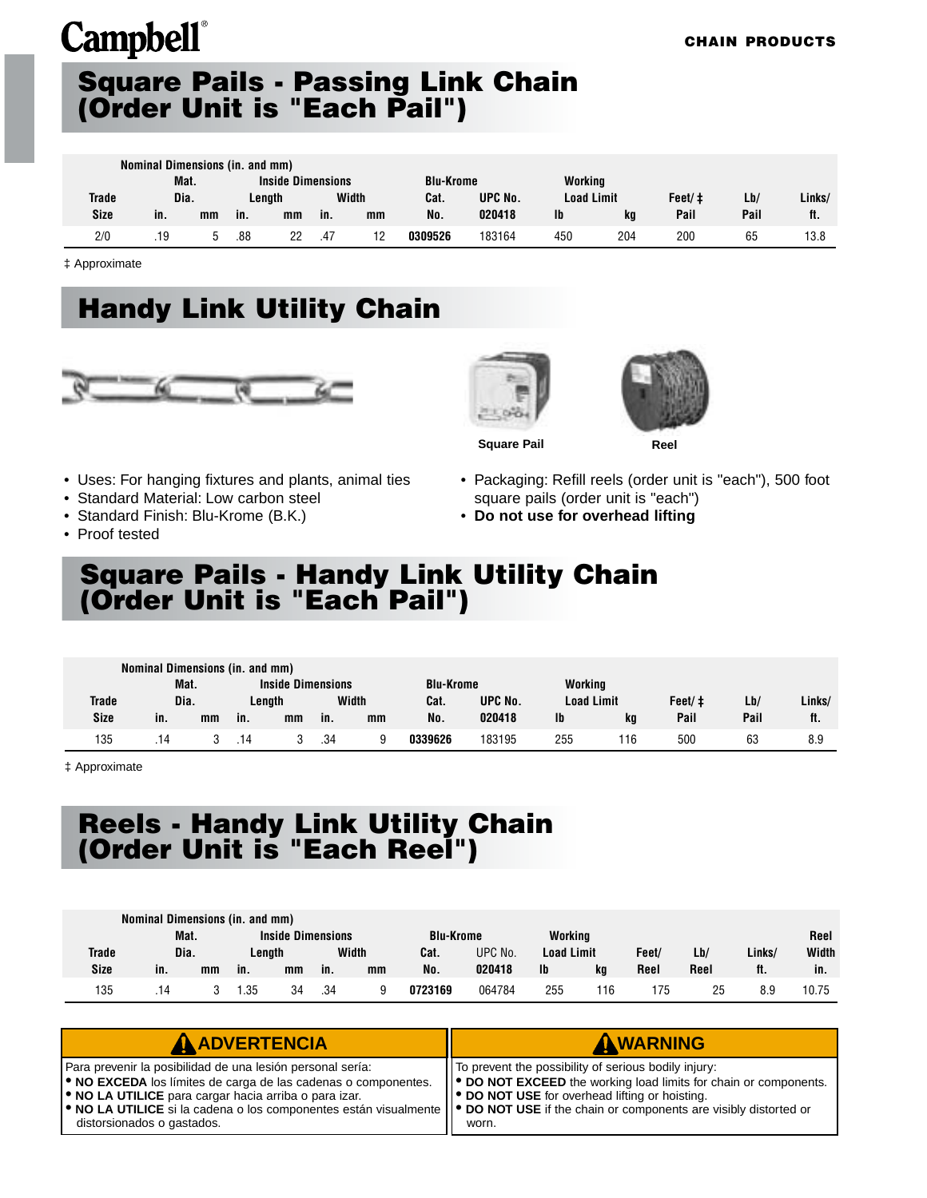# Square Pails - Passing Link Chain (Order Unit is "Each Pail")

| Trade Size | Mat. Dia. in. | Mat. Dia. mm | Inside Length in. | Inside Length mm | Inside Width in. | Inside Width mm | Blu-Krome Cat. No. | UPC No. 020418 | Working Load Limit lb | Working Load Limit kg | Feet/ ‡ Pail | Lb/ Pail | Links/ ft. |
|---|---|---|---|---|---|---|---|---|---|---|---|---|---|
| 2/0 | .19 | 5 | .88 | 22 | .47 | 12 | **0309526** | 183164 | 450 | 204 | 200 | 65 | 13.8 |

‡ Approximate

# Handy Link Utility Chain

Square Pail

Reel

- Uses: For hanging fixtures and plants, animal ties
- Standard Material: Low carbon steel
- Standard Finish: Blu-Krome (B.K.)
- Proof tested
- Packaging: Refill reels (order unit is "each"), 500 foot square pails (order unit is "each")
- **Do not use for overhead lifting**

# Square Pails - Handy Link Utility Chain (Order Unit is "Each Pail")

| Trade Size | Mat. Dia. in. | Mat. Dia. mm | Inside Length in. | Inside Length mm | Inside Width in. | Inside Width mm | Blu-Krome Cat. No. | UPC No. 020418 | Working Load Limit lb | Working Load Limit kg | Feet/ ‡ Pail | Lb/ Pail | Links/ ft. |
|---|---|---|---|---|---|---|---|---|---|---|---|---|---|
| 135 | .14 | 3 | .14 | 3 | .34 | 9 | **0339626** | 183195 | 255 | 116 | 500 | 63 | 8.9 |

‡ Approximate

# Reels - Handy Link Utility Chain (Order Unit is "Each Reel")

| Trade Size | Mat. Dia. in. | Mat. Dia. mm | Inside Length in. | Inside Length mm | Inside Width in. | Inside Width mm | Blu-Krome Cat. No. | UPC No. 020418 | Working Load Limit lb | Working Load Limit kg | Feet/ Reel | Lb/ Reel | Links/ ft. | Reel Width in. |
|---|---|---|---|---|---|---|---|---|---|---|---|---|---|---|
| 135 | .14 | 3 | 1.35 | 34 | .34 | 9 | **0723169** | 064784 | 255 | 116 | 175 | 25 | 8.9 | 10.75 |

**ADVERTENCIA**

Para prevenir la posibilidad de una lesión personal sería:
- **NO EXCEDA** los límites de carga de las cadenas o componentes.
- **NO LA UTILICE** para cargar hacia arriba o para izar.
- **NO LA UTILICE** si la cadena o los componentes están visualmente distorsionados o gastados.

**WARNING**

To prevent the possibility of serious bodily injury:
- **DO NOT EXCEED** the working load limits for chain or components.
- **DO NOT USE** for overhead lifting or hoisting.
- **DO NOT USE** if the chain or components are visibly distorted or worn.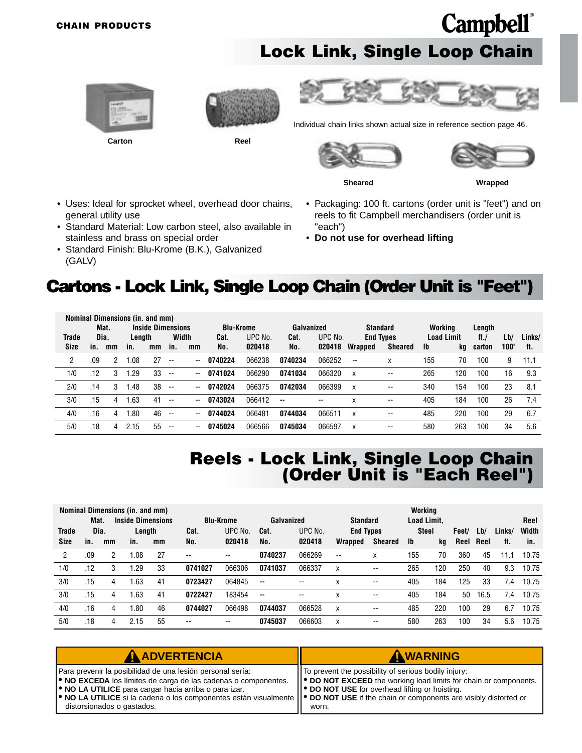CHAIN PRODUCTS

# Lock Link, Single Loop Chain

Carton

Reel

Individual chain links shown actual size in reference section page 46.

Sheared

Wrapped

- Uses: Ideal for sprocket wheel, overhead door chains, general utility use
- Standard Material: Low carbon steel, also available in stainless and brass on special order
- Standard Finish: Blu-Krome (B.K.), Galvanized (GALV)
- Packaging: 100 ft. cartons (order unit is "feet") and on reels to fit Campbell merchandisers (order unit is "each")
- **Do not use for overhead lifting**

## Cartons - Lock Link, Single Loop Chain (Order Unit is "Feet")

| Nominal Dimensions (in. and mm) | | | | | | | Blu-Krome | | Galvanized | | Standard End Types | | Working Load Limit | | Length ft./ carton | Lb/ 100' | Links/ ft. |
|---|---|---|---|---|---|---|---|---|---|---|---|---|---|---|---|---|---|
| Trade Size | Mat. Dia. in. | Mat. Dia. mm | Inside Dimensions Length in. | Length mm | Width in. | Width mm | Cat. No. | UPC No. 020418 | Cat. No. | UPC No. 020418 | Wrapped | Sheared | lb | kg | | | |
| 2 | .09 | 2 | 1.08 | 27 | -- | -- | **0740224** | 066238 | **0740234** | 066252 | -- | x | 155 | 70 | 100 | 9 | 11.1 |
| 1/0 | .12 | 3 | 1.29 | 33 | -- | -- | **0741024** | 066290 | **0741034** | 066320 | x | -- | 265 | 120 | 100 | 16 | 9.3 |
| 2/0 | .14 | 3 | 1.48 | 38 | -- | -- | **0742024** | 066375 | **0742034** | 066399 | x | -- | 340 | 154 | 100 | 23 | 8.1 |
| 3/0 | .15 | 4 | 1.63 | 41 | -- | -- | **0743024** | 066412 | -- | -- | x | -- | 405 | 184 | 100 | 26 | 7.4 |
| 4/0 | .16 | 4 | 1.80 | 46 | -- | -- | **0744024** | 066481 | **0744034** | 066511 | x | -- | 485 | 220 | 100 | 29 | 6.7 |
| 5/0 | .18 | 4 | 2.15 | 55 | -- | -- | **0745024** | 066566 | **0745034** | 066597 | x | -- | 580 | 263 | 100 | 34 | 5.6 |

## Reels - Lock Link, Single Loop Chain (Order Unit is "Each Reel")

| Nominal Dimensions (in. and mm) | | | | | Blu-Krome | | Galvanized | | Standard End Types | | Working Load Limit, Steel | | Feet/ Reel | Lb/ Reel | Links/ ft. | Reel Width in. |
|---|---|---|---|---|---|---|---|---|---|---|---|---|---|---|---|---|
| Trade Size | Mat. Dia. in. | Mat. Dia. mm | Inside Dimensions Length in. | Length mm | Cat. No. | UPC No. 020418 | Cat. No. | UPC No. 020418 | Wrapped | Sheared | lb | kg | | | | |
| 2 | .09 | 2 | 1.08 | 27 | -- | -- | **0740237** | 066269 | -- | x | 155 | 70 | 360 | 45 | 11.1 | 10.75 |
| 1/0 | .12 | 3 | 1.29 | 33 | **0741027** | 066306 | **0741037** | 066337 | x | -- | 265 | 120 | 250 | 40 | 9.3 | 10.75 |
| 3/0 | .15 | 4 | 1.63 | 41 | **0723427** | 064845 | -- | -- | x | -- | 405 | 184 | 125 | 33 | 7.4 | 10.75 |
| 3/0 | .15 | 4 | 1.63 | 41 | **0722427** | 183454 | -- | -- | x | -- | 405 | 184 | 50 | 16.5 | 7.4 | 10.75 |
| 4/0 | .16 | 4 | 1.80 | 46 | **0744027** | 066498 | **0744037** | 066528 | x | -- | 485 | 220 | 100 | 29 | 6.7 | 10.75 |
| 5/0 | .18 | 4 | 2.15 | 55 | -- | -- | **0745037** | 066603 | x | -- | 580 | 263 | 100 | 34 | 5.6 | 10.75 |

### ⚠ ADVERTENCIA

Para prevenir la posibilidad de una lesión personal sería:

- **NO EXCEDA** los límites de carga de las cadenas o componentes.
- **NO LA UTILICE** para cargar hacia arriba o para izar.
- **NO LA UTILICE** si la cadena o los componentes están visualmente distorsionados o gastados.

### ⚠ WARNING

To prevent the possibility of serious bodily injury:

- **DO NOT EXCEED** the working load limits for chain or components.
- **DO NOT USE** for overhead lifting or hoisting.
- **DO NOT USE** if the chain or components are visibly distorted or worn.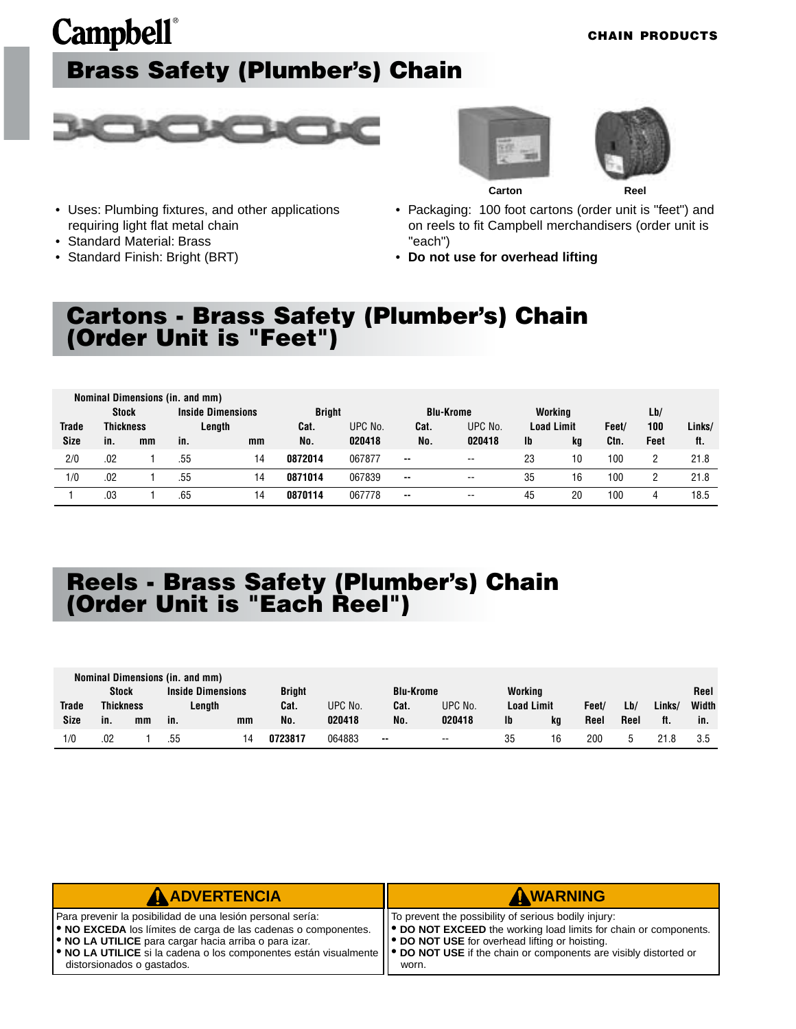Campbell®

CHAIN PRODUCTS

# Brass Safety (Plumber's) Chain

Carton

Reel

- Uses: Plumbing fixtures, and other applications requiring light flat metal chain
- Standard Material: Brass
- Standard Finish: Bright (BRT)

- Packaging: 100 foot cartons (order unit is "feet") and on reels to fit Campbell merchandisers (order unit is "each")
- **Do not use for overhead lifting**

## Cartons - Brass Safety (Plumber's) Chain (Order Unit is "Feet")

| Nominal Dimensions (in. and mm) | | | | | | | | | | | | | | |
|---|---|---|---|---|---|---|---|---|---|---|---|---|---|---|
| Trade Size | Stock Thickness in. | Stock Thickness mm | Inside Dimensions Length in. | Inside Dimensions Length mm | Bright Cat. No. | Bright UPC No. 020418 | Blu-Krome Cat. No. | Blu-Krome UPC No. 020418 | Working Load Limit lb | Working Load Limit kg | Feet/ Ctn. | Lb/ 100 Feet | Links/ ft. |
| 2/0 | .02 | 1 | .55 | 14 | **0872014** | 067877 | -- | -- | 23 | 10 | 100 | 2 | 21.8 |
| 1/0 | .02 | 1 | .55 | 14 | **0871014** | 067839 | -- | -- | 35 | 16 | 100 | 2 | 21.8 |
| 1 | .03 | 1 | .65 | 14 | **0870114** | 067778 | -- | -- | 45 | 20 | 100 | 4 | 18.5 |

## Reels - Brass Safety (Plumber's) Chain (Order Unit is "Each Reel")

| Nominal Dimensions (in. and mm) | | | | | | | | | | | | | | |
|---|---|---|---|---|---|---|---|---|---|---|---|---|---|---|
| Trade Size | Stock Thickness in. | Stock Thickness mm | Inside Dimensions Length in. | Inside Dimensions Length mm | Bright Cat. No. | Bright UPC No. 020418 | Blu-Krome Cat. No. | Blu-Krome UPC No. 020418 | Working Load Limit lb | Working Load Limit kg | Feet/ Reel | Lb/ Reel | Links/ ft. | Reel Width in. |
| 1/0 | .02 | 1 | .55 | 14 | **0723817** | 064883 | -- | -- | 35 | 16 | 200 | 5 | 21.8 | 3.5 |

**⚠ ADVERTENCIA**

Para prevenir la posibilidad de una lesión personal sería:
- **NO EXCEDA** los límites de carga de las cadenas o componentes.
- **NO LA UTILICE** para cargar hacia arriba o para izar.
- **NO LA UTILICE** si la cadena o los componentes están visualmente distorsionados o gastados.

**⚠ WARNING**

To prevent the possibility of serious bodily injury:
- **DO NOT EXCEED** the working load limits for chain or components.
- **DO NOT USE** for overhead lifting or hoisting.
- **DO NOT USE** if the chain or components are visibly distorted or worn.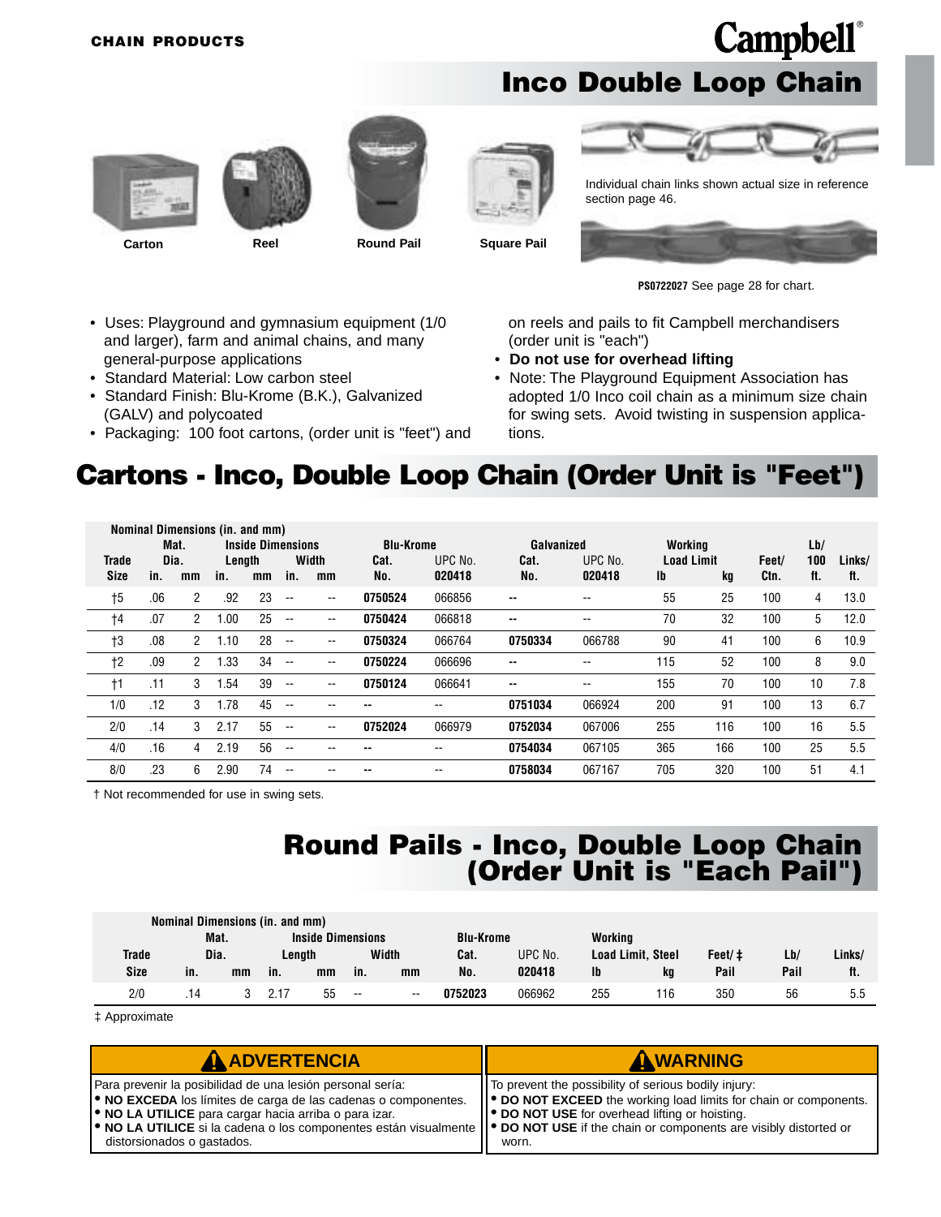CHAIN PRODUCTS

# Inco Double Loop Chain

Carton    Reel    Round Pail    Square Pail

Individual chain links shown actual size in reference section page 46.

**PS0722027** See page 28 for chart.

- Uses: Playground and gymnasium equipment (1/0 and larger), farm and animal chains, and many general-purpose applications
- Standard Material: Low carbon steel
- Standard Finish: Blu-Krome (B.K.), Galvanized (GALV) and polycoated
- Packaging: 100 foot cartons, (order unit is "feet") and on reels and pails to fit Campbell merchandisers (order unit is "each")
- **Do not use for overhead lifting**
- Note: The Playground Equipment Association has adopted 1/0 Inco coil chain as a minimum size chain for swing sets. Avoid twisting in suspension applications.

## Cartons - Inco, Double Loop Chain (Order Unit is "Feet")

| Trade Size | Mat. Dia. in. | Mat. Dia. mm | Inside Length in. | Inside Length mm | Inside Width in. | Inside Width mm | Blu-Krome Cat. No. | Blu-Krome UPC No. 020418 | Galvanized Cat. No. | Galvanized UPC No. 020418 | Working Load Limit lb | Working Load Limit kg | Feet/ Ctn. | Lb/ 100 ft. | Links/ ft. |
|---|---|---|---|---|---|---|---|---|---|---|---|---|---|---|---|
| †5 | .06 | 2 | .92 | 23 | -- | -- | **0750524** | 066856 | -- | -- | 55 | 25 | 100 | 4 | 13.0 |
| †4 | .07 | 2 | 1.00 | 25 | -- | -- | **0750424** | 066818 | -- | -- | 70 | 32 | 100 | 5 | 12.0 |
| †3 | .08 | 2 | 1.10 | 28 | -- | -- | **0750324** | 066764 | **0750334** | 066788 | 90 | 41 | 100 | 6 | 10.9 |
| †2 | .09 | 2 | 1.33 | 34 | -- | -- | **0750224** | 066696 | -- | -- | 115 | 52 | 100 | 8 | 9.0 |
| †1 | .11 | 3 | 1.54 | 39 | -- | -- | **0750124** | 066641 | -- | -- | 155 | 70 | 100 | 10 | 7.8 |
| 1/0 | .12 | 3 | 1.78 | 45 | -- | -- | -- | -- | **0751034** | 066924 | 200 | 91 | 100 | 13 | 6.7 |
| 2/0 | .14 | 3 | 2.17 | 55 | -- | -- | **0752024** | 066979 | **0752034** | 067006 | 255 | 116 | 100 | 16 | 5.5 |
| 4/0 | .16 | 4 | 2.19 | 56 | -- | -- | -- | -- | **0754034** | 067105 | 365 | 166 | 100 | 25 | 5.5 |
| 8/0 | .23 | 6 | 2.90 | 74 | -- | -- | -- | -- | **0758034** | 067167 | 705 | 320 | 100 | 51 | 4.1 |

† Not recommended for use in swing sets.

## Round Pails - Inco, Double Loop Chain (Order Unit is "Each Pail")

| Trade Size | Mat. Dia. in. | Mat. Dia. mm | Inside Length in. | Inside Length mm | Inside Width in. | Inside Width mm | Blu-Krome Cat. No. | UPC No. 020418 | Working Load Limit, Steel lb | Working Load Limit, Steel kg | Feet/ ‡ Pail | Lb/ Pail | Links/ ft. |
|---|---|---|---|---|---|---|---|---|---|---|---|---|---|
| 2/0 | .14 | 3 | 2.17 | 55 | -- | -- | **0752023** | 066962 | 255 | 116 | 350 | 56 | 5.5 |

‡ Approximate

**⚠ ADVERTENCIA**

Para prevenir la posibilidad de una lesión personal sería:
- **NO EXCEDA** los límites de carga de las cadenas o componentes.
- **NO LA UTILICE** para cargar hacia arriba o para izar.
- **NO LA UTILICE** si la cadena o los componentes están visualmente distorsionados o gastados.

**⚠ WARNING**

To prevent the possibility of serious bodily injury:
- **DO NOT EXCEED** the working load limits for chain or components.
- **DO NOT USE** for overhead lifting or hoisting.
- **DO NOT USE** if the chain or components are visibly distorted or worn.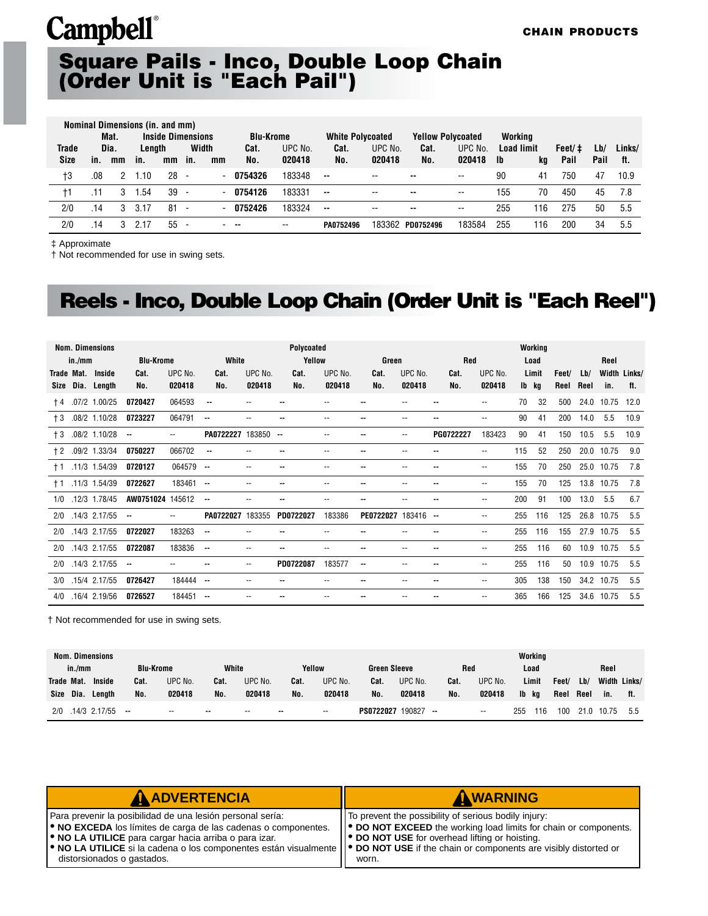Campbell®

CHAIN PRODUCTS

# Square Pails - Inco, Double Loop Chain (Order Unit is "Each Pail")

| Trade Size | Mat. Dia. in. | Mat. Dia. mm | Inside Length in. | Inside Length mm | Inside Width in. | Inside Width mm | Blu-Krome Cat. No. | Blu-Krome UPC No. 020418 | White Polycoated Cat. No. | White Polycoated UPC No. 020418 | Yellow Polycoated Cat. No. | Yellow Polycoated UPC No. 020418 | Working Load limit lb | Working Load limit kg | Feet/ ‡ Pail | Lb/ Pail | Links/ ft. |
|---|---|---|---|---|---|---|---|---|---|---|---|---|---|---|---|---|---|
| †3 | .08 | 2 | 1.10 | 28 | - | - | **0754326** | 183348 | -- | -- | -- | -- | 90 | 41 | 750 | 47 | 10.9 |
| †1 | .11 | 3 | 1.54 | 39 | - | - | **0754126** | 183331 | -- | -- | -- | -- | 155 | 70 | 450 | 45 | 7.8 |
| 2/0 | .14 | 3 | 3.17 | 81 | - | - | **0752426** | 183324 | -- | -- | -- | -- | 255 | 116 | 275 | 50 | 5.5 |
| 2/0 | .14 | 3 | 2.17 | 55 | - | - | -- | -- | **PA0752496** | 183362 | **PD0752496** | 183584 | 255 | 116 | 200 | 34 | 5.5 |

‡ Approximate
† Not recommended for use in swing sets.

# Reels - Inco, Double Loop Chain (Order Unit is "Each Reel")

| Trade Size | Mat. Dia. in./mm | Inside Length in./mm | Blu-Krome Cat. No. | Blu-Krome UPC No. 020418 | Polycoated White Cat. No. | White UPC No. 020418 | Yellow Cat. No. | Yellow UPC No. 020418 | Green Cat. No. | Green UPC No. 020418 | Red Cat. No. | Red UPC No. 020418 | Working Load Limit lb | Working Load Limit kg | Feet/ Reel | Lb/ Reel | Reel Width in. | Links/ ft. |
|---|---|---|---|---|---|---|---|---|---|---|---|---|---|---|---|---|---|---|
| † 4 | .07/2 | 1.00/25 | **0720427** | 064593 | -- | -- | -- | -- | -- | -- | -- | -- | 70 | 32 | 500 | 24.0 | 10.75 | 12.0 |
| † 3 | .08/2 | 1.10/28 | **0723227** | 064791 | -- | -- | -- | -- | -- | -- | -- | -- | 90 | 41 | 200 | 14.0 | 5.5 | 10.9 |
| † 3 | .08/2 | 1.10/28 | -- | -- | **PA0722227** | 183850 | -- | -- | -- | -- | **PG0722227** | 183423 | 90 | 41 | 150 | 10.5 | 5.5 | 10.9 |
| † 2 | .09/2 | 1.33/34 | **0750227** | 066702 | -- | -- | -- | -- | -- | -- | -- | -- | 115 | 52 | 250 | 20.0 | 10.75 | 9.0 |
| † 1 | .11/3 | 1.54/39 | **0720127** | 064579 | -- | -- | -- | -- | -- | -- | -- | -- | 155 | 70 | 250 | 25.0 | 10.75 | 7.8 |
| † 1 | .11/3 | 1.54/39 | **0722627** | 183461 | -- | -- | -- | -- | -- | -- | -- | -- | 155 | 70 | 125 | 13.8 | 10.75 | 7.8 |
| 1/0 | .12/3 | 1.78/45 | **AW0751024** | 145612 | -- | -- | -- | -- | -- | -- | -- | -- | 200 | 91 | 100 | 13.0 | 5.5 | 6.7 |
| 2/0 | .14/3 | 2.17/55 | -- | -- | **PA0722027** | 183355 | **PD0722027** | 183386 | **PE0722027** | 183416 | -- | -- | 255 | 116 | 125 | 26.8 | 10.75 | 5.5 |
| 2/0 | .14/3 | 2.17/55 | **0722027** | 183263 | -- | -- | -- | -- | -- | -- | -- | -- | 255 | 116 | 155 | 27.9 | 10.75 | 5.5 |
| 2/0 | .14/3 | 2.17/55 | **0722087** | 183836 | -- | -- | -- | -- | -- | -- | -- | -- | 255 | 116 | 60 | 10.9 | 10.75 | 5.5 |
| 2/0 | .14/3 | 2.17/55 | -- | -- | -- | -- | **PD0722087** | 183577 | -- | -- | -- | -- | 255 | 116 | 50 | 10.9 | 10.75 | 5.5 |
| 3/0 | .15/4 | 2.17/55 | **0726427** | 184444 | -- | -- | -- | -- | -- | -- | -- | -- | 305 | 138 | 150 | 34.2 | 10.75 | 5.5 |
| 4/0 | .16/4 | 2.19/56 | **0726527** | 184451 | -- | -- | -- | -- | -- | -- | -- | -- | 365 | 166 | 125 | 34.6 | 10.75 | 5.5 |

† Not recommended for use in swing sets.

| Trade Size | Mat. Dia. in./mm | Inside Length in./mm | Blu-Krome Cat. No. | Blu-Krome UPC No. 020418 | White Cat. No. | White UPC No. 020418 | Yellow Cat. No. | Yellow UPC No. 020418 | Green Sleeve Cat. No. | Green Sleeve UPC No. 020418 | Red Cat. No. | Red UPC No. 020418 | Working Load Limit lb | Working Load Limit kg | Feet/ Reel | Lb/ Reel | Reel Width in. | Links/ ft. |
|---|---|---|---|---|---|---|---|---|---|---|---|---|---|---|---|---|---|---|
| 2/0 | .14/3 | 2.17/55 | -- | -- | -- | -- | -- | -- | **PS0722027** | 190827 | -- | -- | 255 | 116 | 100 | 21.0 | 10.75 | 5.5 |

**⚠ ADVERTENCIA**

Para prevenir la posibilidad de una lesión personal sería:
- **NO EXCEDA** los límites de carga de las cadenas o componentes.
- **NO LA UTILICE** para cargar hacia arriba o para izar.
- **NO LA UTILICE** si la cadena o los componentes están visualmente distorsionados o gastados.

**⚠ WARNING**

To prevent the possibility of serious bodily injury:
- **DO NOT EXCEED** the working load limits for chain or components.
- **DO NOT USE** for overhead lifting or hoisting.
- **DO NOT USE** if the chain or components are visibly distorted or worn.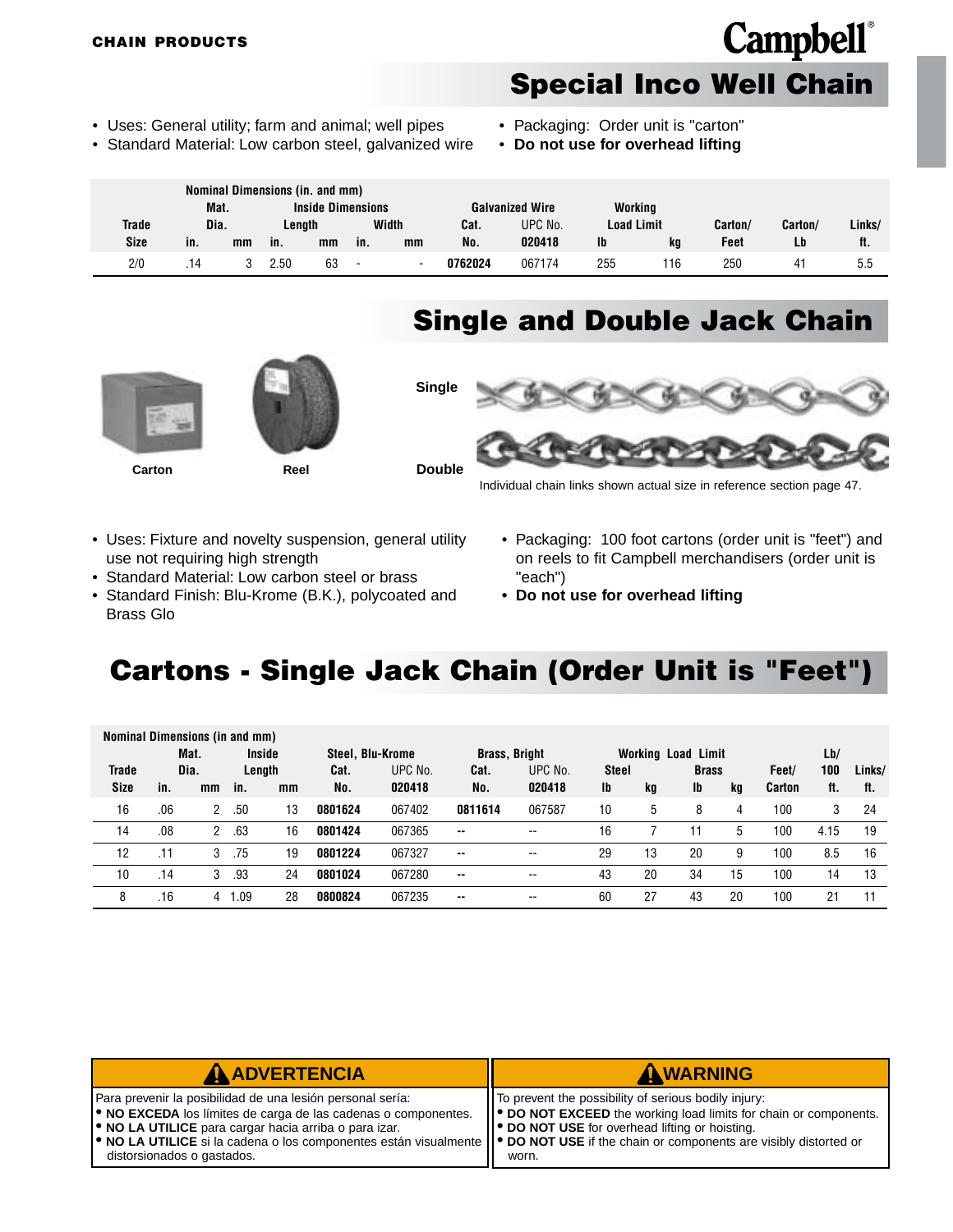CHAIN PRODUCTS

Campbell®

# Special Inco Well Chain

- Uses: General utility; farm and animal; well pipes
- Standard Material: Low carbon steel, galvanized wire
- Packaging: Order unit is "carton"
- **Do not use for overhead lifting**

| | Nominal Dimensions (in. and mm) | | | | | | Galvanized Wire | | Working | | | | |
|---|---|---|---|---|---|---|---|---|---|---|---|---|---|
| | Mat. | | Inside Dimensions | | | | | | | | | | |
| Trade | Dia. | | Length | | Width | | Cat. | UPC No. | Load Limit | | Carton/ | Carton/ | Links/ |
| Size | in. | mm | in. | mm | in. | mm | No. | 020418 | lb | kg | Feet | Lb | ft. |
| 2/0 | .14 | 3 | 2.50 | 63 | - | - | **0762024** | 067174 | 255 | 116 | 250 | 41 | 5.5 |

# Single and Double Jack Chain

Carton

Reel

Single

Double

Individual chain links shown actual size in reference section page 47.

- Uses: Fixture and novelty suspension, general utility use not requiring high strength
- Standard Material: Low carbon steel or brass
- Standard Finish: Blu-Krome (B.K.), polycoated and Brass Glo
- Packaging: 100 foot cartons (order unit is "feet") and on reels to fit Campbell merchandisers (order unit is "each")
- **Do not use for overhead lifting**

# Cartons - Single Jack Chain (Order Unit is "Feet")

| | Nominal Dimensions (in and mm) | | | | Steel, Blu-Krome | | Brass, Bright | | Working Load Limit | | | | | | |
|---|---|---|---|---|---|---|---|---|---|---|---|---|---|---|---|
| | Mat. | | Inside | | | | | | | | | | | Lb/ | |
| Trade | Dia. | | Length | | Cat. | UPC No. | Cat. | UPC No. | Steel | | Brass | | Feet/ | 100 | Links/ |
| Size | in. | mm | in. | mm | No. | 020418 | No. | 020418 | lb | kg | lb | kg | Carton | ft. | ft. |
| 16 | .06 | 2 | .50 | 13 | **0801624** | 067402 | **0811614** | 067587 | 10 | 5 | 8 | 4 | 100 | 3 | 24 |
| 14 | .08 | 2 | .63 | 16 | **0801424** | 067365 | -- | -- | 16 | 7 | 11 | 5 | 100 | 4.15 | 19 |
| 12 | .11 | 3 | .75 | 19 | **0801224** | 067327 | -- | -- | 29 | 13 | 20 | 9 | 100 | 8.5 | 16 |
| 10 | .14 | 3 | .93 | 24 | **0801024** | 067280 | -- | -- | 43 | 20 | 34 | 15 | 100 | 14 | 13 |
| 8 | .16 | 4 | 1.09 | 28 | **0800824** | 067235 | -- | -- | 60 | 27 | 43 | 20 | 100 | 21 | 11 |

**⚠ ADVERTENCIA**

Para prevenir la posibilidad de una lesión personal sería:
- **NO EXCEDA** los límites de carga de las cadenas o componentes.
- **NO LA UTILICE** para cargar hacia arriba o para izar.
- **NO LA UTILICE** si la cadena o los componentes están visualmente distorsionados o gastados.

**⚠ WARNING**

To prevent the possibility of serious bodily injury:
- **DO NOT EXCEED** the working load limits for chain or components.
- **DO NOT USE** for overhead lifting or hoisting.
- **DO NOT USE** if the chain or components are visibly distorted or worn.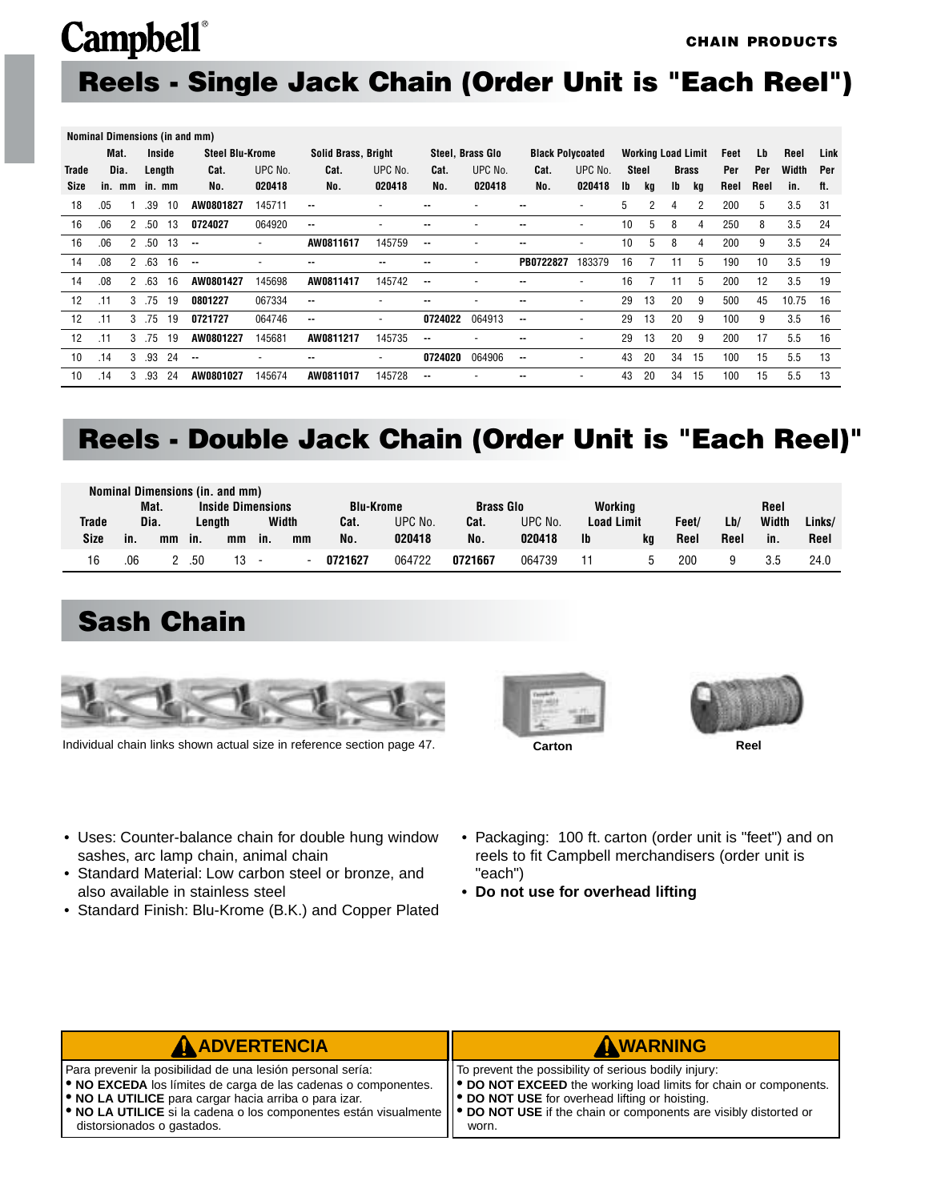Campbell®

CHAIN PRODUCTS

# Reels - Single Jack Chain (Order Unit is "Each Reel")

| Nominal Dimensions (in and mm) | | | | | | | | | | | | | | | | | | | | | | |
|---|---|---|---|---|---|---|---|---|---|---|---|---|---|---|---|---|---|---|---|---|---|---|
| Trade Size | Mat. Dia. in. | Mat. Dia. mm | Inside Length in. | Inside Length mm | Steel Blu-Krome Cat. No. | Steel Blu-Krome UPC No. 020418 | Solid Brass, Bright Cat. No. | Solid Brass, Bright UPC No. 020418 | Steel, Brass Glo Cat. No. | Steel, Brass Glo UPC No. 020418 | Black Polycoated Cat. No. | Black Polycoated UPC No. 020418 | Working Load Limit Steel lb | Working Load Limit Steel kg | Working Load Limit Brass lb | Working Load Limit Brass kg | Feet Per Reel | Lb Per Reel | Reel Width in. | Link Per ft. |
| 18 | .05 | 1 | .39 | 10 | AW0801827 | 145711 | -- | - | -- | - | -- | - | 5 | 2 | 4 | 2 | 200 | 5 | 3.5 | 31 |
| 16 | .06 | 2 | .50 | 13 | 0724027 | 064920 | -- | - | -- | - | -- | - | 10 | 5 | 8 | 4 | 250 | 8 | 3.5 | 24 |
| 16 | .06 | 2 | .50 | 13 | -- | - | AW0811617 | 145759 | -- | - | -- | - | 10 | 5 | 8 | 4 | 200 | 9 | 3.5 | 24 |
| 14 | .08 | 2 | .63 | 16 | -- | - | -- | -- | -- | - | PB0722827 | 183379 | 16 | 7 | 11 | 5 | 190 | 10 | 3.5 | 19 |
| 14 | .08 | 2 | .63 | 16 | AW0801427 | 145698 | AW0811417 | 145742 | -- | - | -- | - | 16 | 7 | 11 | 5 | 200 | 12 | 3.5 | 19 |
| 12 | .11 | 3 | .75 | 19 | 0801227 | 067334 | -- | - | -- | - | -- | - | 29 | 13 | 20 | 9 | 500 | 45 | 10.75 | 16 |
| 12 | .11 | 3 | .75 | 19 | 0721727 | 064746 | -- | - | 0724022 | 064913 | -- | - | 29 | 13 | 20 | 9 | 100 | 9 | 3.5 | 16 |
| 12 | .11 | 3 | .75 | 19 | AW0801227 | 145681 | AW0811217 | 145735 | -- | - | -- | - | 29 | 13 | 20 | 9 | 200 | 17 | 5.5 | 16 |
| 10 | .14 | 3 | .93 | 24 | -- | - | -- | - | 0724020 | 064906 | -- | - | 43 | 20 | 34 | 15 | 100 | 15 | 5.5 | 13 |
| 10 | .14 | 3 | .93 | 24 | AW0801027 | 145674 | AW0811017 | 145728 | -- | - | -- | - | 43 | 20 | 34 | 15 | 100 | 15 | 5.5 | 13 |

# Reels - Double Jack Chain (Order Unit is "Each Reel)"

| Nominal Dimensions (in. and mm) | | | | | | | | | | | | | | | | |
|---|---|---|---|---|---|---|---|---|---|---|---|---|---|---|---|---|
| Trade Size | Mat. Dia. in. | Mat. Dia. mm | Inside Dimensions Length in. | Inside Dimensions Length mm | Inside Dimensions Width in. | Inside Dimensions Width mm | Blu-Krome Cat. No. | Blu-Krome UPC No. 020418 | Brass Glo Cat. No. | Brass Glo UPC No. 020418 | Working Load Limit lb | Working Load Limit kg | Feet/ Reel | Lb/ Reel | Reel Width in. | Links/ Reel |
| 16 | .06 | 2 | .50 | 13 | - | - | 0721627 | 064722 | 0721667 | 064739 | 11 | 5 | 200 | 9 | 3.5 | 24.0 |

# Sash Chain

Individual chain links shown actual size in reference section page 47.

Carton

Reel

- Uses: Counter-balance chain for double hung window sashes, arc lamp chain, animal chain
- Standard Material: Low carbon steel or bronze, and also available in stainless steel
- Standard Finish: Blu-Krome (B.K.) and Copper Plated
- Packaging: 100 ft. carton (order unit is "feet") and on reels to fit Campbell merchandisers (order unit is "each")
- **Do not use for overhead lifting**

**⚠ ADVERTENCIA**

Para prevenir la posibilidad de una lesión personal sería:
- **NO EXCEDA** los límites de carga de las cadenas o componentes.
- **NO LA UTILICE** para cargar hacia arriba o para izar.
- **NO LA UTILICE** si la cadena o los componentes están visualmente distorsionados o gastados.

**⚠ WARNING**

To prevent the possibility of serious bodily injury:
- **DO NOT EXCEED** the working load limits for chain or components.
- **DO NOT USE** for overhead lifting or hoisting.
- **DO NOT USE** if the chain or components are visibly distorted or worn.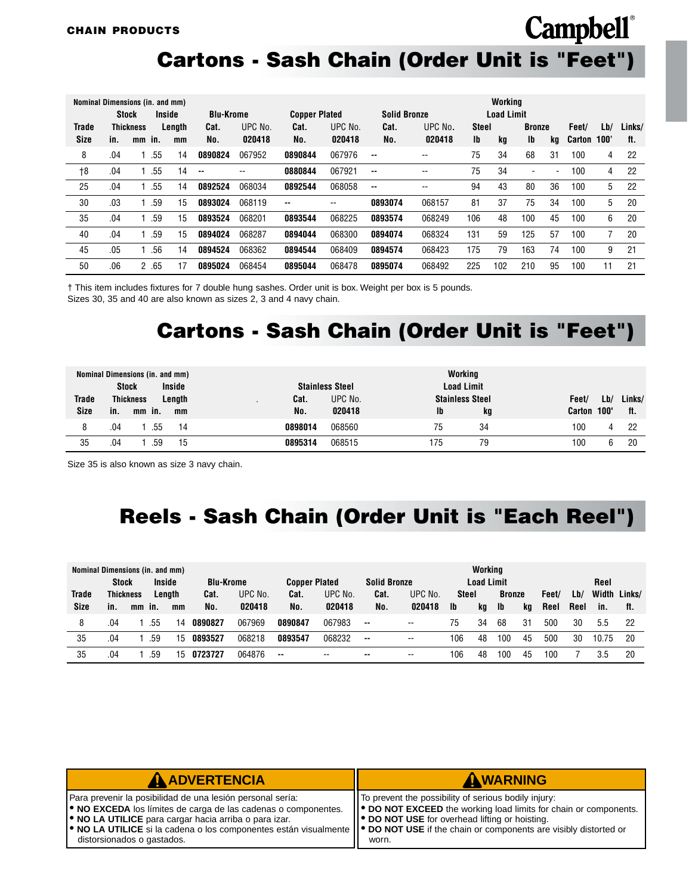**CHAIN PRODUCTS**

# Cartons - Sash Chain (Order Unit is "Feet")

| Trade Size | Stock Thickness in. | Stock Thickness mm | Inside Length in. | Inside Length mm | Blu-Krome Cat. No. | Blu-Krome UPC No. 020418 | Copper Plated Cat. No. | Copper Plated UPC No. 020418 | Solid Bronze Cat. No. | Solid Bronze UPC No. 020418 | Working Load Limit Steel lb | Working Load Limit Steel kg | Working Load Limit Bronze lb | Working Load Limit Bronze kg | Feet/ Carton | Lb/ 100' | Links/ ft. |
|---|---|---|---|---|---|---|---|---|---|---|---|---|---|---|---|---|---|
| 8 | .04 | 1 | .55 | 14 | **0890824** | 067952 | **0890844** | 067976 | -- | -- | 75 | 34 | 68 | 31 | 100 | 4 | 22 |
| †8 | .04 | 1 | .55 | 14 | -- | -- | **0880844** | 067921 | -- | -- | 75 | 34 | - | - | 100 | 4 | 22 |
| 25 | .04 | 1 | .55 | 14 | **0892524** | 068034 | **0892544** | 068058 | -- | -- | 94 | 43 | 80 | 36 | 100 | 5 | 22 |
| 30 | .03 | 1 | .59 | 15 | **0893024** | 068119 | -- | -- | **0893074** | 068157 | 81 | 37 | 75 | 34 | 100 | 5 | 20 |
| 35 | .04 | 1 | .59 | 15 | **0893524** | 068201 | **0893544** | 068225 | **0893574** | 068249 | 106 | 48 | 100 | 45 | 100 | 6 | 20 |
| 40 | .04 | 1 | .59 | 15 | **0894024** | 068287 | **0894044** | 068300 | **0894074** | 068324 | 131 | 59 | 125 | 57 | 100 | 7 | 20 |
| 45 | .05 | 1 | .56 | 14 | **0894524** | 068362 | **0894544** | 068409 | **0894574** | 068423 | 175 | 79 | 163 | 74 | 100 | 9 | 21 |
| 50 | .06 | 2 | .65 | 17 | **0895024** | 068454 | **0895044** | 068478 | **0895074** | 068492 | 225 | 102 | 210 | 95 | 100 | 11 | 21 |

† This item includes fixtures for 7 double hung sashes. Order unit is box. Weight per box is 5 pounds.
Sizes 30, 35 and 40 are also known as sizes 2, 3 and 4 navy chain.

# Cartons - Sash Chain (Order Unit is "Feet")

| Trade Size | Stock Thickness in. | Stock Thickness mm | Inside Length in. | Inside Length mm | Stainless Steel Cat. No. | Stainless Steel UPC No. 020418 | Working Load Limit Stainless Steel lb | Working Load Limit Stainless Steel kg | Feet/ Carton | Lb/ 100' | Links/ ft. |
|---|---|---|---|---|---|---|---|---|---|---|---|
| 8 | .04 | 1 | .55 | 14 | **0898014** | 068560 | 75 | 34 | 100 | 4 | 22 |
| 35 | .04 | 1 | .59 | 15 | **0895314** | 068515 | 175 | 79 | 100 | 6 | 20 |

Size 35 is also known as size 3 navy chain.

# Reels - Sash Chain (Order Unit is "Each Reel")

| Trade Size | Stock Thickness in. | Stock Thickness mm | Inside Length in. | Inside Length mm | Blu-Krome Cat. No. | Blu-Krome UPC No. 020418 | Copper Plated Cat. No. | Copper Plated UPC No. 020418 | Solid Bronze Cat. No. | Solid Bronze UPC No. 020418 | Working Load Limit Steel lb | Working Load Limit Steel kg | Working Load Limit Bronze lb | Working Load Limit Bronze kg | Feet/ Reel | Lb/ Reel | Reel Width in. | Links/ ft. |
|---|---|---|---|---|---|---|---|---|---|---|---|---|---|---|---|---|---|---|
| 8 | .04 | 1 | .55 | 14 | **0890827** | 067969 | **0890847** | 067983 | -- | -- | 75 | 34 | 68 | 31 | 500 | 30 | 5.5 | 22 |
| 35 | .04 | 1 | .59 | 15 | **0893527** | 068218 | **0893547** | 068232 | -- | -- | 106 | 48 | 100 | 45 | 500 | 30 | 10.75 | 20 |
| 35 | .04 | 1 | .59 | 15 | **0723727** | 064876 | -- | -- | -- | -- | 106 | 48 | 100 | 45 | 100 | 7 | 3.5 | 20 |

**⚠ ADVERTENCIA**

Para prevenir la posibilidad de una lesión personal sería:
- **NO EXCEDA** los límites de carga de las cadenas o componentes.
- **NO LA UTILICE** para cargar hacia arriba o para izar.
- **NO LA UTILICE** si la cadena o los componentes están visualmente distorsionados o gastados.

**⚠ WARNING**

To prevent the possibility of serious bodily injury:
- **DO NOT EXCEED** the working load limits for chain or components.
- **DO NOT USE** for overhead lifting or hoisting.
- **DO NOT USE** if the chain or components are visibly distorted or worn.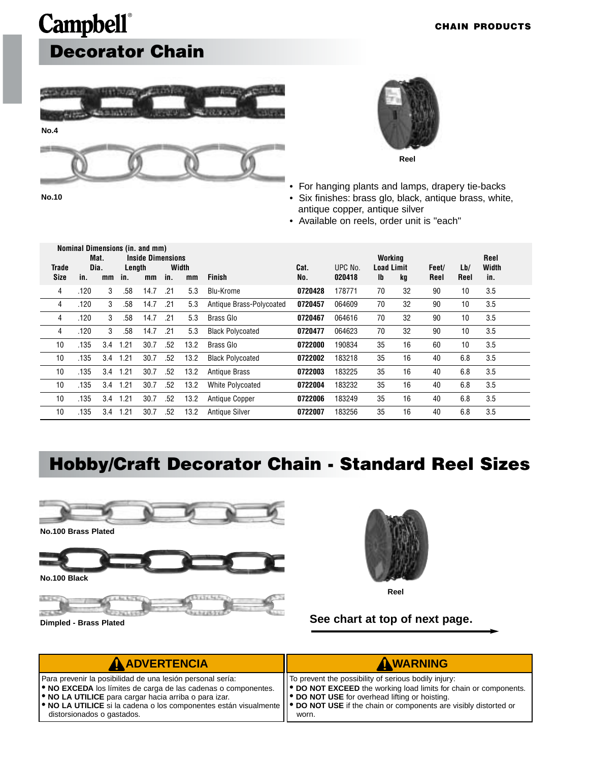Campbell®

CHAIN PRODUCTS

# Decorator Chain

No.4

No.10

Reel

- For hanging plants and lamps, drapery tie-backs
- Six finishes: brass glo, black, antique brass, white, antique copper, antique silver
- Available on reels, order unit is "each"

| Trade Size | Mat. Dia. in. | Mat. Dia. mm | Inside Length in. | Inside Length mm | Inside Width in. | Inside Width mm | Finish | Cat. No. | UPC No. 020418 | Working Load Limit lb | Working Load Limit kg | Feet/ Reel | Lb/ Reel | Reel Width in. |
|---|---|---|---|---|---|---|---|---|---|---|---|---|---|---|
| 4 | .120 | 3 | .58 | 14.7 | .21 | 5.3 | Blu-Krome | **0720428** | 178771 | 70 | 32 | 90 | 10 | 3.5 |
| 4 | .120 | 3 | .58 | 14.7 | .21 | 5.3 | Antique Brass-Polycoated | **0720457** | 064609 | 70 | 32 | 90 | 10 | 3.5 |
| 4 | .120 | 3 | .58 | 14.7 | .21 | 5.3 | Brass Glo | **0720467** | 064616 | 70 | 32 | 90 | 10 | 3.5 |
| 4 | .120 | 3 | .58 | 14.7 | .21 | 5.3 | Black Polycoated | **0720477** | 064623 | 70 | 32 | 90 | 10 | 3.5 |
| 10 | .135 | 3.4 | 1.21 | 30.7 | .52 | 13.2 | Brass Glo | **0722000** | 190834 | 35 | 16 | 60 | 10 | 3.5 |
| 10 | .135 | 3.4 | 1.21 | 30.7 | .52 | 13.2 | Black Polycoated | **0722002** | 183218 | 35 | 16 | 40 | 6.8 | 3.5 |
| 10 | .135 | 3.4 | 1.21 | 30.7 | .52 | 13.2 | Antique Brass | **0722003** | 183225 | 35 | 16 | 40 | 6.8 | 3.5 |
| 10 | .135 | 3.4 | 1.21 | 30.7 | .52 | 13.2 | White Polycoated | **0722004** | 183232 | 35 | 16 | 40 | 6.8 | 3.5 |
| 10 | .135 | 3.4 | 1.21 | 30.7 | .52 | 13.2 | Antique Copper | **0722006** | 183249 | 35 | 16 | 40 | 6.8 | 3.5 |
| 10 | .135 | 3.4 | 1.21 | 30.7 | .52 | 13.2 | Antique Silver | **0722007** | 183256 | 35 | 16 | 40 | 6.8 | 3.5 |

# Hobby/Craft Decorator Chain - Standard Reel Sizes

No.100 Brass Plated

No.100 Black

Dimpled - Brass Plated

Reel

**See chart at top of next page.**

**ADVERTENCIA**

Para prevenir la posibilidad de una lesión personal sería:
- **NO EXCEDA** los límites de carga de las cadenas o componentes.
- **NO LA UTILICE** para cargar hacia arriba o para izar.
- **NO LA UTILICE** si la cadena o los componentes están visualmente distorsionados o gastados.

**WARNING**

To prevent the possibility of serious bodily injury:
- **DO NOT EXCEED** the working load limits for chain or components.
- **DO NOT USE** for overhead lifting or hoisting.
- **DO NOT USE** if the chain or components are visibly distorted or worn.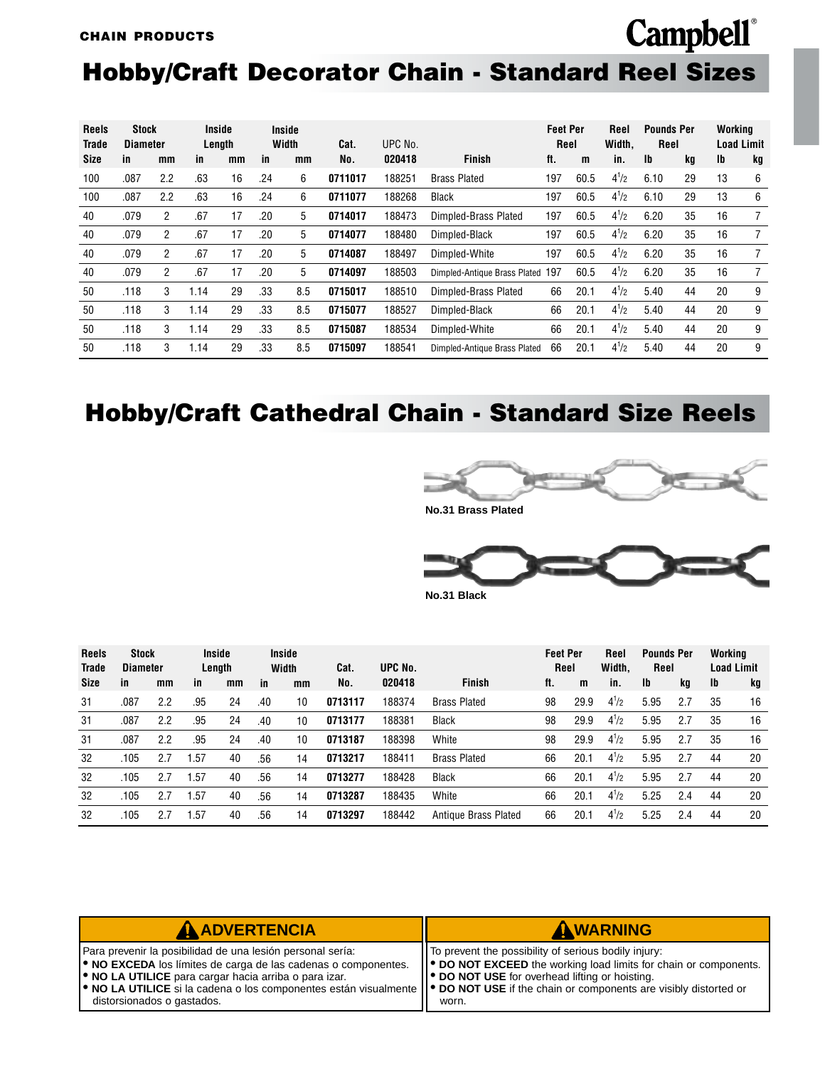CHAIN PRODUCTS

# Hobby/Craft Decorator Chain - Standard Reel Sizes

| Reels Trade Size | Stock Diameter in | Stock Diameter mm | Inside Length in | Inside Length mm | Inside Width in | Inside Width mm | Cat. No. | UPC No. 020418 | Finish | Feet Per Reel ft. | Feet Per Reel m | Reel Width, in. | Pounds Per Reel lb | Pounds Per Reel kg | Working Load Limit lb | Working Load Limit kg |
|---|---|---|---|---|---|---|---|---|---|---|---|---|---|---|---|---|
| 100 | .087 | 2.2 | .63 | 16 | .24 | 6 | **0711017** | 188251 | Brass Plated | 197 | 60.5 | $4^1/_2$ | 6.10 | 29 | 13 | 6 |
| 100 | .087 | 2.2 | .63 | 16 | .24 | 6 | **0711077** | 188268 | Black | 197 | 60.5 | $4^1/_2$ | 6.10 | 29 | 13 | 6 |
| 40 | .079 | 2 | .67 | 17 | .20 | 5 | **0714017** | 188473 | Dimpled-Brass Plated | 197 | 60.5 | $4^1/_2$ | 6.20 | 35 | 16 | 7 |
| 40 | .079 | 2 | .67 | 17 | .20 | 5 | **0714077** | 188480 | Dimpled-Black | 197 | 60.5 | $4^1/_2$ | 6.20 | 35 | 16 | 7 |
| 40 | .079 | 2 | .67 | 17 | .20 | 5 | **0714087** | 188497 | Dimpled-White | 197 | 60.5 | $4^1/_2$ | 6.20 | 35 | 16 | 7 |
| 40 | .079 | 2 | .67 | 17 | .20 | 5 | **0714097** | 188503 | Dimpled-Antique Brass Plated | 197 | 60.5 | $4^1/_2$ | 6.20 | 35 | 16 | 7 |
| 50 | .118 | 3 | 1.14 | 29 | .33 | 8.5 | **0715017** | 188510 | Dimpled-Brass Plated | 66 | 20.1 | $4^1/_2$ | 5.40 | 44 | 20 | 9 |
| 50 | .118 | 3 | 1.14 | 29 | .33 | 8.5 | **0715077** | 188527 | Dimpled-Black | 66 | 20.1 | $4^1/_2$ | 5.40 | 44 | 20 | 9 |
| 50 | .118 | 3 | 1.14 | 29 | .33 | 8.5 | **0715087** | 188534 | Dimpled-White | 66 | 20.1 | $4^1/_2$ | 5.40 | 44 | 20 | 9 |
| 50 | .118 | 3 | 1.14 | 29 | .33 | 8.5 | **0715097** | 188541 | Dimpled-Antique Brass Plated | 66 | 20.1 | $4^1/_2$ | 5.40 | 44 | 20 | 9 |

# Hobby/Craft Cathedral Chain - Standard Size Reels

**No.31 Brass Plated**

**No.31 Black**

| Reels Trade Size | Stock Diameter in | Stock Diameter mm | Inside Length in | Inside Length mm | Inside Width in | Inside Width mm | Cat. No. | UPC No. 020418 | Finish | Feet Per Reel ft. | Feet Per Reel m | Reel Width, in. | Pounds Per Reel lb | Pounds Per Reel kg | Working Load Limit lb | Working Load Limit kg |
|---|---|---|---|---|---|---|---|---|---|---|---|---|---|---|---|---|
| 31 | .087 | 2.2 | .95 | 24 | .40 | 10 | **0713117** | 188374 | Brass Plated | 98 | 29.9 | $4^1/_2$ | 5.95 | 2.7 | 35 | 16 |
| 31 | .087 | 2.2 | .95 | 24 | .40 | 10 | **0713177** | 188381 | Black | 98 | 29.9 | $4^1/_2$ | 5.95 | 2.7 | 35 | 16 |
| 31 | .087 | 2.2 | .95 | 24 | .40 | 10 | **0713187** | 188398 | White | 98 | 29.9 | $4^1/_2$ | 5.95 | 2.7 | 35 | 16 |
| 32 | .105 | 2.7 | 1.57 | 40 | .56 | 14 | **0713217** | 188411 | Brass Plated | 66 | 20.1 | $4^1/_2$ | 5.95 | 2.7 | 44 | 20 |
| 32 | .105 | 2.7 | 1.57 | 40 | .56 | 14 | **0713277** | 188428 | Black | 66 | 20.1 | $4^1/_2$ | 5.95 | 2.7 | 44 | 20 |
| 32 | .105 | 2.7 | 1.57 | 40 | .56 | 14 | **0713287** | 188435 | White | 66 | 20.1 | $4^1/_2$ | 5.25 | 2.4 | 44 | 20 |
| 32 | .105 | 2.7 | 1.57 | 40 | .56 | 14 | **0713297** | 188442 | Antique Brass Plated | 66 | 20.1 | $4^1/_2$ | 5.25 | 2.4 | 44 | 20 |

**⚠ ADVERTENCIA**

Para prevenir la posibilidad de una lesión personal sería:
- **NO EXCEDA** los límites de carga de las cadenas o componentes.
- **NO LA UTILICE** para cargar hacia arriba o para izar.
- **NO LA UTILICE** si la cadena o los componentes están visualmente distorsionados o gastados.

**⚠ WARNING**

To prevent the possibility of serious bodily injury:
- **DO NOT EXCEED** the working load limits for chain or components.
- **DO NOT USE** for overhead lifting or hoisting.
- **DO NOT USE** if the chain or components are visibly distorted or worn.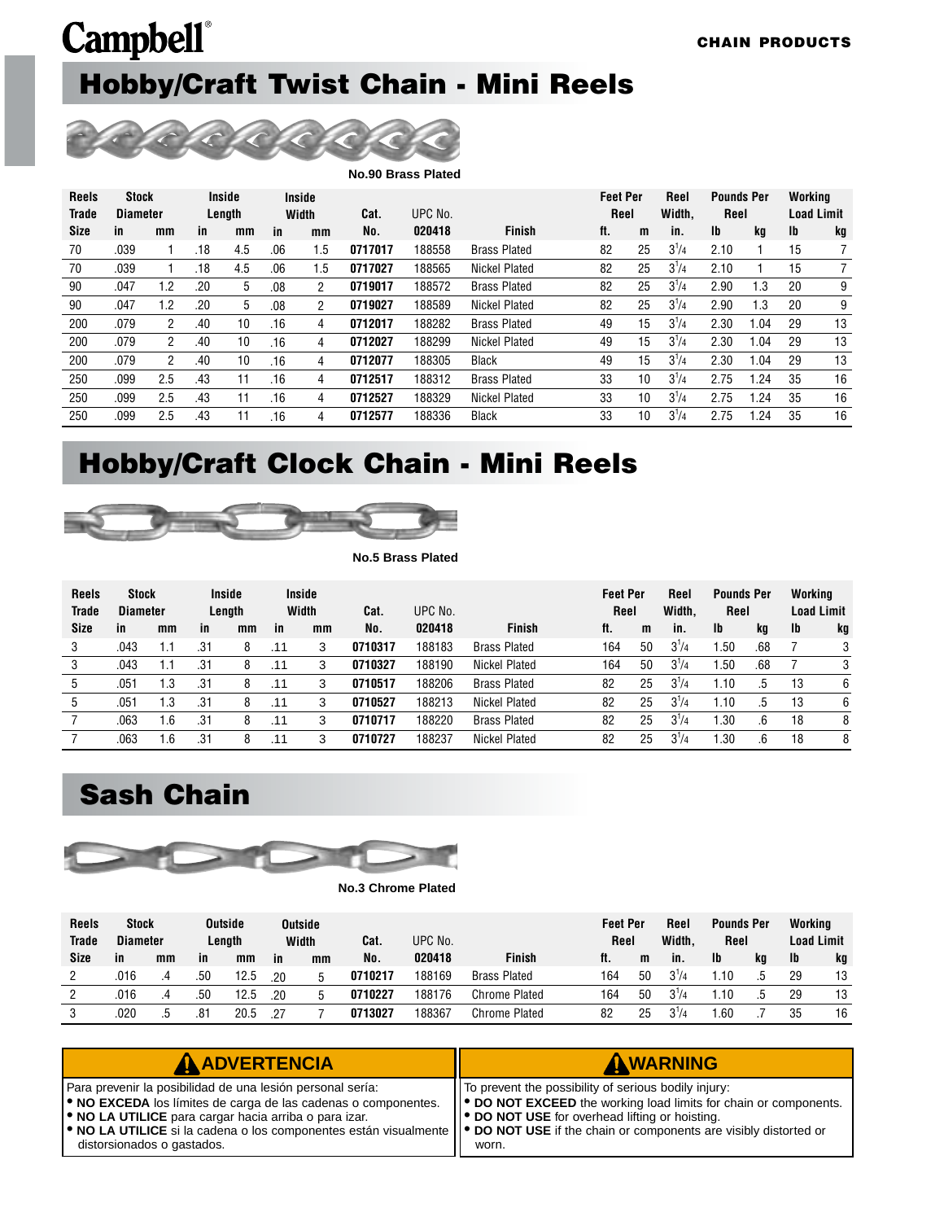Campbell®

CHAIN PRODUCTS

# Hobby/Craft Twist Chain - Mini Reels

No.90 Brass Plated

| Reels Trade Size | Stock Diameter | | Inside Length | | Inside Width | | Cat. No. | UPC No. 020418 | Finish | Feet Per Reel | | Reel Width, in. | Pounds Per Reel | | Working Load Limit | |
|---|---|---|---|---|---|---|---|---|---|---|---|---|---|---|---|---|
| | in | mm | in | mm | in | mm | | | | ft. | m | | lb | kg | lb | kg |
| 70 | .039 | 1 | .18 | 4.5 | .06 | 1.5 | 0717017 | 188558 | Brass Plated | 82 | 25 | 3 1/4 | 2.10 | 1 | 15 | 7 |
| 70 | .039 | 1 | .18 | 4.5 | .06 | 1.5 | 0717027 | 188565 | Nickel Plated | 82 | 25 | 3 1/4 | 2.10 | 1 | 15 | 7 |
| 90 | .047 | 1.2 | .20 | 5 | .08 | 2 | 0719017 | 188572 | Brass Plated | 82 | 25 | 3 1/4 | 2.90 | 1.3 | 20 | 9 |
| 90 | .047 | 1.2 | .20 | 5 | .08 | 2 | 0719027 | 188589 | Nickel Plated | 82 | 25 | 3 1/4 | 2.90 | 1.3 | 20 | 9 |
| 200 | .079 | 2 | .40 | 10 | .16 | 4 | 0712017 | 188282 | Brass Plated | 49 | 15 | 3 1/4 | 2.30 | 1.04 | 29 | 13 |
| 200 | .079 | 2 | .40 | 10 | .16 | 4 | 0712027 | 188299 | Nickel Plated | 49 | 15 | 3 1/4 | 2.30 | 1.04 | 29 | 13 |
| 200 | .079 | 2 | .40 | 10 | .16 | 4 | 0712077 | 188305 | Black | 49 | 15 | 3 1/4 | 2.30 | 1.04 | 29 | 13 |
| 250 | .099 | 2.5 | .43 | 11 | .16 | 4 | 0712517 | 188312 | Brass Plated | 33 | 10 | 3 1/4 | 2.75 | 1.24 | 35 | 16 |
| 250 | .099 | 2.5 | .43 | 11 | .16 | 4 | 0712527 | 188329 | Nickel Plated | 33 | 10 | 3 1/4 | 2.75 | 1.24 | 35 | 16 |
| 250 | .099 | 2.5 | .43 | 11 | .16 | 4 | 0712577 | 188336 | Black | 33 | 10 | 3 1/4 | 2.75 | 1.24 | 35 | 16 |

# Hobby/Craft Clock Chain - Mini Reels

No.5 Brass Plated

| Reels Trade Size | Stock Diameter | | Inside Length | | Inside Width | | Cat. No. | UPC No. 020418 | Finish | Feet Per Reel | | Reel Width, in. | Pounds Per Reel | | Working Load Limit | |
|---|---|---|---|---|---|---|---|---|---|---|---|---|---|---|---|---|
| | in | mm | in | mm | in | mm | | | | ft. | m | | lb | kg | lb | kg |
| 3 | .043 | 1.1 | .31 | 8 | .11 | 3 | 0710317 | 188183 | Brass Plated | 164 | 50 | 3 1/4 | 1.50 | .68 | 7 | 3 |
| 3 | .043 | 1.1 | .31 | 8 | .11 | 3 | 0710327 | 188190 | Nickel Plated | 164 | 50 | 3 1/4 | 1.50 | .68 | 7 | 3 |
| 5 | .051 | 1.3 | .31 | 8 | .11 | 3 | 0710517 | 188206 | Brass Plated | 82 | 25 | 3 1/4 | 1.10 | .5 | 13 | 6 |
| 5 | .051 | 1.3 | .31 | 8 | .11 | 3 | 0710527 | 188213 | Nickel Plated | 82 | 25 | 3 1/4 | 1.10 | .5 | 13 | 6 |
| 7 | .063 | 1.6 | .31 | 8 | .11 | 3 | 0710717 | 188220 | Brass Plated | 82 | 25 | 3 1/4 | 1.30 | .6 | 18 | 8 |
| 7 | .063 | 1.6 | .31 | 8 | .11 | 3 | 0710727 | 188237 | Nickel Plated | 82 | 25 | 3 1/4 | 1.30 | .6 | 18 | 8 |

# Sash Chain

No.3 Chrome Plated

| Reels Trade Size | Stock Diameter | | Outside Length | | Outside Width | | Cat. No. | UPC No. 020418 | Finish | Feet Per Reel | | Reel Width, in. | Pounds Per Reel | | Working Load Limit | |
|---|---|---|---|---|---|---|---|---|---|---|---|---|---|---|---|---|
| | in | mm | in | mm | in | mm | | | | ft. | m | | lb | kg | lb | kg |
| 2 | .016 | .4 | .50 | 12.5 | .20 | 5 | 0710217 | 188169 | Brass Plated | 164 | 50 | 3 1/4 | 1.10 | .5 | 29 | 13 |
| 2 | .016 | .4 | .50 | 12.5 | .20 | 5 | 0710227 | 188176 | Chrome Plated | 164 | 50 | 3 1/4 | 1.10 | .5 | 29 | 13 |
| 3 | .020 | .5 | .81 | 20.5 | .27 | 7 | 0713027 | 188367 | Chrome Plated | 82 | 25 | 3 1/4 | 1.60 | .7 | 35 | 16 |

**⚠ ADVERTENCIA**

Para prevenir la posibilidad de una lesión personal sería:

- **NO EXCEDA** los límites de carga de las cadenas o componentes.
- **NO LA UTILICE** para cargar hacia arriba o para izar.
- **NO LA UTILICE** si la cadena o los componentes están visualmente distorsionados o gastados.

**⚠ WARNING**

To prevent the possibility of serious bodily injury:

- **DO NOT EXCEED** the working load limits for chain or components.
- **DO NOT USE** for overhead lifting or hoisting.
- **DO NOT USE** if the chain or components are visibly distorted or worn.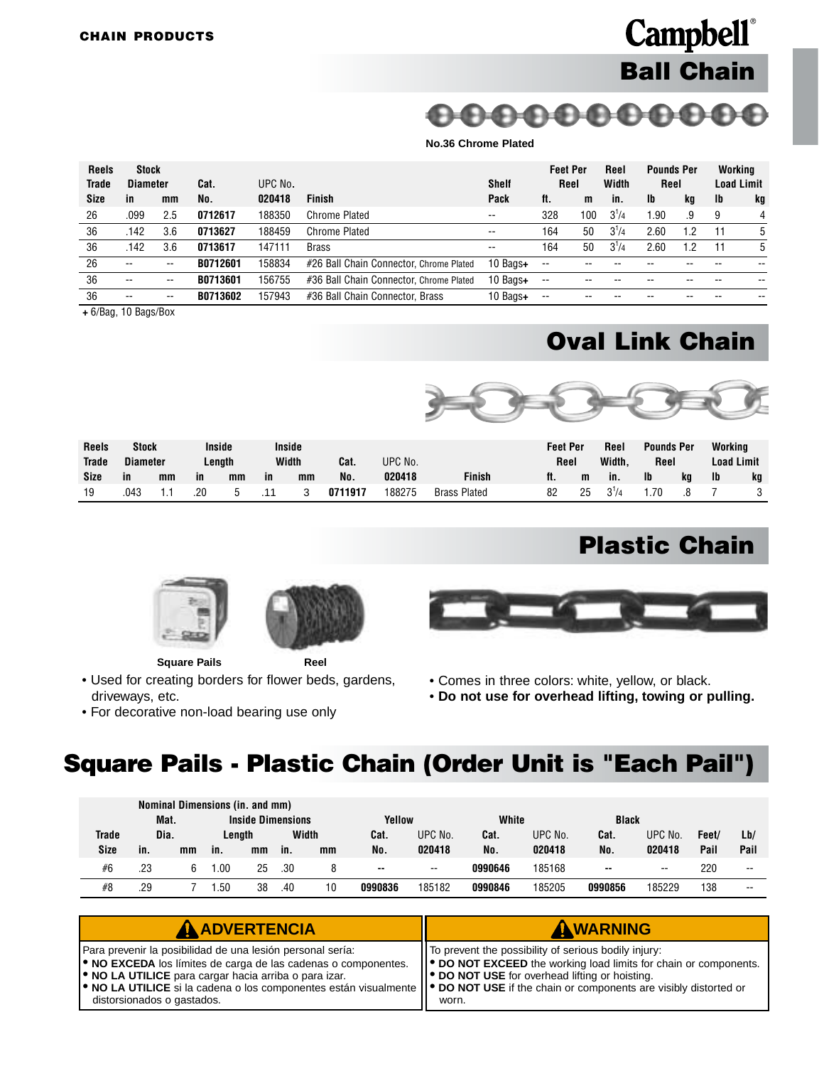CHAIN PRODUCTS

Campbell®

# Ball Chain

No.36 Chrome Plated

| Reels Trade Size | Stock Diameter in | Stock Diameter mm | Cat. No. | UPC No. 020418 | Finish | Shelf Pack | Feet Per Reel ft. | Feet Per Reel m | Reel Width in. | Pounds Per Reel lb | Pounds Per Reel kg | Working Load Limit lb | Working Load Limit kg |
|---|---|---|---|---|---|---|---|---|---|---|---|---|---|
| 26 | .099 | 2.5 | **0712617** | 188350 | Chrome Plated | -- | 328 | 100 | 3 1/4 | 1.90 | .9 | 9 | 4 |
| 36 | .142 | 3.6 | **0713627** | 188459 | Chrome Plated | -- | 164 | 50 | 3 1/4 | 2.60 | 1.2 | 11 | 5 |
| 36 | .142 | 3.6 | **0713617** | 147111 | Brass | -- | 164 | 50 | 3 1/4 | 2.60 | 1.2 | 11 | 5 |
| 26 | -- | -- | **B0712601** | 158834 | #26 Ball Chain Connector, Chrome Plated | 10 Bags+ | -- | -- | -- | -- | -- | -- | -- |
| 36 | -- | -- | **B0713601** | 156755 | #36 Ball Chain Connector, Chrome Plated | 10 Bags+ | -- | -- | -- | -- | -- | -- | -- |
| 36 | -- | -- | **B0713602** | 157943 | #36 Ball Chain Connector, Brass | 10 Bags+ | -- | -- | -- | -- | -- | -- | -- |

+ 6/Bag, 10 Bags/Box

# Oval Link Chain

| Reels Trade Size | Stock Diameter in | Stock Diameter mm | Inside Length in | Inside Length mm | Inside Width in | Inside Width mm | Cat. No. | UPC No. 020418 | Finish | Feet Per Reel ft. | Feet Per Reel m | Reel Width, in. | Pounds Per Reel lb | Pounds Per Reel kg | Working Load Limit lb | Working Load Limit kg |
|---|---|---|---|---|---|---|---|---|---|---|---|---|---|---|---|---|
| 19 | .043 | 1.1 | .20 | 5 | .11 | 3 | **0711917** | 188275 | Brass Plated | 82 | 25 | 3 1/4 | 1.70 | .8 | 7 | 3 |

# Plastic Chain

Square Pails    Reel

- Used for creating borders for flower beds, gardens, driveways, etc.
- For decorative non-load bearing use only
- Comes in three colors: white, yellow, or black.
- **Do not use for overhead lifting, towing or pulling.**

# Square Pails - Plastic Chain (Order Unit is "Each Pail")

| Trade Size | Mat. Dia. in. | Mat. Dia. mm | Inside Length in. | Inside Length mm | Inside Width in. | Inside Width mm | Yellow Cat. No. | Yellow UPC No. 020418 | White Cat. No. | White UPC No. 020418 | Black Cat. No. | Black UPC No. 020418 | Feet/ Pail | Lb/ Pail |
|---|---|---|---|---|---|---|---|---|---|---|---|---|---|---|
| #6 | .23 | 6 | 1.00 | 25 | .30 | 8 | -- | -- | **0990646** | 185168 | -- | -- | 220 | -- |
| #8 | .29 | 7 | 1.50 | 38 | .40 | 10 | **0990836** | 185182 | **0990846** | 185205 | **0990856** | 185229 | 138 | -- |

Nominal Dimensions (in. and mm)

**⚠ ADVERTENCIA**

Para prevenir la posibilidad de una lesión personal sería:
- **NO EXCEDA** los límites de carga de las cadenas o componentes.
- **NO LA UTILICE** para cargar hacia arriba o para izar.
- **NO LA UTILICE** si la cadena o los componentes están visualmente distorsionados o gastados.

**⚠ WARNING**

To prevent the possibility of serious bodily injury:
- **DO NOT EXCEED** the working load limits for chain or components.
- **DO NOT USE** for overhead lifting or hoisting.
- **DO NOT USE** if the chain or components are visibly distorted or worn.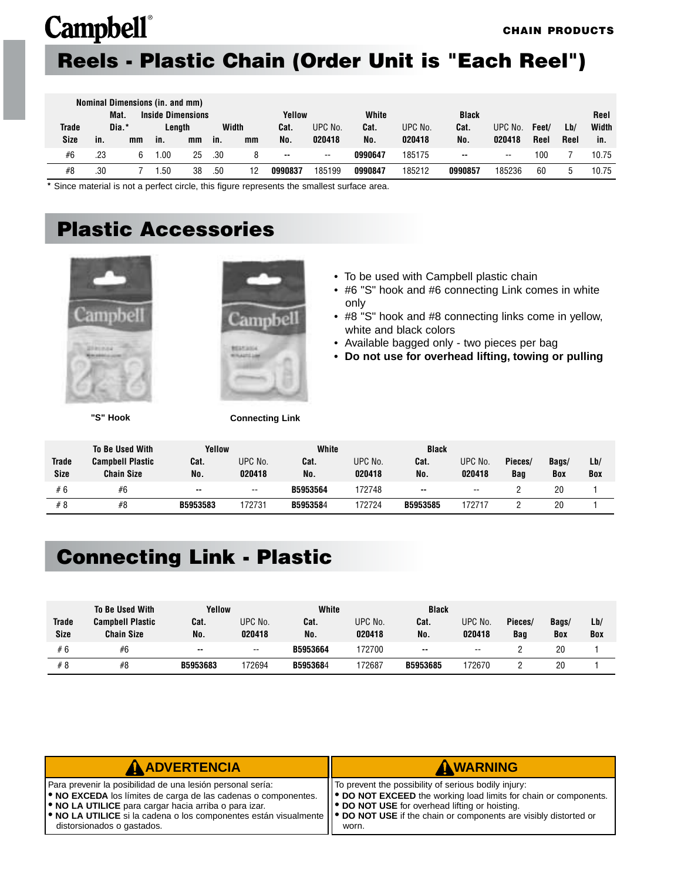Campbell®

CHAIN PRODUCTS

# Reels - Plastic Chain (Order Unit is "Each Reel")

| | Nominal Dimensions (in. and mm) | | | | | | | | | | | | | | |
|---|---|---|---|---|---|---|---|---|---|---|---|---|---|---|---|
| | Mat. Dia.* | | Inside Dimensions | | | | Yellow | | White | | Black | | | | Reel |
| | | | Length | | Width | | | | | | | | | | |
| Trade Size | in. | mm | in. | mm | in. | mm | Cat. No. | UPC No. 020418 | Cat. No. | UPC No. 020418 | Cat. No. | UPC No. 020418 | Feet/ Reel | Lb/ Reel | Width in. |
| #6 | .23 | 6 | 1.00 | 25 | .30 | 8 | -- | -- | 0990647 | 185175 | -- | -- | 100 | 7 | 10.75 |
| #8 | .30 | 7 | 1.50 | 38 | .50 | 12 | 0990837 | 185199 | 0990847 | 185212 | 0990857 | 185236 | 60 | 5 | 10.75 |

\* Since material is not a perfect circle, this figure represents the smallest surface area.

# Plastic Accessories

"S" Hook

Connecting Link

- To be used with Campbell plastic chain
- #6 "S" hook and #6 connecting Link comes in white only
- #8 "S" hook and #8 connecting links come in yellow, white and black colors
- Available bagged only - two pieces per bag
- **Do not use for overhead lifting, towing or pulling**

| Trade Size | To Be Used With Campbell Plastic Chain Size | Yellow Cat. No. | Yellow UPC No. 020418 | White Cat. No. | White UPC No. 020418 | Black Cat. No. | Black UPC No. 020418 | Pieces/ Bag | Bags/ Box | Lb/ Box |
|---|---|---|---|---|---|---|---|---|---|---|
| # 6 | #6 | -- | -- | B5953564 | 172748 | -- | -- | 2 | 20 | 1 |
| # 8 | #8 | B5953583 | 172731 | B5953584 | 172724 | B5953585 | 172717 | 2 | 20 | 1 |

# Connecting Link - Plastic

| Trade Size | To Be Used With Campbell Plastic Chain Size | Yellow Cat. No. | Yellow UPC No. 020418 | White Cat. No. | White UPC No. 020418 | Black Cat. No. | Black UPC No. 020418 | Pieces/ Bag | Bags/ Box | Lb/ Box |
|---|---|---|---|---|---|---|---|---|---|---|
| # 6 | #6 | -- | -- | B5953664 | 172700 | -- | -- | 2 | 20 | 1 |
| # 8 | #8 | B5953683 | 172694 | B5953684 | 172687 | B5953685 | 172670 | 2 | 20 | 1 |

**ADVERTENCIA**

Para prevenir la posibilidad de una lesión personal sería:
- **NO EXCEDA** los límites de carga de las cadenas o componentes.
- **NO LA UTILICE** para cargar hacia arriba o para izar.
- **NO LA UTILICE** si la cadena o los componentes están visualmente distorsionados o gastados.

**WARNING**

To prevent the possibility of serious bodily injury:
- **DO NOT EXCEED** the working load limits for chain or components.
- **DO NOT USE** for overhead lifting or hoisting.
- **DO NOT USE** if the chain or components are visibly distorted or worn.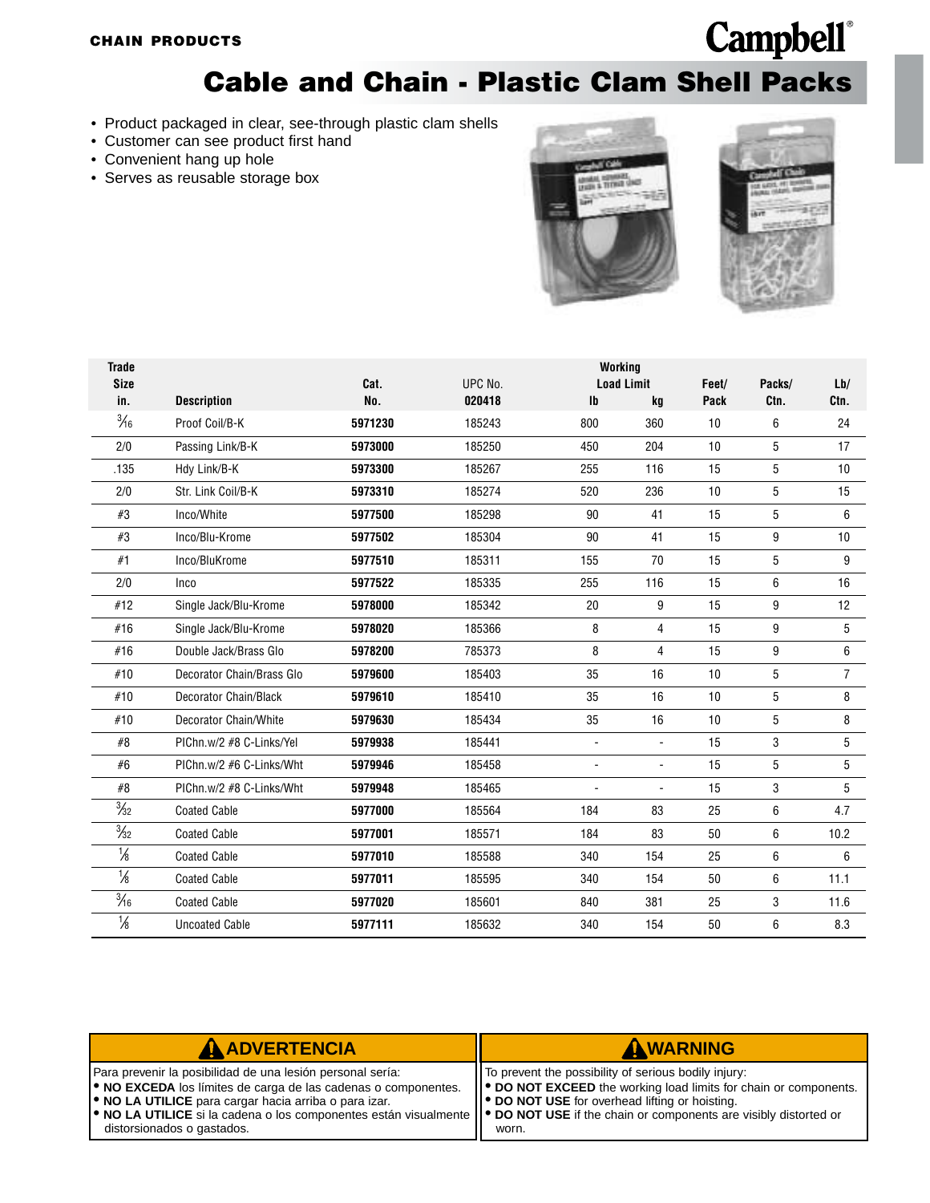CHAIN PRODUCTS

Campbell®

# Cable and Chain - Plastic Clam Shell Packs

- Product packaged in clear, see-through plastic clam shells
- Customer can see product first hand
- Convenient hang up hole
- Serves as reusable storage box

| Trade Size in. | Description | Cat. No. | UPC No. 020418 | Working Load Limit lb | Working Load Limit kg | Feet/ Pack | Packs/ Ctn. | Lb/ Ctn. |
|---|---|---|---|---|---|---|---|---|
| 3/16 | Proof Coil/B-K | **5971230** | 185243 | 800 | 360 | 10 | 6 | 24 |
| 2/0 | Passing Link/B-K | **5973000** | 185250 | 450 | 204 | 10 | 5 | 17 |
| .135 | Hdy Link/B-K | **5973300** | 185267 | 255 | 116 | 15 | 5 | 10 |
| 2/0 | Str. Link Coil/B-K | **5973310** | 185274 | 520 | 236 | 10 | 5 | 15 |
| #3 | Inco/White | **5977500** | 185298 | 90 | 41 | 15 | 5 | 6 |
| #3 | Inco/Blu-Krome | **5977502** | 185304 | 90 | 41 | 15 | 9 | 10 |
| #1 | Inco/BluKrome | **5977510** | 185311 | 155 | 70 | 15 | 5 | 9 |
| 2/0 | Inco | **5977522** | 185335 | 255 | 116 | 15 | 6 | 16 |
| #12 | Single Jack/Blu-Krome | **5978000** | 185342 | 20 | 9 | 15 | 9 | 12 |
| #16 | Single Jack/Blu-Krome | **5978020** | 185366 | 8 | 4 | 15 | 9 | 5 |
| #16 | Double Jack/Brass Glo | **5978200** | 785373 | 8 | 4 | 15 | 9 | 6 |
| #10 | Decorator Chain/Brass Glo | **5979600** | 185403 | 35 | 16 | 10 | 5 | 7 |
| #10 | Decorator Chain/Black | **5979610** | 185410 | 35 | 16 | 10 | 5 | 8 |
| #10 | Decorator Chain/White | **5979630** | 185434 | 35 | 16 | 10 | 5 | 8 |
| #8 | PlChn.w/2 #8 C-Links/Yel | **5979938** | 185441 | - | - | 15 | 3 | 5 |
| #6 | PlChn.w/2 #6 C-Links/Wht | **5979946** | 185458 | - | - | 15 | 5 | 5 |
| #8 | PlChn.w/2 #8 C-Links/Wht | **5979948** | 185465 | - | - | 15 | 3 | 5 |
| 3/32 | Coated Cable | **5977000** | 185564 | 184 | 83 | 25 | 6 | 4.7 |
| 3/32 | Coated Cable | **5977001** | 185571 | 184 | 83 | 50 | 6 | 10.2 |
| 1/8 | Coated Cable | **5977010** | 185588 | 340 | 154 | 25 | 6 | 6 |
| 1/8 | Coated Cable | **5977011** | 185595 | 340 | 154 | 50 | 6 | 11.1 |
| 3/16 | Coated Cable | **5977020** | 185601 | 840 | 381 | 25 | 3 | 11.6 |
| 1/8 | Uncoated Cable | **5977111** | 185632 | 340 | 154 | 50 | 6 | 8.3 |

**⚠ ADVERTENCIA**

Para prevenir la posibilidad de una lesión personal sería:
- **NO EXCEDA** los límites de carga de las cadenas o componentes.
- **NO LA UTILICE** para cargar hacia arriba o para izar.
- **NO LA UTILICE** si la cadena o los componentes están visualmente distorsionados o gastados.

**⚠ WARNING**

To prevent the possibility of serious bodily injury:
- **DO NOT EXCEED** the working load limits for chain or components.
- **DO NOT USE** for overhead lifting or hoisting.
- **DO NOT USE** if the chain or components are visibly distorted or worn.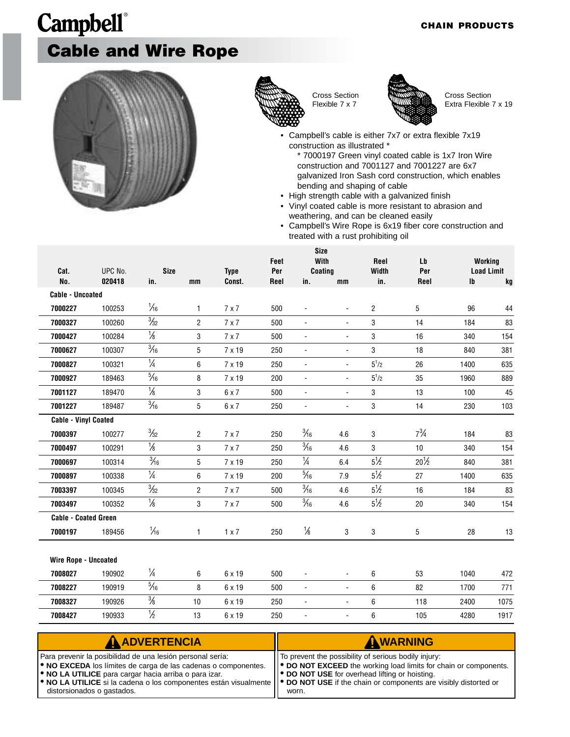Campbell®

CHAIN PRODUCTS

# Cable and Wire Rope

Cross Section Flexible 7 x 7

Cross Section Extra Flexible 7 x 19

- Campbell's cable is either 7x7 or extra flexible 7x19 construction as illustrated *
  - * 7000197 Green vinyl coated cable is 1x7 Iron Wire construction and 7001127 and 7001227 are 6x7 galvanized Iron Sash cord construction, which enables bending and shaping of cable
- High strength cable with a galvanized finish
- Vinyl coated cable is more resistant to abrasion and weathering, and can be cleaned easily
- Campbell's Wire Rope is 6x19 fiber core construction and treated with a rust prohibiting oil

| Cat. No. | UPC No. 020418 | Size in. | Size mm | Type Const. | Feet Per Reel | Size With Coating in. | Size With Coating mm | Reel Width in. | Lb Per Reel | Working Load Limit lb | Working Load Limit kg |
|---|---|---|---|---|---|---|---|---|---|---|---|
| **Cable - Uncoated** | | | | | | | | | | | |
| 7000227 | 100253 | 1/16 | 1 | 7 x 7 | 500 | - | - | 2 | 5 | 96 | 44 |
| 7000327 | 100260 | 3/32 | 2 | 7 x 7 | 500 | - | - | 3 | 14 | 184 | 83 |
| 7000427 | 100284 | 1/8 | 3 | 7 x 7 | 500 | - | - | 3 | 16 | 340 | 154 |
| 7000627 | 100307 | 3/16 | 5 | 7 x 19 | 250 | - | - | 3 | 18 | 840 | 381 |
| 7000827 | 100321 | 1/4 | 6 | 7 x 19 | 250 | - | - | 5 1/2 | 26 | 1400 | 635 |
| 7000927 | 189463 | 5/16 | 8 | 7 x 19 | 200 | - | - | 5 1/2 | 35 | 1960 | 889 |
| 7001127 | 189470 | 1/8 | 3 | 6 x 7 | 500 | - | - | 3 | 13 | 100 | 45 |
| 7001227 | 189487 | 3/16 | 5 | 6 x 7 | 250 | - | - | 3 | 14 | 230 | 103 |
| **Cable - Vinyl Coated** | | | | | | | | | | | |
| 7000397 | 100277 | 3/32 | 2 | 7 x 7 | 250 | 3/16 | 4.6 | 3 | 7 3/4 | 184 | 83 |
| 7000497 | 100291 | 1/8 | 3 | 7 x 7 | 250 | 3/16 | 4.6 | 3 | 10 | 340 | 154 |
| 7000697 | 100314 | 3/16 | 5 | 7 x 19 | 250 | 1/4 | 6.4 | 5 1/2 | 20 1/2 | 840 | 381 |
| 7000897 | 100338 | 1/4 | 6 | 7 x 19 | 200 | 5/16 | 7.9 | 5 1/2 | 27 | 1400 | 635 |
| 7003397 | 100345 | 3/32 | 2 | 7 x 7 | 500 | 3/16 | 4.6 | 5 1/2 | 16 | 184 | 83 |
| 7003497 | 100352 | 1/8 | 3 | 7 x 7 | 500 | 3/16 | 4.6 | 5 1/2 | 20 | 340 | 154 |
| **Cable - Coated Green** | | | | | | | | | | | |
| 7000197 | 189456 | 1/16 | 1 | 1 x 7 | 250 | 1/8 | 3 | 3 | 5 | 28 | 13 |
| **Wire Rope - Uncoated** | | | | | | | | | | | |
| 7008027 | 190902 | 1/4 | 6 | 6 x 19 | 500 | - | - | 6 | 53 | 1040 | 472 |
| 7008227 | 190919 | 5/16 | 8 | 6 x 19 | 500 | - | - | 6 | 82 | 1700 | 771 |
| 7008327 | 190926 | 3/8 | 10 | 6 x 19 | 250 | - | - | 6 | 118 | 2400 | 1075 |
| 7008427 | 190933 | 1/2 | 13 | 6 x 19 | 250 | - | - | 6 | 105 | 4280 | 1917 |

**⚠ ADVERTENCIA**

Para prevenir la posibilidad de una lesión personal sería:
- **NO EXCEDA** los límites de carga de las cadenas o componentes.
- **NO LA UTILICE** para cargar hacia arriba o para izar.
- **NO LA UTILICE** si la cadena o los componentes están visualmente distorsionados o gastados.

**⚠ WARNING**

To prevent the possibility of serious bodily injury:
- **DO NOT EXCEED** the working load limits for chain or components.
- **DO NOT USE** for overhead lifting or hoisting.
- **DO NOT USE** if the chain or components are visibly distorted or worn.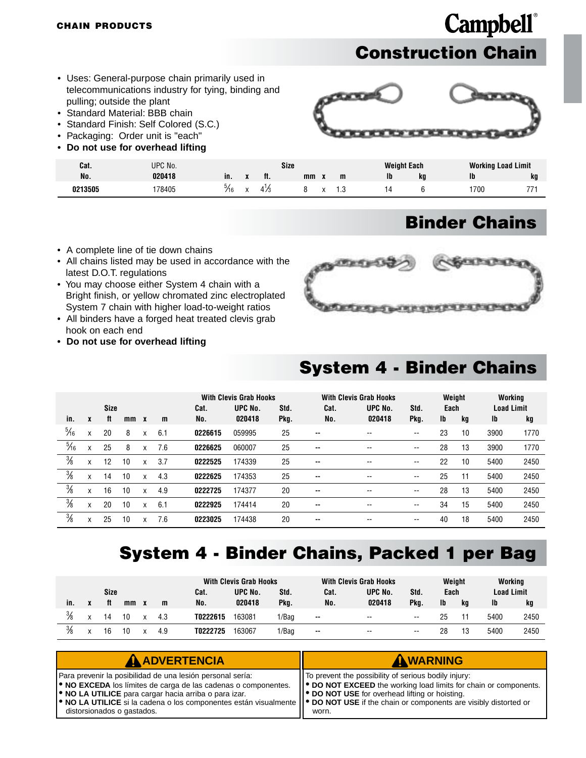CHAIN PRODUCTS

Campbell®

# Construction Chain

- Uses: General-purpose chain primarily used in telecommunications industry for tying, binding and pulling; outside the plant
- Standard Material: BBB chain
- Standard Finish: Self Colored (S.C.)
- Packaging: Order unit is "each"
- **Do not use for overhead lifting**

| Cat. No. | UPC No. 020418 | Size in. | x | ft. | mm | x | m | Weight Each lb | kg | Working Load Limit lb | kg |
|---|---|---|---|---|---|---|---|---|---|---|---|
| 0213505 | 178405 | 5/16 | x | 4 1/3 | 8 | x | 1.3 | 14 | 6 | 1700 | 771 |

# Binder Chains

- A complete line of tie down chains
- All chains listed may be used in accordance with the latest D.O.T. regulations
- You may choose either System 4 chain with a Bright finish, or yellow chromated zinc electroplated System 7 chain with higher load-to-weight ratios
- All binders have a forged heat treated clevis grab hook on each end
- **Do not use for overhead lifting**

# System 4 - Binder Chains

| Size | | | | | | With Clevis Grab Hooks | | | With Clevis Grab Hooks | | | Weight Each | | Working Load Limit | |
|---|---|---|---|---|---|---|---|---|---|---|---|---|---|---|---|
| in. | x | ft | mm | x | m | Cat. No. | UPC No. 020418 | Std. Pkg. | Cat. No. | UPC No. 020418 | Std. Pkg. | lb | kg | lb | kg |
| 5/16 | x | 20 | 8 | x | 6.1 | 0226615 | 059995 | 25 | -- | -- | -- | 23 | 10 | 3900 | 1770 |
| 5/16 | x | 25 | 8 | x | 7.6 | 0226625 | 060007 | 25 | -- | -- | -- | 28 | 13 | 3900 | 1770 |
| 3/8 | x | 12 | 10 | x | 3.7 | 0222525 | 174339 | 25 | -- | -- | -- | 22 | 10 | 5400 | 2450 |
| 3/8 | x | 14 | 10 | x | 4.3 | 0222625 | 174353 | 25 | -- | -- | -- | 25 | 11 | 5400 | 2450 |
| 3/8 | x | 16 | 10 | x | 4.9 | 0222725 | 174377 | 20 | -- | -- | -- | 28 | 13 | 5400 | 2450 |
| 3/8 | x | 20 | 10 | x | 6.1 | 0222925 | 174414 | 20 | -- | -- | -- | 34 | 15 | 5400 | 2450 |
| 3/8 | x | 25 | 10 | x | 7.6 | 0223025 | 174438 | 20 | -- | -- | -- | 40 | 18 | 5400 | 2450 |

# System 4 - Binder Chains, Packed 1 per Bag

| Size | | | | | | With Clevis Grab Hooks | | | With Clevis Grab Hooks | | | Weight Each | | Working Load Limit | |
|---|---|---|---|---|---|---|---|---|---|---|---|---|---|---|---|
| in. | x | ft | mm | x | m | Cat. No. | UPC No. 020418 | Std. Pkg. | Cat. No. | UPC No. 020418 | Std. Pkg. | lb | kg | lb | kg |
| 3/8 | x | 14 | 10 | x | 4.3 | T0222615 | 163081 | 1/Bag | -- | -- | -- | 25 | 11 | 5400 | 2450 |
| 3/8 | x | 16 | 10 | x | 4.9 | T0222725 | 163067 | 1/Bag | -- | -- | -- | 28 | 13 | 5400 | 2450 |

**⚠ ADVERTENCIA**

Para prevenir la posibilidad de una lesión personal sería:
- **NO EXCEDA** los límites de carga de las cadenas o componentes.
- **NO LA UTILICE** para cargar hacia arriba o para izar.
- **NO LA UTILICE** si la cadena o los componentes están visualmente distorsionados o gastados.

**⚠ WARNING**

To prevent the possibility of serious bodily injury:
- **DO NOT EXCEED** the working load limits for chain or components.
- **DO NOT USE** for overhead lifting or hoisting.
- **DO NOT USE** if the chain or components are visibly distorted or worn.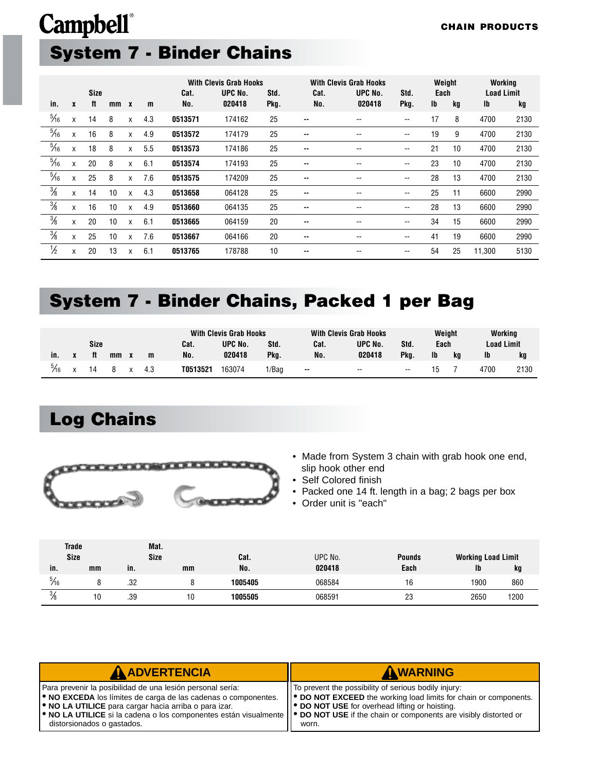Campbell®

CHAIN PRODUCTS

## System 7 - Binder Chains

| Size | | | | | | With Clevis Grab Hooks | | | With Clevis Grab Hooks | | | Weight Each | | Working Load Limit | |
|---|---|---|---|---|---|---|---|---|---|---|---|---|---|---|---|
| in. | x | ft | mm | x | m | Cat. No. | UPC No. 020418 | Std. Pkg. | Cat. No. | UPC No. 020418 | Std. Pkg. | lb | kg | lb | kg |
| 5⁄16 | x | 14 | 8 | x | 4.3 | **0513571** | 174162 | 25 | -- | -- | -- | 17 | 8 | 4700 | 2130 |
| 5⁄16 | x | 16 | 8 | x | 4.9 | **0513572** | 174179 | 25 | -- | -- | -- | 19 | 9 | 4700 | 2130 |
| 5⁄16 | x | 18 | 8 | x | 5.5 | **0513573** | 174186 | 25 | -- | -- | -- | 21 | 10 | 4700 | 2130 |
| 5⁄16 | x | 20 | 8 | x | 6.1 | **0513574** | 174193 | 25 | -- | -- | -- | 23 | 10 | 4700 | 2130 |
| 5⁄16 | x | 25 | 8 | x | 7.6 | **0513575** | 174209 | 25 | -- | -- | -- | 28 | 13 | 4700 | 2130 |
| 3⁄8 | x | 14 | 10 | x | 4.3 | **0513658** | 064128 | 25 | -- | -- | -- | 25 | 11 | 6600 | 2990 |
| 3⁄8 | x | 16 | 10 | x | 4.9 | **0513660** | 064135 | 25 | -- | -- | -- | 28 | 13 | 6600 | 2990 |
| 3⁄8 | x | 20 | 10 | x | 6.1 | **0513665** | 064159 | 20 | -- | -- | -- | 34 | 15 | 6600 | 2990 |
| 3⁄8 | x | 25 | 10 | x | 7.6 | **0513667** | 064166 | 20 | -- | -- | -- | 41 | 19 | 6600 | 2990 |
| 1⁄2 | x | 20 | 13 | x | 6.1 | **0513765** | 178788 | 10 | -- | -- | -- | 54 | 25 | 11,300 | 5130 |

## System 7 - Binder Chains, Packed 1 per Bag

| Size | | | | | | With Clevis Grab Hooks | | | With Clevis Grab Hooks | | | Weight Each | | Working Load Limit | |
|---|---|---|---|---|---|---|---|---|---|---|---|---|---|---|---|
| in. | x | ft | mm | x | m | Cat. No. | UPC No. 020418 | Std. Pkg. | Cat. No. | UPC No. 020418 | Std. Pkg. | lb | kg | lb | kg |
| 5⁄16 | x | 14 | 8 | x | 4.3 | **T0513521** | 163074 | 1/Bag | -- | -- | -- | 15 | 7 | 4700 | 2130 |

## Log Chains

- Made from System 3 chain with grab hook one end, slip hook other end
- Self Colored finish
- Packed one 14 ft. length in a bag; 2 bags per box
- Order unit is "each"

| Trade Size | | Mat. Size | | | | | Working Load Limit | |
|---|---|---|---|---|---|---|---|---|
| in. | mm | in. | mm | Cat. No. | UPC No. 020418 | Pounds Each | lb | kg |
| 5⁄16 | 8 | .32 | 8 | **1005405** | 068584 | 16 | 1900 | 860 |
| 3⁄8 | 10 | .39 | 10 | **1005505** | 068591 | 23 | 2650 | 1200 |

**⚠ ADVERTENCIA**

Para prevenir la posibilidad de una lesión personal sería:
- **NO EXCEDA** los límites de carga de las cadenas o componentes.
- **NO LA UTILICE** para cargar hacia arriba o para izar.
- **NO LA UTILICE** si la cadena o los componentes están visualmente distorsionados o gastados.

**⚠ WARNING**

To prevent the possibility of serious bodily injury:
- **DO NOT EXCEED** the working load limits for chain or components.
- **DO NOT USE** for overhead lifting or hoisting.
- **DO NOT USE** if the chain or components are visibly distorted or worn.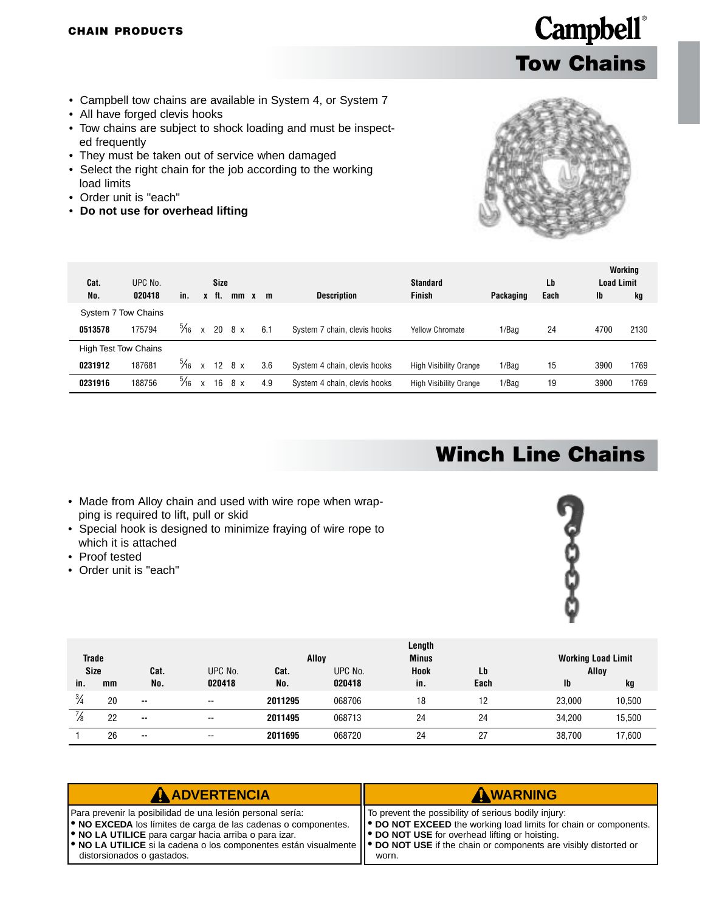CHAIN PRODUCTS

Campbell®

# Tow Chains

- Campbell tow chains are available in System 4, or System 7
- All have forged clevis hooks
- Tow chains are subject to shock loading and must be inspected frequently
- They must be taken out of service when damaged
- Select the right chain for the job according to the working load limits
- Order unit is "each"
- **Do not use for overhead lifting**

| Cat. No. | UPC No. 020418 | Size in. x ft. | mm x m | Description | Standard Finish | Packaging | Lb Each | Working Load Limit lb | Working Load Limit kg |
|---|---|---|---|---|---|---|---|---|---|
| System 7 Tow Chains | | | | | | | | | |
| **0513578** | 175794 | 5⁄16 x 20 | 8 x 6.1 | System 7 chain, clevis hooks | Yellow Chromate | 1/Bag | 24 | 4700 | 2130 |
| High Test Tow Chains | | | | | | | | | |
| **0231912** | 187681 | 5⁄16 x 12 | 8 x 3.6 | System 4 chain, clevis hooks | High Visibility Orange | 1/Bag | 15 | 3900 | 1769 |
| **0231916** | 188756 | 5⁄16 x 16 | 8 x 4.9 | System 4 chain, clevis hooks | High Visibility Orange | 1/Bag | 19 | 3900 | 1769 |

# Winch Line Chains

- Made from Alloy chain and used with wire rope when wrapping is required to lift, pull or skid
- Special hook is designed to minimize fraying of wire rope to which it is attached
- Proof tested
- Order unit is "each"

| Trade Size in. | Trade Size mm | Cat. No. | UPC No. 020418 | Alloy Cat. No. | Alloy UPC No. 020418 | Length Minus Hook in. | Lb Each | Working Load Limit Alloy lb | Working Load Limit Alloy kg |
|---|---|---|---|---|---|---|---|---|---|
| 3⁄4 | 20 | -- | -- | **2011295** | 068706 | 18 | 12 | 23,000 | 10,500 |
| 7⁄8 | 22 | -- | -- | **2011495** | 068713 | 24 | 24 | 34,200 | 15,500 |
| 1 | 26 | -- | -- | **2011695** | 068720 | 24 | 27 | 38,700 | 17,600 |

**⚠ ADVERTENCIA**

Para prevenir la posibilidad de una lesión personal sería:
- **NO EXCEDA** los límites de carga de las cadenas o componentes.
- **NO LA UTILICE** para cargar hacia arriba o para izar.
- **NO LA UTILICE** si la cadena o los componentes están visualmente distorsionados o gastados.

**⚠ WARNING**

To prevent the possibility of serious bodily injury:
- **DO NOT EXCEED** the working load limits for chain or components.
- **DO NOT USE** for overhead lifting or hoisting.
- **DO NOT USE** if the chain or components are visibly distorted or worn.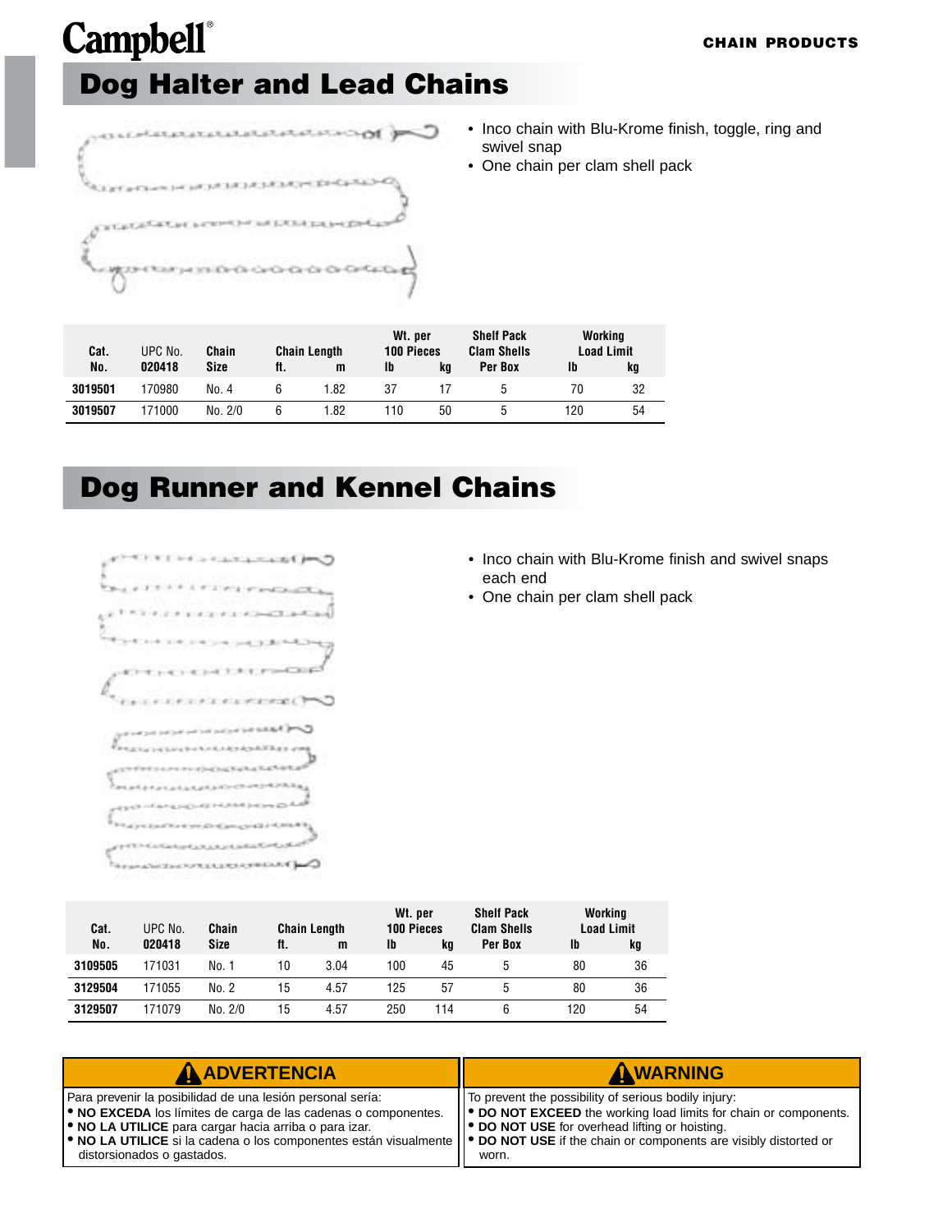# Dog Halter and Lead Chains

- Inco chain with Blu-Krome finish, toggle, ring and swivel snap
- One chain per clam shell pack

| Cat. No. | UPC No. 020418 | Chain Size | Chain Length ft. | m | Wt. per 100 Pieces lb | kg | Shelf Pack Clam Shells Per Box | Working Load Limit lb | kg |
|---|---|---|---|---|---|---|---|---|---|
| **3019501** | 170980 | No. 4 | 6 | 1.82 | 37 | 17 | 5 | 70 | 32 |
| **3019507** | 171000 | No. 2/0 | 6 | 1.82 | 110 | 50 | 5 | 120 | 54 |

# Dog Runner and Kennel Chains

- Inco chain with Blu-Krome finish and swivel snaps each end
- One chain per clam shell pack

| Cat. No. | UPC No. 020418 | Chain Size | Chain Length ft. | m | Wt. per 100 Pieces lb | kg | Shelf Pack Clam Shells Per Box | Working Load Limit lb | kg |
|---|---|---|---|---|---|---|---|---|---|
| **3109505** | 171031 | No. 1 | 10 | 3.04 | 100 | 45 | 5 | 80 | 36 |
| **3129504** | 171055 | No. 2 | 15 | 4.57 | 125 | 57 | 5 | 80 | 36 |
| **3129507** | 171079 | No. 2/0 | 15 | 4.57 | 250 | 114 | 6 | 120 | 54 |

**⚠ ADVERTENCIA**

Para prevenir la posibilidad de una lesión personal sería:
- **NO EXCEDA** los límites de carga de las cadenas o componentes.
- **NO LA UTILICE** para cargar hacia arriba o para izar.
- **NO LA UTILICE** si la cadena o los componentes están visualmente distorsionados o gastados.

**⚠ WARNING**

To prevent the possibility of serious bodily injury:
- **DO NOT EXCEED** the working load limits for chain or components.
- **DO NOT USE** for overhead lifting or hoisting.
- **DO NOT USE** if the chain or components are visibly distorted or worn.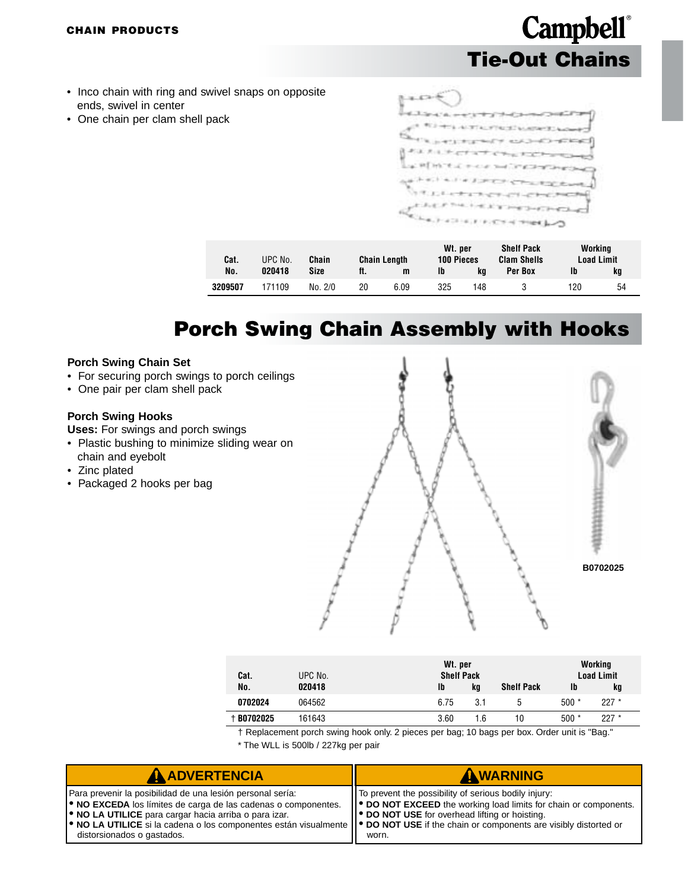**CHAIN PRODUCTS**

Campbell®

# Tie-Out Chains

- Inco chain with ring and swivel snaps on opposite ends, swivel in center
- One chain per clam shell pack

| Cat. No. | UPC No. 020418 | Chain Size | Chain Length ft. | m | Wt. per 100 Pieces lb | kg | Shelf Pack Clam Shells Per Box | Working Load Limit lb | kg |
|---|---|---|---|---|---|---|---|---|---|
| **3209507** | 171109 | No. 2/0 | 20 | 6.09 | 325 | 148 | 3 | 120 | 54 |

# Porch Swing Chain Assembly with Hooks

**Porch Swing Chain Set**

- For securing porch swings to porch ceilings
- One pair per clam shell pack

**Porch Swing Hooks**

**Uses:** For swings and porch swings

- Plastic bushing to minimize sliding wear on chain and eyebolt
- Zinc plated
- Packaged 2 hooks per bag

**B0702025**

| Cat. No. | UPC No. 020418 | Wt. per Shelf Pack lb | kg | Shelf Pack | Working Load Limit lb | kg |
|---|---|---|---|---|---|---|
| **0702024** | 064562 | 6.75 | 3.1 | 5 | 500 * | 227 * |
| † **B0702025** | 161643 | 3.60 | 1.6 | 10 | 500 * | 227 * |

† Replacement porch swing hook only. 2 pieces per bag; 10 bags per box. Order unit is "Bag."

* The WLL is 500lb / 227kg per pair

**⚠ ADVERTENCIA**

Para prevenir la posibilidad de una lesión personal sería:

- **NO EXCEDA** los límites de carga de las cadenas o componentes.
- **NO LA UTILICE** para cargar hacia arriba o para izar.
- **NO LA UTILICE** si la cadena o los componentes están visualmente distorsionados o gastados.

**⚠ WARNING**

To prevent the possibility of serious bodily injury:

- **DO NOT EXCEED** the working load limits for chain or components.
- **DO NOT USE** for overhead lifting or hoisting.
- **DO NOT USE** if the chain or components are visibly distorted or worn.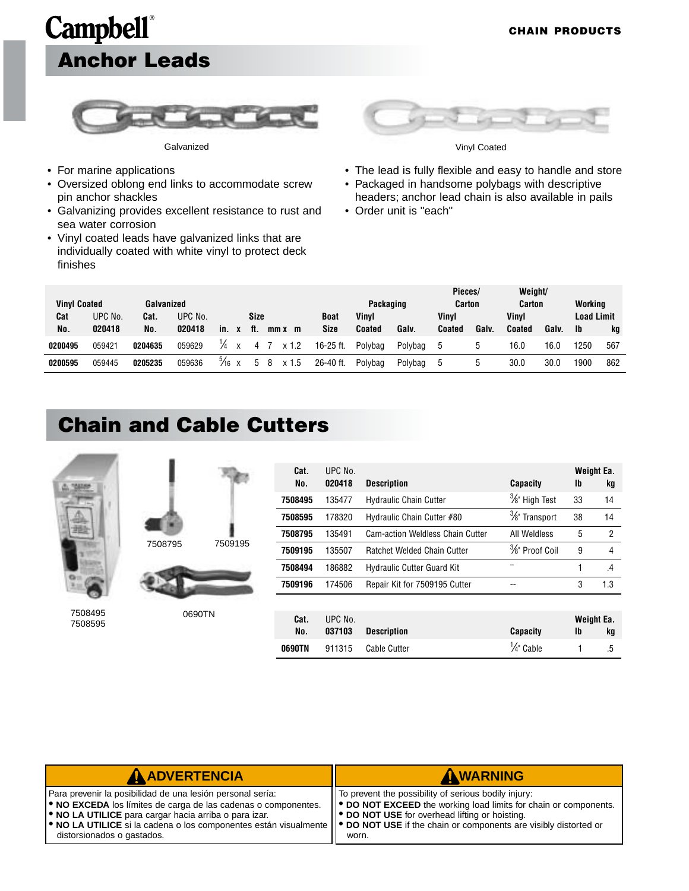# Campbell®

CHAIN PRODUCTS

## Anchor Leads

Galvanized

Vinyl Coated

- For marine applications
- Oversized oblong end links to accommodate screw pin anchor shackles
- Galvanizing provides excellent resistance to rust and sea water corrosion
- Vinyl coated leads have galvanized links that are individually coated with white vinyl to protect deck finishes
- The lead is fully flexible and easy to handle and store
- Packaged in handsome polybags with descriptive headers; anchor lead chain is also available in pails
- Order unit is "each"

| Vinyl Coated Cat No. | Vinyl Coated UPC No. 020418 | Galvanized Cat. No. | Galvanized UPC No. 020418 | Size in. x ft. | Size mm x m | Boat Size | Packaging Vinyl Coated | Packaging Galv. | Pieces/Carton Vinyl Coated | Pieces/Carton Galv. | Weight/Carton Vinyl Coated | Weight/Carton Galv. | Working Load Limit lb | Working Load Limit kg |
|---|---|---|---|---|---|---|---|---|---|---|---|---|---|---|
| 0200495 | 059421 | 0204635 | 059629 | 1/4 x 4 | 7 x 1.2 | 16-25 ft. | Polybag | Polybag | 5 | 5 | 16.0 | 16.0 | 1250 | 567 |
| 0200595 | 059445 | 0205235 | 059636 | 5/16 x 5 | 8 x 1.5 | 26-40 ft. | Polybag | Polybag | 5 | 5 | 30.0 | 30.0 | 1900 | 862 |

## Chain and Cable Cutters

7508795

7509195

7508495
7508595

0690TN

| Cat. No. | UPC No. 020418 | Description | Capacity | Weight Ea. lb | Weight Ea. kg |
|---|---|---|---|---|---|
| 7508495 | 135477 | Hydraulic Chain Cutter | 3/8" High Test | 33 | 14 |
| 7508595 | 178320 | Hydraulic Chain Cutter #80 | 3/8" Transport | 38 | 14 |
| 7508795 | 135491 | Cam-action Weldless Chain Cutter | All Weldless | 5 | 2 |
| 7509195 | 135507 | Ratchet Welded Chain Cutter | 3/8" Proof Coil | 9 | 4 |
| 7508494 | 186882 | Hydraulic Cutter Guard Kit | -- | 1 | .4 |
| 7509196 | 174506 | Repair Kit for 7509195 Cutter | -- | 3 | 1.3 |

| Cat. No. | UPC No. 037103 | Description | Capacity | Weight Ea. lb | Weight Ea. kg |
|---|---|---|---|---|---|
| 0690TN | 911315 | Cable Cutter | 1/4" Cable | 1 | .5 |

**⚠ ADVERTENCIA**

Para prevenir la posibilidad de una lesión personal sería:
- **NO EXCEDA** los límites de carga de las cadenas o componentes.
- **NO LA UTILICE** para cargar hacia arriba o para izar.
- **NO LA UTILICE** si la cadena o los componentes están visualmente distorsionados o gastados.

**⚠ WARNING**

To prevent the possibility of serious bodily injury:
- **DO NOT EXCEED** the working load limits for chain or components.
- **DO NOT USE** for overhead lifting or hoisting.
- **DO NOT USE** if the chain or components are visibly distorted or worn.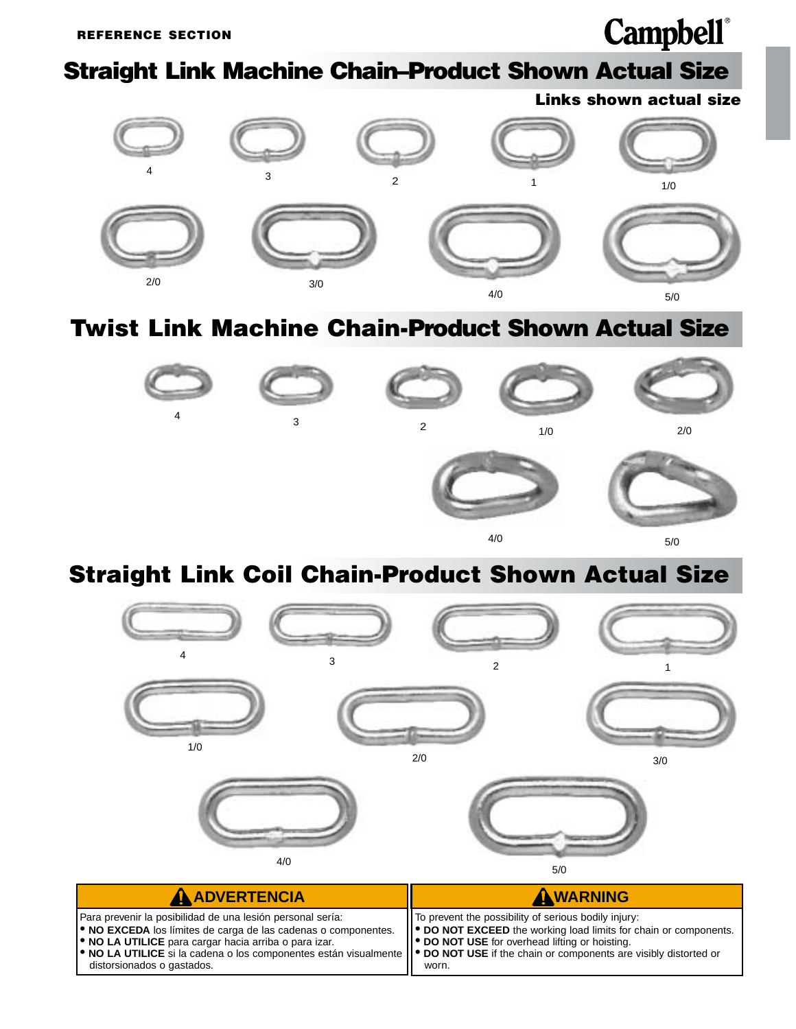REFERENCE SECTION

# Straight Link Machine Chain–Product Shown Actual Size

**Links shown actual size**

4 3 2 1 1/0

2/0 3/0 4/0 5/0

# Twist Link Machine Chain-Product Shown Actual Size

4 3 2 1/0 2/0

4/0 5/0

# Straight Link Coil Chain-Product Shown Actual Size

4 3 2 1

1/0 2/0 3/0

4/0 5/0

| ⚠ ADVERTENCIA | ⚠ WARNING |
|---|---|
| Para prevenir la posibilidad de una lesión personal sería:<br>• **NO EXCEDA** los límites de carga de las cadenas o componentes.<br>• **NO LA UTILICE** para cargar hacia arriba o para izar.<br>• **NO LA UTILICE** si la cadena o los componentes están visualmente distorsionados o gastados. | To prevent the possibility of serious bodily injury:<br>• **DO NOT EXCEED** the working load limits for chain or components.<br>• **DO NOT USE** for overhead lifting or hoisting.<br>• **DO NOT USE** if the chain or components are visibly distorted or worn. |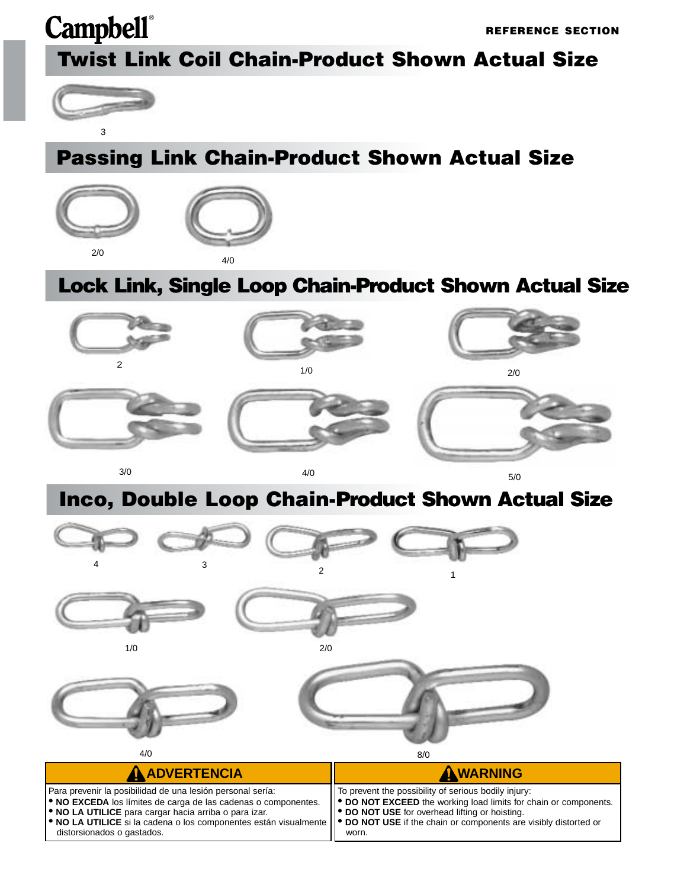Campbell®

REFERENCE SECTION

## Twist Link Coil Chain-Product Shown Actual Size

3

## Passing Link Chain-Product Shown Actual Size

2/0

4/0

## Lock Link, Single Loop Chain-Product Shown Actual Size

2

1/0

2/0

3/0

4/0

5/0

## Inco, Double Loop Chain-Product Shown Actual Size

4

3

2

1

1/0

2/0

4/0

8/0

| ADVERTENCIA | WARNING |
|---|---|
| Para prevenir la posibilidad de una lesión personal sería:<br>• **NO EXCEDA** los límites de carga de las cadenas o componentes.<br>• **NO LA UTILICE** para cargar hacia arriba o para izar.<br>• **NO LA UTILICE** si la cadena o los componentes están visualmente distorsionados o gastados. | To prevent the possibility of serious bodily injury:<br>• **DO NOT EXCEED** the working load limits for chain or components.<br>• **DO NOT USE** for overhead lifting or hoisting.<br>• **DO NOT USE** if the chain or components are visibly distorted or worn. |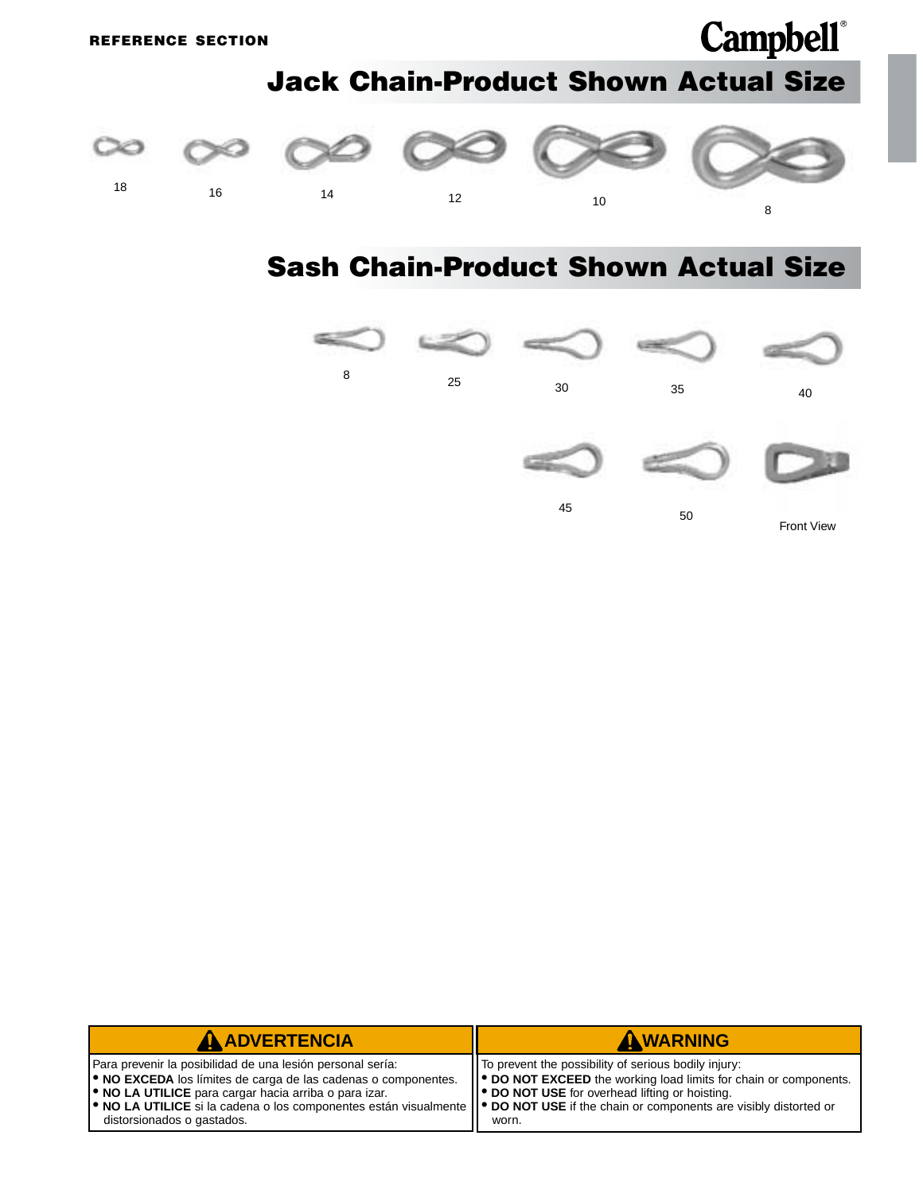REFERENCE SECTION

Campbell®

## Jack Chain-Product Shown Actual Size

18

16

14

12

10

8

## Sash Chain-Product Shown Actual Size

8

25

30

35

40

45

50

Front View

| ⚠ ADVERTENCIA | ⚠ WARNING |
|---|---|
| Para prevenir la posibilidad de una lesión personal sería:<br>• **NO EXCEDA** los límites de carga de las cadenas o componentes.<br>• **NO LA UTILICE** para cargar hacia arriba o para izar.<br>• **NO LA UTILICE** si la cadena o los componentes están visualmente distorsionados o gastados. | To prevent the possibility of serious bodily injury:<br>• **DO NOT EXCEED** the working load limits for chain or components.<br>• **DO NOT USE** for overhead lifting or hoisting.<br>• **DO NOT USE** if the chain or components are visibly distorted or worn. |